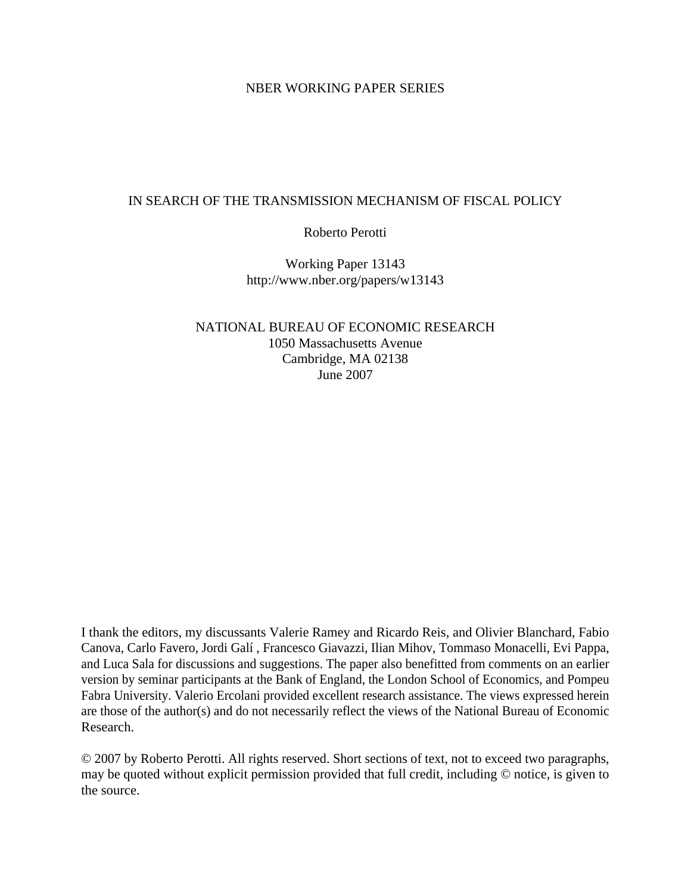NBER WORKING PAPER SERIES

# IN SEARCH OF THE TRANSMISSION MECHANISM OF FISCAL POLICY

Roberto Perotti

Working Paper 13143
http://www.nber.org/papers/w13143

NATIONAL BUREAU OF ECONOMIC RESEARCH
1050 Massachusetts Avenue
Cambridge, MA 02138
June 2007

I thank the editors, my discussants Valerie Ramey and Ricardo Reis, and Olivier Blanchard, Fabio Canova, Carlo Favero, Jordi Galí , Francesco Giavazzi, Ilian Mihov, Tommaso Monacelli, Evi Pappa, and Luca Sala for discussions and suggestions. The paper also benefitted from comments on an earlier version by seminar participants at the Bank of England, the London School of Economics, and Pompeu Fabra University. Valerio Ercolani provided excellent research assistance. The views expressed herein are those of the author(s) and do not necessarily reflect the views of the National Bureau of Economic Research.

© 2007 by Roberto Perotti. All rights reserved. Short sections of text, not to exceed two paragraphs, may be quoted without explicit permission provided that full credit, including © notice, is given to the source.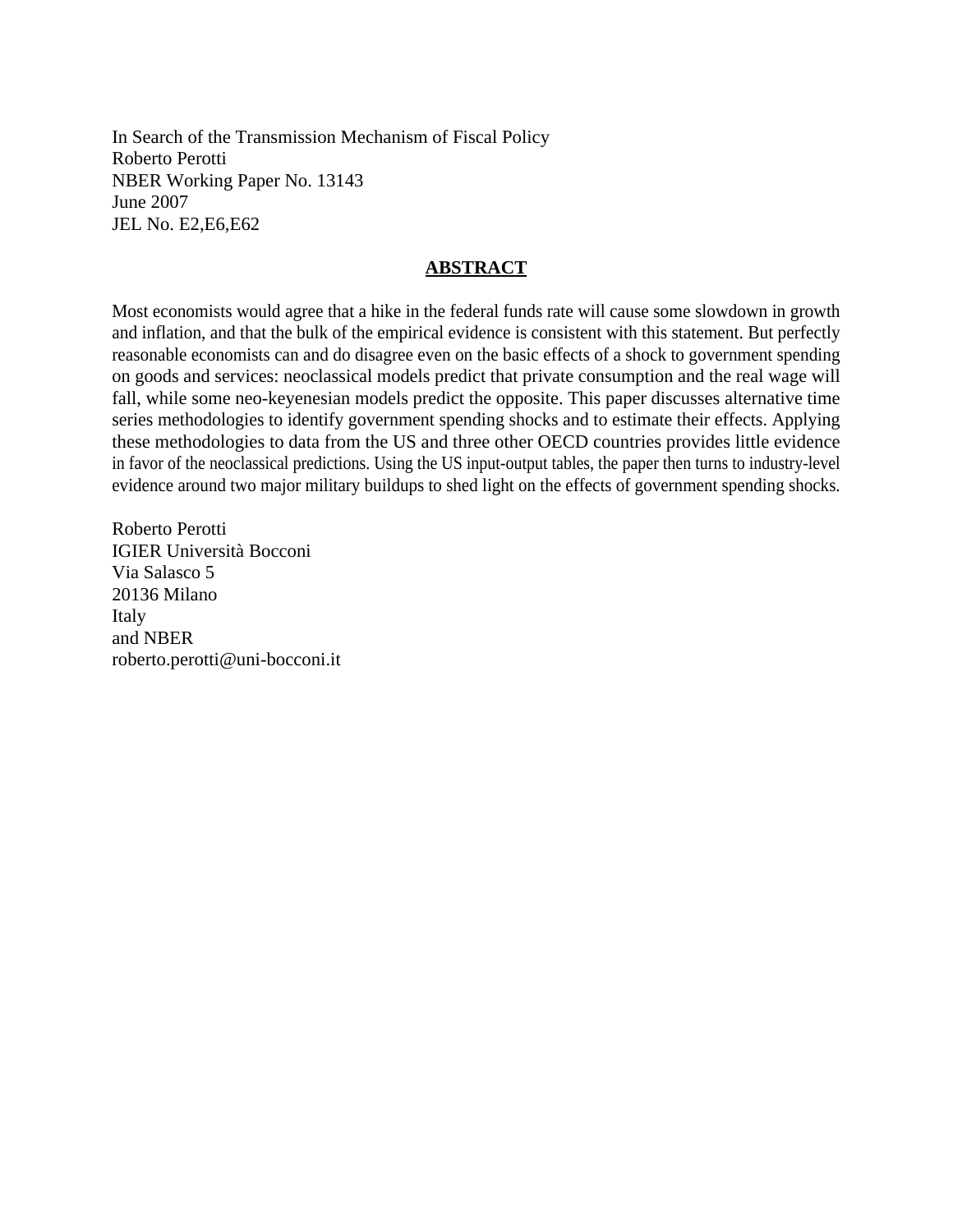In Search of the Transmission Mechanism of Fiscal Policy
Roberto Perotti
NBER Working Paper No. 13143
June 2007
JEL No. E2,E6,E62

## ABSTRACT

Most economists would agree that a hike in the federal funds rate will cause some slowdown in growth and inflation, and that the bulk of the empirical evidence is consistent with this statement. But perfectly reasonable economists can and do disagree even on the basic effects of a shock to government spending on goods and services: neoclassical models predict that private consumption and the real wage will fall, while some neo-keyenesian models predict the opposite. This paper discusses alternative time series methodologies to identify government spending shocks and to estimate their effects. Applying these methodologies to data from the US and three other OECD countries provides little evidence in favor of the neoclassical predictions. Using the US input-output tables, the paper then turns to industry-level evidence around two major military buildups to shed light on the effects of government spending shocks.

Roberto Perotti
IGIER Università Bocconi
Via Salasco 5
20136 Milano
Italy
and NBER
roberto.perotti@uni-bocconi.it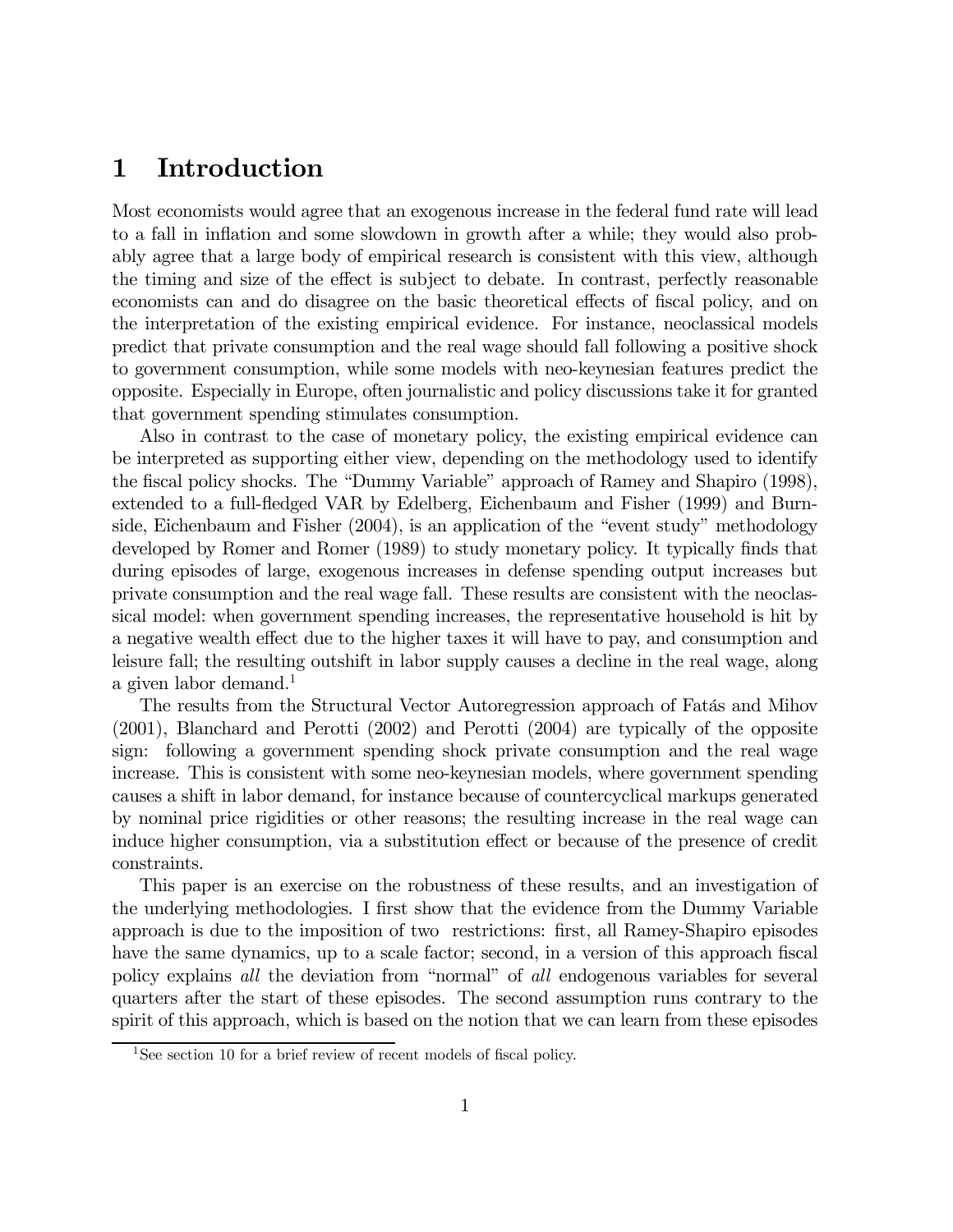# 1 Introduction

Most economists would agree that an exogenous increase in the federal fund rate will lead to a fall in inflation and some slowdown in growth after a while; they would also probably agree that a large body of empirical research is consistent with this view, although the timing and size of the effect is subject to debate. In contrast, perfectly reasonable economists can and do disagree on the basic theoretical effects of fiscal policy, and on the interpretation of the existing empirical evidence. For instance, neoclassical models predict that private consumption and the real wage should fall following a positive shock to government consumption, while some models with neo-keynesian features predict the opposite. Especially in Europe, often journalistic and policy discussions take it for granted that government spending stimulates consumption.

Also in contrast to the case of monetary policy, the existing empirical evidence can be interpreted as supporting either view, depending on the methodology used to identify the fiscal policy shocks. The "Dummy Variable" approach of Ramey and Shapiro (1998), extended to a full-fledged VAR by Edelberg, Eichenbaum and Fisher (1999) and Burnside, Eichenbaum and Fisher (2004), is an application of the "event study" methodology developed by Romer and Romer (1989) to study monetary policy. It typically finds that during episodes of large, exogenous increases in defense spending output increases but private consumption and the real wage fall. These results are consistent with the neoclassical model: when government spending increases, the representative household is hit by a negative wealth effect due to the higher taxes it will have to pay, and consumption and leisure fall; the resulting outshift in labor supply causes a decline in the real wage, along a given labor demand.[1]

The results from the Structural Vector Autoregression approach of Fatás and Mihov (2001), Blanchard and Perotti (2002) and Perotti (2004) are typically of the opposite sign: following a government spending shock private consumption and the real wage increase. This is consistent with some neo-keynesian models, where government spending causes a shift in labor demand, for instance because of countercyclical markups generated by nominal price rigidities or other reasons; the resulting increase in the real wage can induce higher consumption, via a substitution effect or because of the presence of credit constraints.

This paper is an exercise on the robustness of these results, and an investigation of the underlying methodologies. I first show that the evidence from the Dummy Variable approach is due to the imposition of two restrictions: first, all Ramey-Shapiro episodes have the same dynamics, up to a scale factor; second, in a version of this approach fiscal policy explains *all* the deviation from "normal" of *all* endogenous variables for several quarters after the start of these episodes. The second assumption runs contrary to the spirit of this approach, which is based on the notion that we can learn from these episodes

[1] See section 10 for a brief review of recent models of fiscal policy.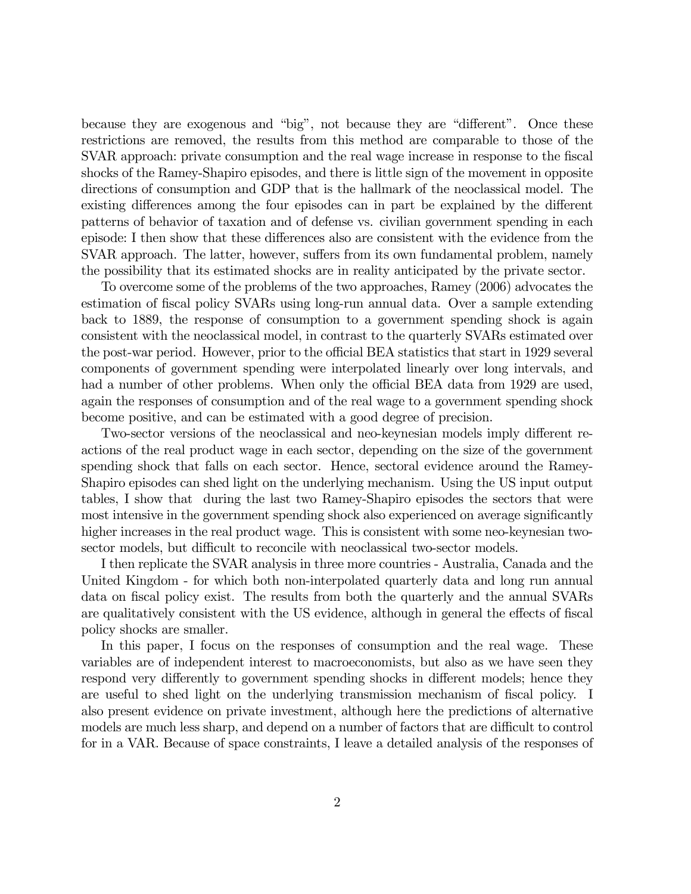because they are exogenous and "big", not because they are "different". Once these restrictions are removed, the results from this method are comparable to those of the SVAR approach: private consumption and the real wage increase in response to the fiscal shocks of the Ramey-Shapiro episodes, and there is little sign of the movement in opposite directions of consumption and GDP that is the hallmark of the neoclassical model. The existing differences among the four episodes can in part be explained by the different patterns of behavior of taxation and of defense vs. civilian government spending in each episode: I then show that these differences also are consistent with the evidence from the SVAR approach. The latter, however, suffers from its own fundamental problem, namely the possibility that its estimated shocks are in reality anticipated by the private sector.

To overcome some of the problems of the two approaches, Ramey (2006) advocates the estimation of fiscal policy SVARs using long-run annual data. Over a sample extending back to 1889, the response of consumption to a government spending shock is again consistent with the neoclassical model, in contrast to the quarterly SVARs estimated over the post-war period. However, prior to the official BEA statistics that start in 1929 several components of government spending were interpolated linearly over long intervals, and had a number of other problems. When only the official BEA data from 1929 are used, again the responses of consumption and of the real wage to a government spending shock become positive, and can be estimated with a good degree of precision.

Two-sector versions of the neoclassical and neo-keynesian models imply different reactions of the real product wage in each sector, depending on the size of the government spending shock that falls on each sector. Hence, sectoral evidence around the Ramey-Shapiro episodes can shed light on the underlying mechanism. Using the US input output tables, I show that during the last two Ramey-Shapiro episodes the sectors that were most intensive in the government spending shock also experienced on average significantly higher increases in the real product wage. This is consistent with some neo-keynesian two-sector models, but difficult to reconcile with neoclassical two-sector models.

I then replicate the SVAR analysis in three more countries - Australia, Canada and the United Kingdom - for which both non-interpolated quarterly data and long run annual data on fiscal policy exist. The results from both the quarterly and the annual SVARs are qualitatively consistent with the US evidence, although in general the effects of fiscal policy shocks are smaller.

In this paper, I focus on the responses of consumption and the real wage. These variables are of independent interest to macroeconomists, but also as we have seen they respond very differently to government spending shocks in different models; hence they are useful to shed light on the underlying transmission mechanism of fiscal policy. I also present evidence on private investment, although here the predictions of alternative models are much less sharp, and depend on a number of factors that are difficult to control for in a VAR. Because of space constraints, I leave a detailed analysis of the responses of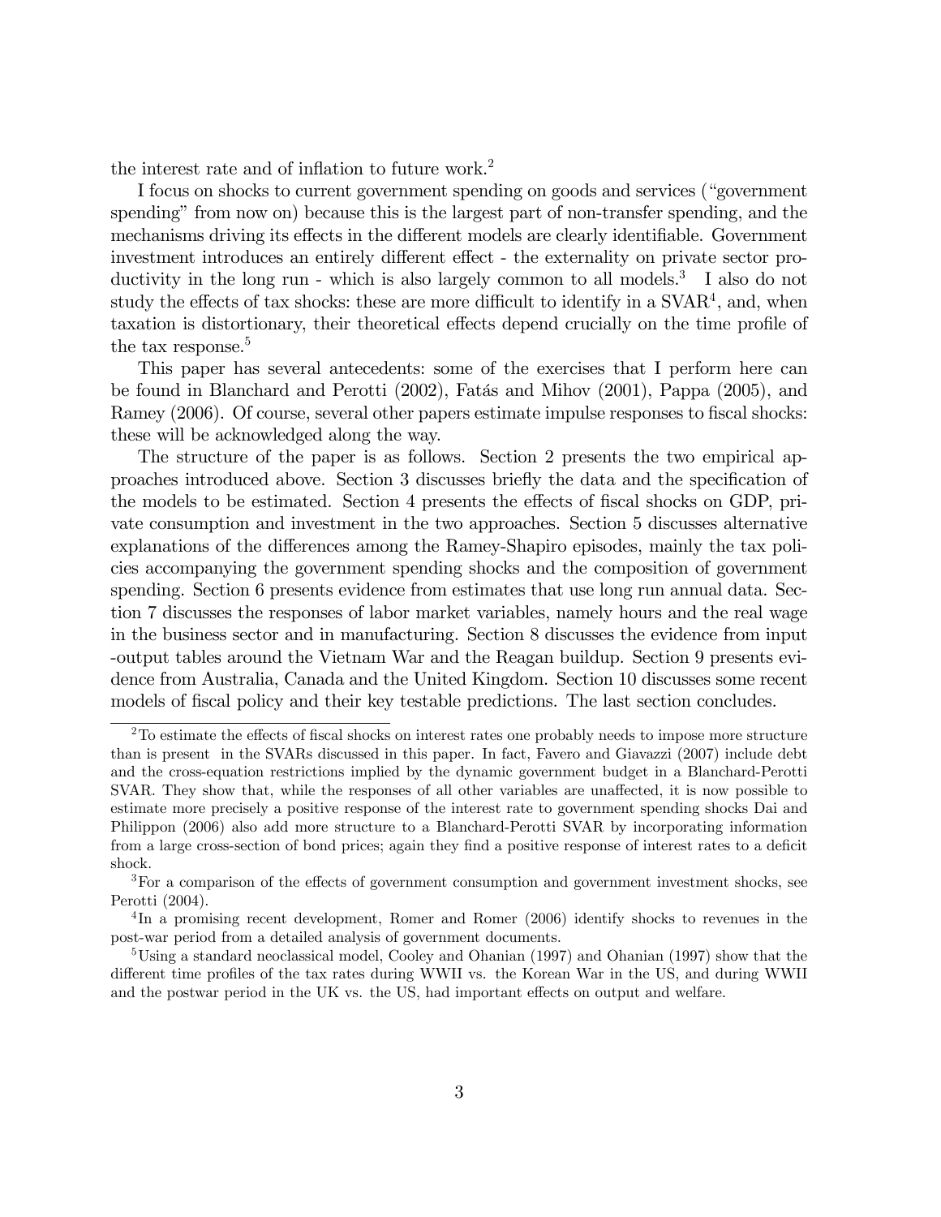the interest rate and of inflation to future work.[2]

I focus on shocks to current government spending on goods and services ("government spending" from now on) because this is the largest part of non-transfer spending, and the mechanisms driving its effects in the different models are clearly identifiable. Government investment introduces an entirely different effect - the externality on private sector productivity in the long run - which is also largely common to all models.[3] I also do not study the effects of tax shocks: these are more difficult to identify in a SVAR[4], and, when taxation is distortionary, their theoretical effects depend crucially on the time profile of the tax response.[5]

This paper has several antecedents: some of the exercises that I perform here can be found in Blanchard and Perotti (2002), Fatás and Mihov (2001), Pappa (2005), and Ramey (2006). Of course, several other papers estimate impulse responses to fiscal shocks: these will be acknowledged along the way.

The structure of the paper is as follows. Section 2 presents the two empirical approaches introduced above. Section 3 discusses briefly the data and the specification of the models to be estimated. Section 4 presents the effects of fiscal shocks on GDP, private consumption and investment in the two approaches. Section 5 discusses alternative explanations of the differences among the Ramey-Shapiro episodes, mainly the tax policies accompanying the government spending shocks and the composition of government spending. Section 6 presents evidence from estimates that use long run annual data. Section 7 discusses the responses of labor market variables, namely hours and the real wage in the business sector and in manufacturing. Section 8 discusses the evidence from input -output tables around the Vietnam War and the Reagan buildup. Section 9 presents evidence from Australia, Canada and the United Kingdom. Section 10 discusses some recent models of fiscal policy and their key testable predictions. The last section concludes.

[2] To estimate the effects of fiscal shocks on interest rates one probably needs to impose more structure than is present in the SVARs discussed in this paper. In fact, Favero and Giavazzi (2007) include debt and the cross-equation restrictions implied by the dynamic government budget in a Blanchard-Perotti SVAR. They show that, while the responses of all other variables are unaffected, it is now possible to estimate more precisely a positive response of the interest rate to government spending shocks Dai and Philippon (2006) also add more structure to a Blanchard-Perotti SVAR by incorporating information from a large cross-section of bond prices; again they find a positive response of interest rates to a deficit shock.

[3] For a comparison of the effects of government consumption and government investment shocks, see Perotti (2004).

[4] In a promising recent development, Romer and Romer (2006) identify shocks to revenues in the post-war period from a detailed analysis of government documents.

[5] Using a standard neoclassical model, Cooley and Ohanian (1997) and Ohanian (1997) show that the different time profiles of the tax rates during WWII vs. the Korean War in the US, and during WWII and the postwar period in the UK vs. the US, had important effects on output and welfare.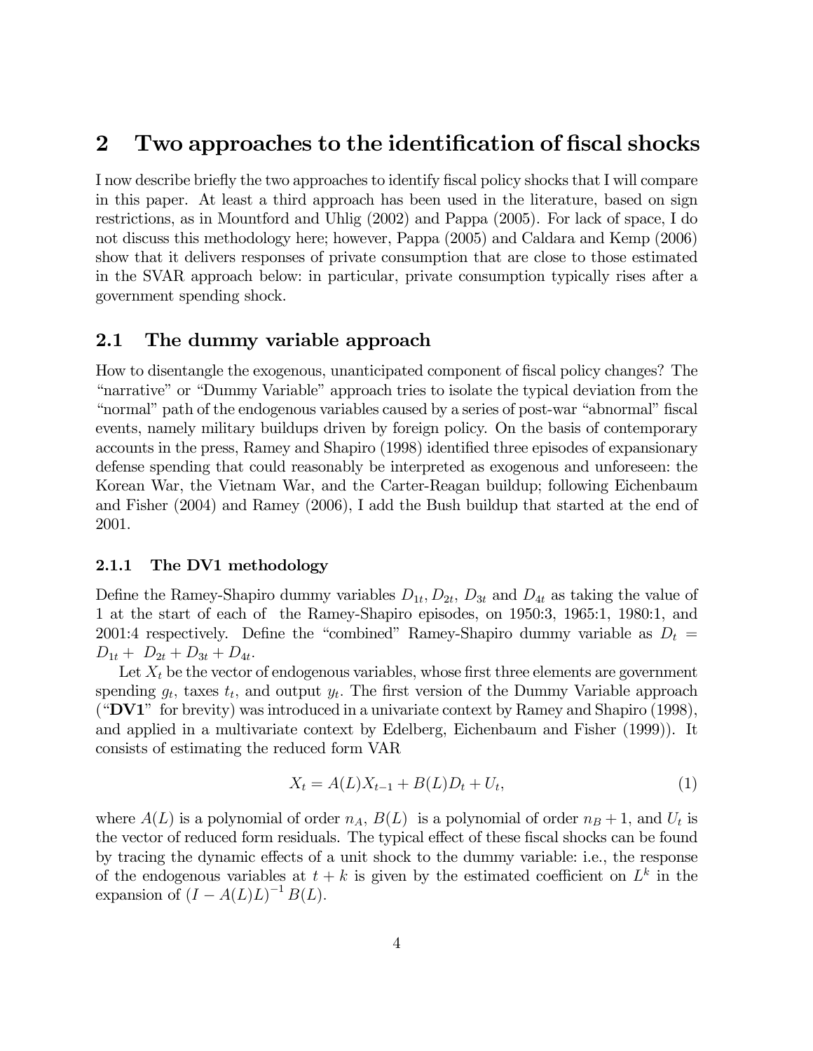## 2 Two approaches to the identification of fiscal shocks

I now describe briefly the two approaches to identify fiscal policy shocks that I will compare in this paper. At least a third approach has been used in the literature, based on sign restrictions, as in Mountford and Uhlig (2002) and Pappa (2005). For lack of space, I do not discuss this methodology here; however, Pappa (2005) and Caldara and Kemp (2006) show that it delivers responses of private consumption that are close to those estimated in the SVAR approach below: in particular, private consumption typically rises after a government spending shock.

### 2.1 The dummy variable approach

How to disentangle the exogenous, unanticipated component of fiscal policy changes? The "narrative" or "Dummy Variable" approach tries to isolate the typical deviation from the "normal" path of the endogenous variables caused by a series of post-war "abnormal" fiscal events, namely military buildups driven by foreign policy. On the basis of contemporary accounts in the press, Ramey and Shapiro (1998) identified three episodes of expansionary defense spending that could reasonably be interpreted as exogenous and unforeseen: the Korean War, the Vietnam War, and the Carter-Reagan buildup; following Eichenbaum and Fisher (2004) and Ramey (2006), I add the Bush buildup that started at the end of 2001.

#### 2.1.1 The DV1 methodology

Define the Ramey-Shapiro dummy variables $D_{1t}, D_{2t}$, $D_{3t}$ and $D_{4t}$ as taking the value of 1 at the start of each of the Ramey-Shapiro episodes, on 1950:3, 1965:1, 1980:1, and 2001:4 respectively. Define the "combined" Ramey-Shapiro dummy variable as $D_t = D_{1t} + D_{2t} + D_{3t} + D_{4t}$.

Let $X_t$ be the vector of endogenous variables, whose first three elements are government spending $g_t$, taxes $t_t$, and output $y_t$. The first version of the Dummy Variable approach ("**DV1**" for brevity) was introduced in a univariate context by Ramey and Shapiro (1998), and applied in a multivariate context by Edelberg, Eichenbaum and Fisher (1999)). It consists of estimating the reduced form VAR

$$X_t = A(L)X_{t-1} + B(L)D_t + U_t, \tag{1}$$

where $A(L)$ is a polynomial of order $n_A$, $B(L)$ is a polynomial of order $n_B + 1$, and $U_t$ is the vector of reduced form residuals. The typical effect of these fiscal shocks can be found by tracing the dynamic effects of a unit shock to the dummy variable: i.e., the response of the endogenous variables at $t + k$ is given by the estimated coefficient on $L^k$ in the expansion of $(I - A(L)L)^{-1} B(L)$.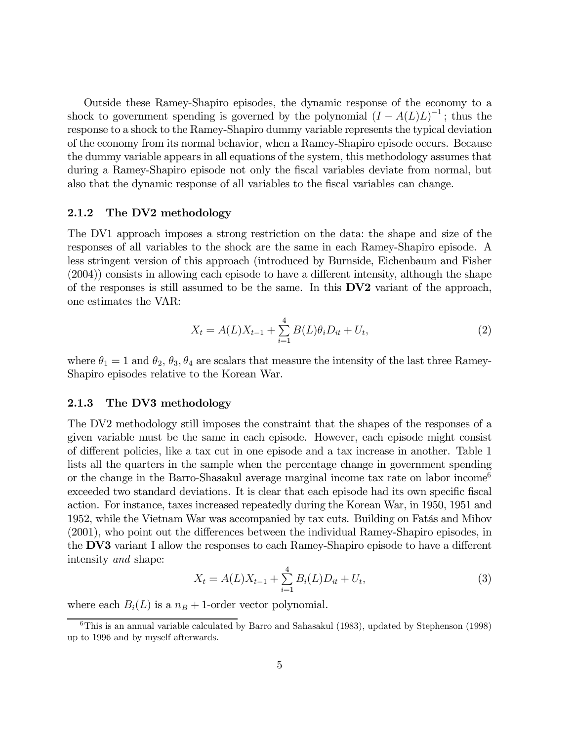Outside these Ramey-Shapiro episodes, the dynamic response of the economy to a shock to government spending is governed by the polynomial $(I - A(L)L)^{-1}$; thus the response to a shock to the Ramey-Shapiro dummy variable represents the typical deviation of the economy from its normal behavior, when a Ramey-Shapiro episode occurs. Because the dummy variable appears in all equations of the system, this methodology assumes that during a Ramey-Shapiro episode not only the fiscal variables deviate from normal, but also that the dynamic response of all variables to the fiscal variables can change.

### 2.1.2 The DV2 methodology

The DV1 approach imposes a strong restriction on the data: the shape and size of the responses of all variables to the shock are the same in each Ramey-Shapiro episode. A less stringent version of this approach (introduced by Burnside, Eichenbaum and Fisher (2004)) consists in allowing each episode to have a different intensity, although the shape of the responses is still assumed to be the same. In this **DV2** variant of the approach, one estimates the VAR:

$$X_t = A(L)X_{t-1} + \sum_{i=1}^{4} B(L)\theta_i D_{it} + U_t, \tag{2}$$

where $\theta_1 = 1$ and $\theta_2$, $\theta_3, \theta_4$ are scalars that measure the intensity of the last three Ramey-Shapiro episodes relative to the Korean War.

### 2.1.3 The DV3 methodology

The DV2 methodology still imposes the constraint that the shapes of the responses of a given variable must be the same in each episode. However, each episode might consist of different policies, like a tax cut in one episode and a tax increase in another. Table 1 lists all the quarters in the sample when the percentage change in government spending or the change in the Barro-Shasakul average marginal income tax rate on labor income[6] exceeded two standard deviations. It is clear that each episode had its own specific fiscal action. For instance, taxes increased repeatedly during the Korean War, in 1950, 1951 and 1952, while the Vietnam War was accompanied by tax cuts. Building on Fatás and Mihov (2001), who point out the differences between the individual Ramey-Shapiro episodes, in the **DV3** variant I allow the responses to each Ramey-Shapiro episode to have a different intensity *and* shape:

$$X_t = A(L)X_{t-1} + \sum_{i=1}^{4} B_i(L)D_{it} + U_t, \tag{3}$$

where each $B_i(L)$ is a $n_B + 1$-order vector polynomial.

[6] This is an annual variable calculated by Barro and Sahasakul (1983), updated by Stephenson (1998) up to 1996 and by myself afterwards.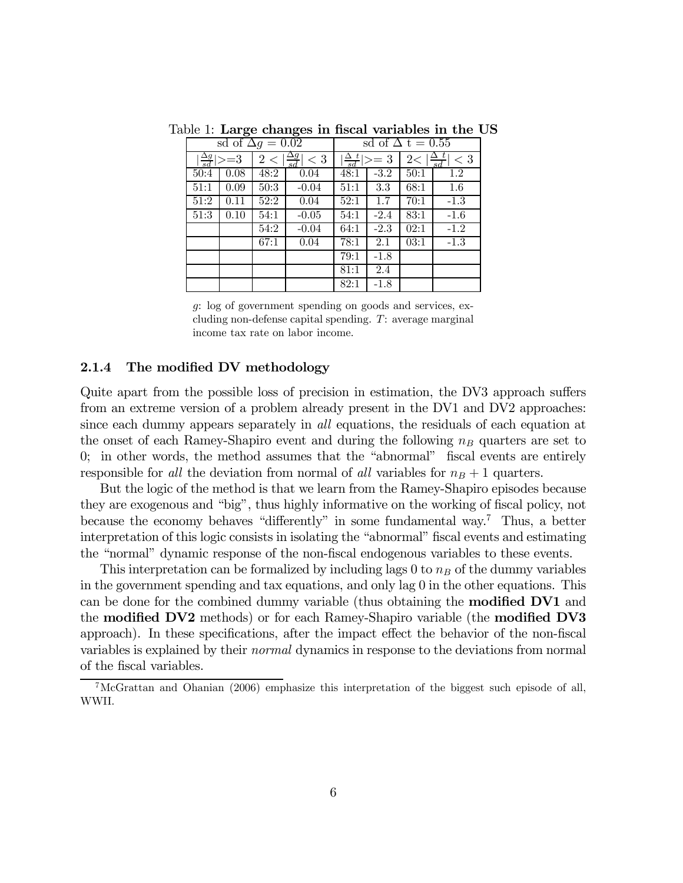Table 1: **Large changes in fiscal variables in the US**

| sd of $\Delta g = 0.02$ | | | | sd of $\Delta$ t = 0.55 | | | |
|---|---|---|---|---|---|---|---|
| $\lvert\frac{\Delta g}{sd}\rvert >= 3$ | | $2 < \lvert\frac{\Delta g}{sd}\rvert < 3$ | | $\lvert\frac{\Delta\ t}{sd}\rvert >= 3$ | | $2 < \lvert\frac{\Delta\ t}{sd}\rvert < 3$ | |
| 50:4 | 0.08 | 48:2 | 0.04 | 48:1 | -3.2 | 50:1 | 1.2 |
| 51:1 | 0.09 | 50:3 | -0.04 | 51:1 | 3.3 | 68:1 | 1.6 |
| 51:2 | 0.11 | 52:2 | 0.04 | 52:1 | 1.7 | 70:1 | -1.3 |
| 51:3 | 0.10 | 54:1 | -0.05 | 54:1 | -2.4 | 83:1 | -1.6 |
| | | 54:2 | -0.04 | 64:1 | -2.3 | 02:1 | -1.2 |
| | | 67:1 | 0.04 | 78:1 | 2.1 | 03:1 | -1.3 |
| | | | | 79:1 | -1.8 | | |
| | | | | 81:1 | 2.4 | | |
| | | | | 82:1 | -1.8 | | |

$g$: log of government spending on goods and services, excluding non-defense capital spending. $T$: average marginal income tax rate on labor income.

### 2.1.4 The modified DV methodology

Quite apart from the possible loss of precision in estimation, the DV3 approach suffers from an extreme version of a problem already present in the DV1 and DV2 approaches: since each dummy appears separately in *all* equations, the residuals of each equation at the onset of each Ramey-Shapiro event and during the following $n_B$ quarters are set to 0; in other words, the method assumes that the "abnormal" fiscal events are entirely responsible for *all* the deviation from normal of *all* variables for $n_B + 1$ quarters.

But the logic of the method is that we learn from the Ramey-Shapiro episodes because they are exogenous and "big", thus highly informative on the working of fiscal policy, not because the economy behaves "differently" in some fundamental way.[7] Thus, a better interpretation of this logic consists in isolating the "abnormal" fiscal events and estimating the "normal" dynamic response of the non-fiscal endogenous variables to these events.

This interpretation can be formalized by including lags 0 to $n_B$ of the dummy variables in the government spending and tax equations, and only lag 0 in the other equations. This can be done for the combined dummy variable (thus obtaining the **modified DV1** and the **modified DV2** methods) or for each Ramey-Shapiro variable (the **modified DV3** approach). In these specifications, after the impact effect the behavior of the non-fiscal variables is explained by their *normal* dynamics in response to the deviations from normal of the fiscal variables.

[7] McGrattan and Ohanian (2006) emphasize this interpretation of the biggest such episode of all, WWII.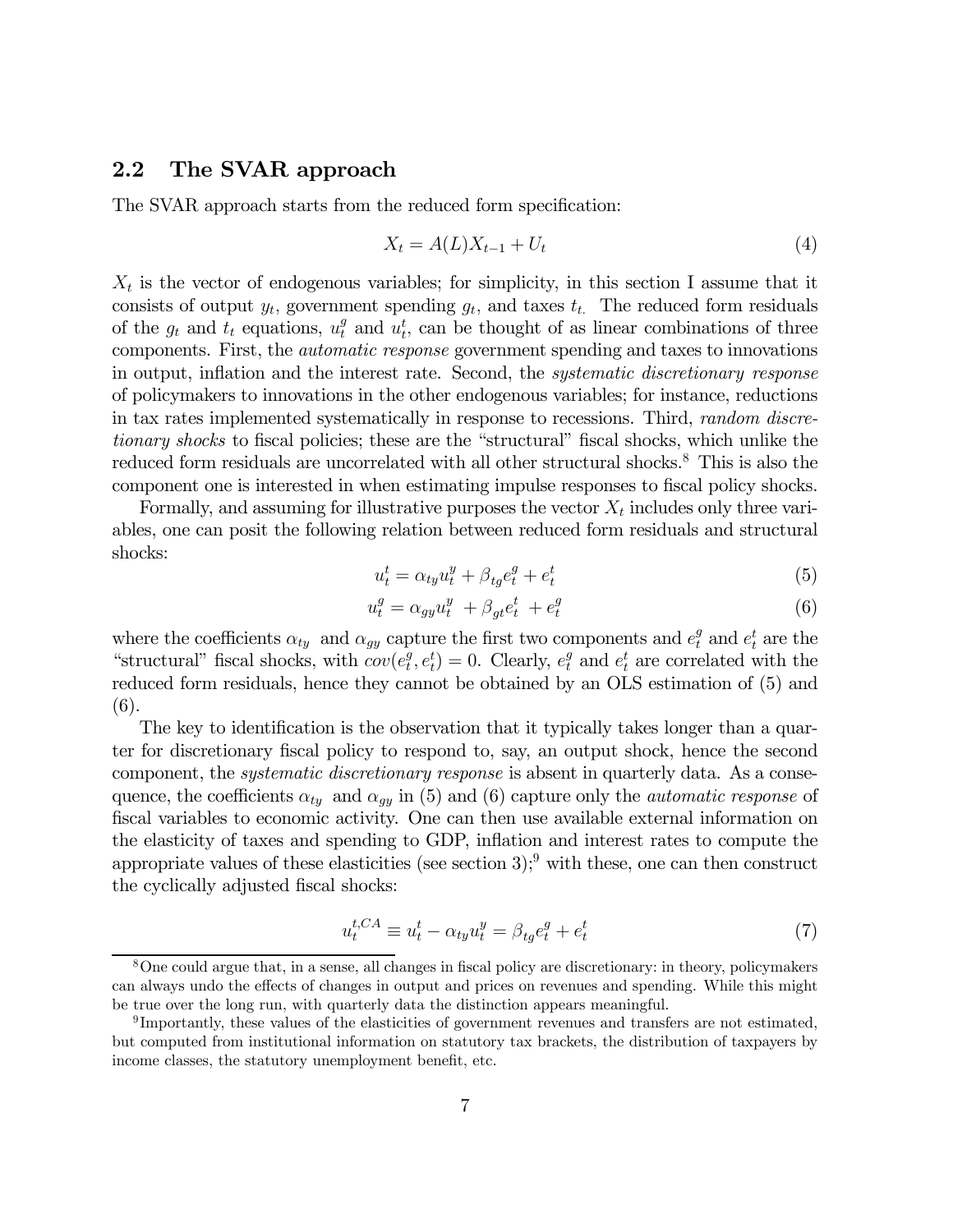## 2.2 The SVAR approach

The SVAR approach starts from the reduced form specification:

$$X_t = A(L)X_{t-1} + U_t \tag{4}$$

$X_t$ is the vector of endogenous variables; for simplicity, in this section I assume that it consists of output $y_t$, government spending $g_t$, and taxes $t_t$. The reduced form residuals of the $g_t$ and $t_t$ equations, $u_t^g$ and $u_t^t$, can be thought of as linear combinations of three components. First, the *automatic response* government spending and taxes to innovations in output, inflation and the interest rate. Second, the *systematic discretionary response* of policymakers to innovations in the other endogenous variables; for instance, reductions in tax rates implemented systematically in response to recessions. Third, *random discretionary shocks* to fiscal policies; these are the "structural" fiscal shocks, which unlike the reduced form residuals are uncorrelated with all other structural shocks.[8] This is also the component one is interested in when estimating impulse responses to fiscal policy shocks.

Formally, and assuming for illustrative purposes the vector $X_t$ includes only three variables, one can posit the following relation between reduced form residuals and structural shocks:

$$u_t^t = \alpha_{ty} u_t^y + \beta_{tg} e_t^g + e_t^t \tag{5}$$

$$u_t^g = \alpha_{gy} u_t^y + \beta_{gt} e_t^t + e_t^g \tag{6}$$

where the coefficients $\alpha_{ty}$ and $\alpha_{gy}$ capture the first two components and $e_t^g$ and $e_t^t$ are the "structural" fiscal shocks, with $cov(e_t^g, e_t^t) = 0$. Clearly, $e_t^g$ and $e_t^t$ are correlated with the reduced form residuals, hence they cannot be obtained by an OLS estimation of (5) and (6).

The key to identification is the observation that it typically takes longer than a quarter for discretionary fiscal policy to respond to, say, an output shock, hence the second component, the *systematic discretionary response* is absent in quarterly data. As a consequence, the coefficients $\alpha_{ty}$ and $\alpha_{gy}$ in (5) and (6) capture only the *automatic response* of fiscal variables to economic activity. One can then use available external information on the elasticity of taxes and spending to GDP, inflation and interest rates to compute the appropriate values of these elasticities (see section 3);[9] with these, one can then construct the cyclically adjusted fiscal shocks:

$$u_t^{t,CA} \equiv u_t^t - \alpha_{ty} u_t^y = \beta_{tg} e_t^g + e_t^t \tag{7}$$

[8] One could argue that, in a sense, all changes in fiscal policy are discretionary: in theory, policymakers can always undo the effects of changes in output and prices on revenues and spending. While this might be true over the long run, with quarterly data the distinction appears meaningful.

[9] Importantly, these values of the elasticities of government revenues and transfers are not estimated, but computed from institutional information on statutory tax brackets, the distribution of taxpayers by income classes, the statutory unemployment benefit, etc.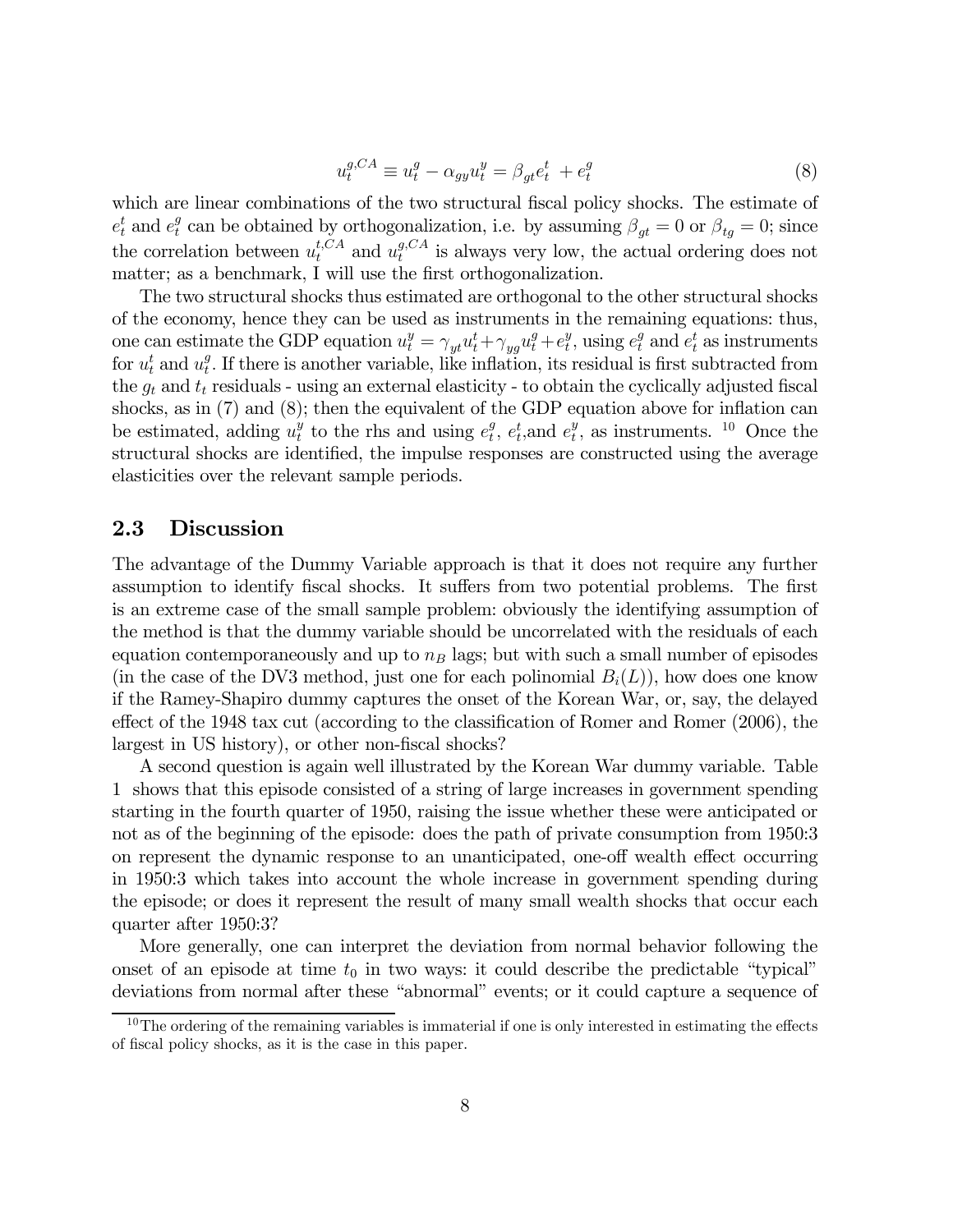$$u_t^{g,CA} \equiv u_t^g - \alpha_{gy} u_t^y = \beta_{gt} e_t^t + e_t^g \tag{8}$$

which are linear combinations of the two structural fiscal policy shocks. The estimate of $e_t^t$ and $e_t^g$ can be obtained by orthogonalization, i.e. by assuming $\beta_{gt} = 0$ or $\beta_{tg} = 0$; since the correlation between $u_t^{t,CA}$ and $u_t^{g,CA}$ is always very low, the actual ordering does not matter; as a benchmark, I will use the first orthogonalization.

The two structural shocks thus estimated are orthogonal to the other structural shocks of the economy, hence they can be used as instruments in the remaining equations: thus, one can estimate the GDP equation $u_t^y = \gamma_{yt} u_t^t + \gamma_{yg} u_t^g + e_t^y$, using $e_t^g$ and $e_t^t$ as instruments for $u_t^t$ and $u_t^g$. If there is another variable, like inflation, its residual is first subtracted from the $g_t$ and $t_t$ residuals - using an external elasticity - to obtain the cyclically adjusted fiscal shocks, as in (7) and (8); then the equivalent of the GDP equation above for inflation can be estimated, adding $u_t^y$ to the rhs and using $e_t^g$, $e_t^t$,and $e_t^y$, as instruments. [10] Once the structural shocks are identified, the impulse responses are constructed using the average elasticities over the relevant sample periods.

## 2.3 Discussion

The advantage of the Dummy Variable approach is that it does not require any further assumption to identify fiscal shocks. It suffers from two potential problems. The first is an extreme case of the small sample problem: obviously the identifying assumption of the method is that the dummy variable should be uncorrelated with the residuals of each equation contemporaneously and up to $n_B$ lags; but with such a small number of episodes (in the case of the DV3 method, just one for each polinomial $B_i(L)$), how does one know if the Ramey-Shapiro dummy captures the onset of the Korean War, or, say, the delayed effect of the 1948 tax cut (according to the classification of Romer and Romer (2006), the largest in US history), or other non-fiscal shocks?

A second question is again well illustrated by the Korean War dummy variable. Table 1 shows that this episode consisted of a string of large increases in government spending starting in the fourth quarter of 1950, raising the issue whether these were anticipated or not as of the beginning of the episode: does the path of private consumption from 1950:3 on represent the dynamic response to an unanticipated, one-off wealth effect occurring in 1950:3 which takes into account the whole increase in government spending during the episode; or does it represent the result of many small wealth shocks that occur each quarter after 1950:3?

More generally, one can interpret the deviation from normal behavior following the onset of an episode at time $t_0$ in two ways: it could describe the predictable "typical" deviations from normal after these "abnormal" events; or it could capture a sequence of

[10] The ordering of the remaining variables is immaterial if one is only interested in estimating the effects of fiscal policy shocks, as it is the case in this paper.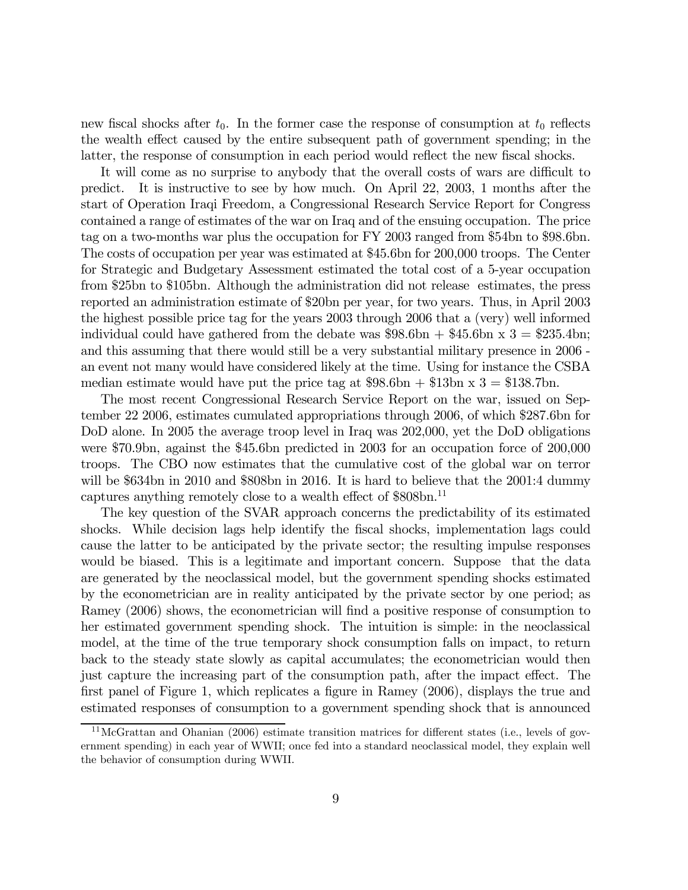new fiscal shocks after $t_0$. In the former case the response of consumption at $t_0$ reflects the wealth effect caused by the entire subsequent path of government spending; in the latter, the response of consumption in each period would reflect the new fiscal shocks.

It will come as no surprise to anybody that the overall costs of wars are difficult to predict. It is instructive to see by how much. On April 22, 2003, 1 months after the start of Operation Iraqi Freedom, a Congressional Research Service Report for Congress contained a range of estimates of the war on Iraq and of the ensuing occupation. The price tag on a two-months war plus the occupation for FY 2003 ranged from \$54bn to \$98.6bn. The costs of occupation per year was estimated at \$45.6bn for 200,000 troops. The Center for Strategic and Budgetary Assessment estimated the total cost of a 5-year occupation from \$25bn to \$105bn. Although the administration did not release estimates, the press reported an administration estimate of \$20bn per year, for two years. Thus, in April 2003 the highest possible price tag for the years 2003 through 2006 that a (very) well informed individual could have gathered from the debate was \$98.6bn + \$45.6bn x 3 = \$235.4bn; and this assuming that there would still be a very substantial military presence in 2006 - an event not many would have considered likely at the time. Using for instance the CSBA median estimate would have put the price tag at \$98.6bn + \$13bn x 3 = \$138.7bn.

The most recent Congressional Research Service Report on the war, issued on September 22 2006, estimates cumulated appropriations through 2006, of which \$287.6bn for DoD alone. In 2005 the average troop level in Iraq was 202,000, yet the DoD obligations were \$70.9bn, against the \$45.6bn predicted in 2003 for an occupation force of 200,000 troops. The CBO now estimates that the cumulative cost of the global war on terror will be \$634bn in 2010 and \$808bn in 2016. It is hard to believe that the 2001:4 dummy captures anything remotely close to a wealth effect of \$808bn.[11]

The key question of the SVAR approach concerns the predictability of its estimated shocks. While decision lags help identify the fiscal shocks, implementation lags could cause the latter to be anticipated by the private sector; the resulting impulse responses would be biased. This is a legitimate and important concern. Suppose that the data are generated by the neoclassical model, but the government spending shocks estimated by the econometrician are in reality anticipated by the private sector by one period; as Ramey (2006) shows, the econometrician will find a positive response of consumption to her estimated government spending shock. The intuition is simple: in the neoclassical model, at the time of the true temporary shock consumption falls on impact, to return back to the steady state slowly as capital accumulates; the econometrician would then just capture the increasing part of the consumption path, after the impact effect. The first panel of Figure 1, which replicates a figure in Ramey (2006), displays the true and estimated responses of consumption to a government spending shock that is announced

[11] McGrattan and Ohanian (2006) estimate transition matrices for different states (i.e., levels of government spending) in each year of WWII; once fed into a standard neoclassical model, they explain well the behavior of consumption during WWII.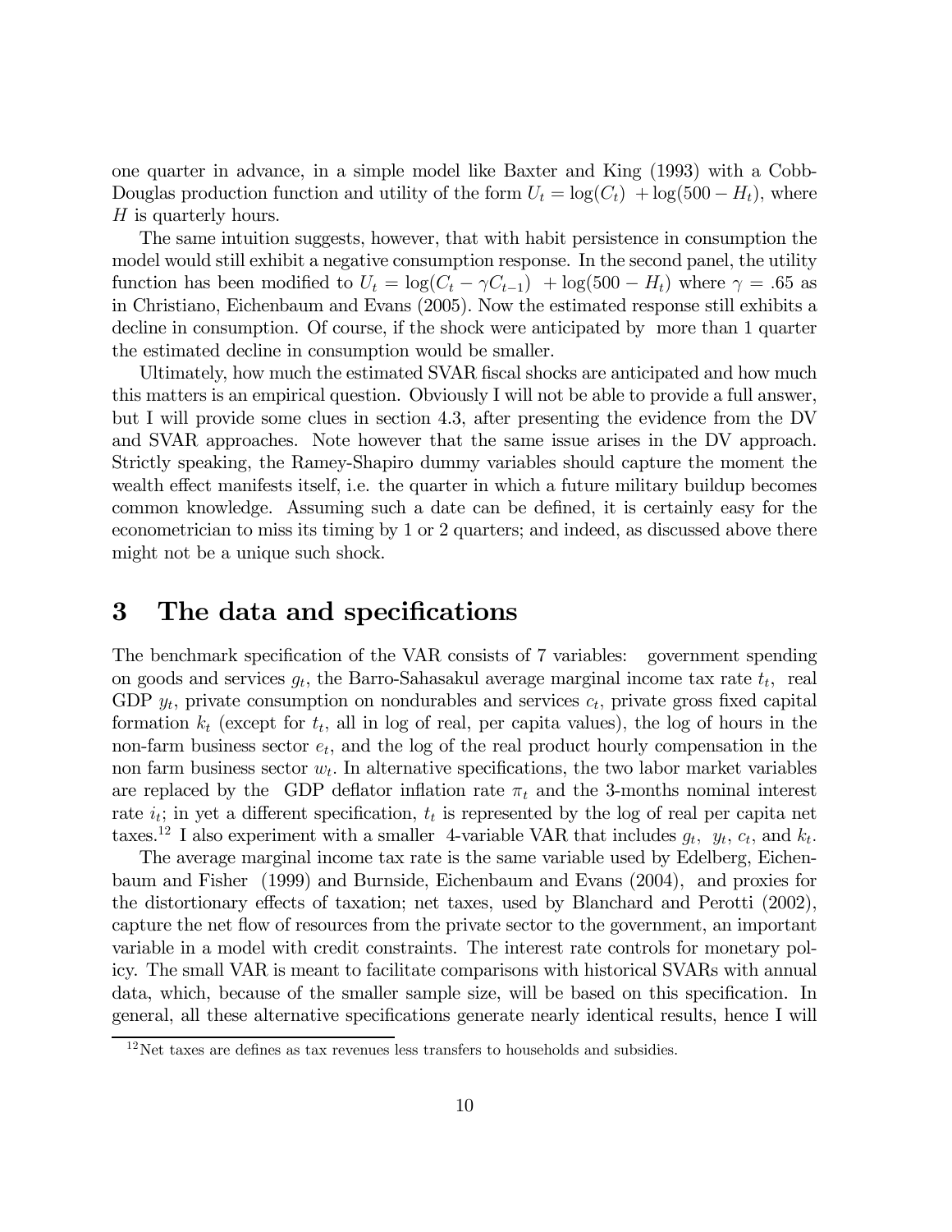one quarter in advance, in a simple model like Baxter and King (1993) with a Cobb-Douglas production function and utility of the form $U_t = \log(C_t) + \log(500 - H_t)$, where $H$ is quarterly hours.

The same intuition suggests, however, that with habit persistence in consumption the model would still exhibit a negative consumption response. In the second panel, the utility function has been modified to $U_t = \log(C_t - \gamma C_{t-1}) + \log(500 - H_t)$ where $\gamma = .65$ as in Christiano, Eichenbaum and Evans (2005). Now the estimated response still exhibits a decline in consumption. Of course, if the shock were anticipated by more than 1 quarter the estimated decline in consumption would be smaller.

Ultimately, how much the estimated SVAR fiscal shocks are anticipated and how much this matters is an empirical question. Obviously I will not be able to provide a full answer, but I will provide some clues in section 4.3, after presenting the evidence from the DV and SVAR approaches. Note however that the same issue arises in the DV approach. Strictly speaking, the Ramey-Shapiro dummy variables should capture the moment the wealth effect manifests itself, i.e. the quarter in which a future military buildup becomes common knowledge. Assuming such a date can be defined, it is certainly easy for the econometrician to miss its timing by 1 or 2 quarters; and indeed, as discussed above there might not be a unique such shock.

# 3 The data and specifications

The benchmark specification of the VAR consists of 7 variables: government spending on goods and services $g_t$, the Barro-Sahasakul average marginal income tax rate $t_t$, real GDP $y_t$, private consumption on nondurables and services $c_t$, private gross fixed capital formation $k_t$ (except for $t_t$, all in log of real, per capita values), the log of hours in the non-farm business sector $e_t$, and the log of the real product hourly compensation in the non farm business sector $w_t$. In alternative specifications, the two labor market variables are replaced by the GDP deflator inflation rate $\pi_t$ and the 3-months nominal interest rate $i_t$; in yet a different specification, $t_t$ is represented by the log of real per capita net taxes.[12] I also experiment with a smaller 4-variable VAR that includes $g_t$, $y_t$, $c_t$, and $k_t$.

The average marginal income tax rate is the same variable used by Edelberg, Eichenbaum and Fisher (1999) and Burnside, Eichenbaum and Evans (2004), and proxies for the distortionary effects of taxation; net taxes, used by Blanchard and Perotti (2002), capture the net flow of resources from the private sector to the government, an important variable in a model with credit constraints. The interest rate controls for monetary policy. The small VAR is meant to facilitate comparisons with historical SVARs with annual data, which, because of the smaller sample size, will be based on this specification. In general, all these alternative specifications generate nearly identical results, hence I will

[12] Net taxes are defines as tax revenues less transfers to households and subsidies.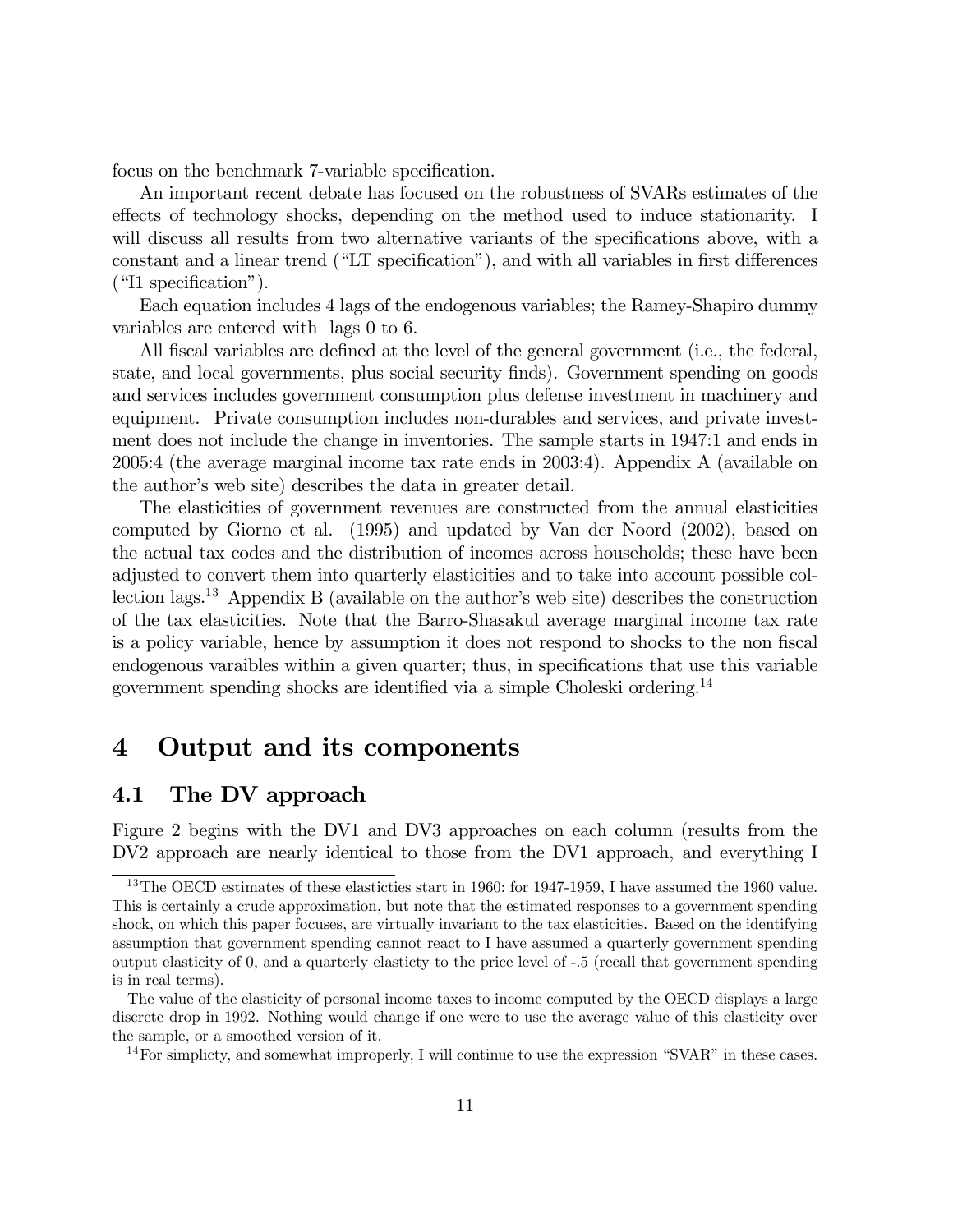focus on the benchmark 7-variable specification.

An important recent debate has focused on the robustness of SVARs estimates of the effects of technology shocks, depending on the method used to induce stationarity. I will discuss all results from two alternative variants of the specifications above, with a constant and a linear trend ("LT specification"), and with all variables in first differences ("I1 specification").

Each equation includes 4 lags of the endogenous variables; the Ramey-Shapiro dummy variables are entered with lags 0 to 6.

All fiscal variables are defined at the level of the general government (i.e., the federal, state, and local governments, plus social security finds). Government spending on goods and services includes government consumption plus defense investment in machinery and equipment. Private consumption includes non-durables and services, and private investment does not include the change in inventories. The sample starts in 1947:1 and ends in 2005:4 (the average marginal income tax rate ends in 2003:4). Appendix A (available on the author's web site) describes the data in greater detail.

The elasticities of government revenues are constructed from the annual elasticities computed by Giorno et al. (1995) and updated by Van der Noord (2002), based on the actual tax codes and the distribution of incomes across households; these have been adjusted to convert them into quarterly elasticities and to take into account possible collection lags.[13] Appendix B (available on the author's web site) describes the construction of the tax elasticities. Note that the Barro-Shasakul average marginal income tax rate is a policy variable, hence by assumption it does not respond to shocks to the non fiscal endogenous varaibles within a given quarter; thus, in specifications that use this variable government spending shocks are identified via a simple Choleski ordering.[14]

# 4 Output and its components

## 4.1 The DV approach

Figure 2 begins with the DV1 and DV3 approaches on each column (results from the DV2 approach are nearly identical to those from the DV1 approach, and everything I

---

[13] The OECD estimates of these elasticties start in 1960: for 1947-1959, I have assumed the 1960 value. This is certainly a crude approximation, but note that the estimated responses to a government spending shock, on which this paper focuses, are virtually invariant to the tax elasticities. Based on the identifying assumption that government spending cannot react to I have assumed a quarterly government spending output elasticity of 0, and a quarterly elasticty to the price level of -.5 (recall that government spending is in real terms).

The value of the elasticity of personal income taxes to income computed by the OECD displays a large discrete drop in 1992. Nothing would change if one were to use the average value of this elasticity over the sample, or a smoothed version of it.

[14] For simplicty, and somewhat improperly, I will continue to use the expression "SVAR" in these cases.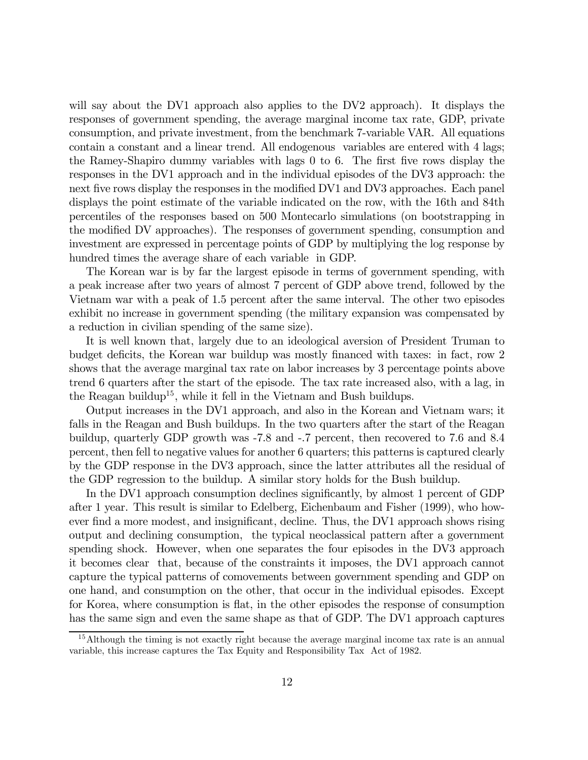will say about the DV1 approach also applies to the DV2 approach). It displays the responses of government spending, the average marginal income tax rate, GDP, private consumption, and private investment, from the benchmark 7-variable VAR. All equations contain a constant and a linear trend. All endogenous variables are entered with 4 lags; the Ramey-Shapiro dummy variables with lags 0 to 6. The first five rows display the responses in the DV1 approach and in the individual episodes of the DV3 approach: the next five rows display the responses in the modified DV1 and DV3 approaches. Each panel displays the point estimate of the variable indicated on the row, with the 16th and 84th percentiles of the responses based on 500 Montecarlo simulations (on bootstrapping in the modified DV approaches). The responses of government spending, consumption and investment are expressed in percentage points of GDP by multiplying the log response by hundred times the average share of each variable in GDP.

The Korean war is by far the largest episode in terms of government spending, with a peak increase after two years of almost 7 percent of GDP above trend, followed by the Vietnam war with a peak of 1.5 percent after the same interval. The other two episodes exhibit no increase in government spending (the military expansion was compensated by a reduction in civilian spending of the same size).

It is well known that, largely due to an ideological aversion of President Truman to budget deficits, the Korean war buildup was mostly financed with taxes: in fact, row 2 shows that the average marginal tax rate on labor increases by 3 percentage points above trend 6 quarters after the start of the episode. The tax rate increased also, with a lag, in the Reagan buildup[15], while it fell in the Vietnam and Bush buildups.

Output increases in the DV1 approach, and also in the Korean and Vietnam wars; it falls in the Reagan and Bush buildups. In the two quarters after the start of the Reagan buildup, quarterly GDP growth was -7.8 and -.7 percent, then recovered to 7.6 and 8.4 percent, then fell to negative values for another 6 quarters; this patterns is captured clearly by the GDP response in the DV3 approach, since the latter attributes all the residual of the GDP regression to the buildup. A similar story holds for the Bush buildup.

In the DV1 approach consumption declines significantly, by almost 1 percent of GDP after 1 year. This result is similar to Edelberg, Eichenbaum and Fisher (1999), who however find a more modest, and insignificant, decline. Thus, the DV1 approach shows rising output and declining consumption, the typical neoclassical pattern after a government spending shock. However, when one separates the four episodes in the DV3 approach it becomes clear that, because of the constraints it imposes, the DV1 approach cannot capture the typical patterns of comovements between government spending and GDP on one hand, and consumption on the other, that occur in the individual episodes. Except for Korea, where consumption is flat, in the other episodes the response of consumption has the same sign and even the same shape as that of GDP. The DV1 approach captures

[15] Although the timing is not exactly right because the average marginal income tax rate is an annual variable, this increase captures the Tax Equity and Responsibility Tax Act of 1982.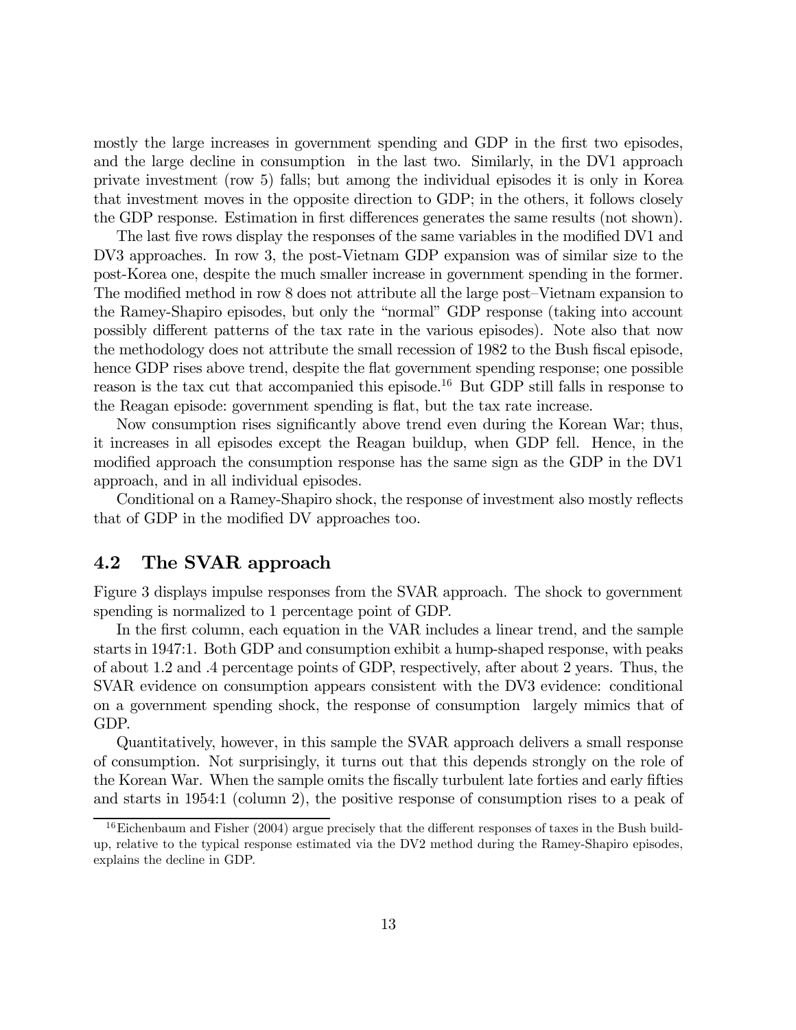mostly the large increases in government spending and GDP in the first two episodes, and the large decline in consumption in the last two. Similarly, in the DV1 approach private investment (row 5) falls; but among the individual episodes it is only in Korea that investment moves in the opposite direction to GDP; in the others, it follows closely the GDP response. Estimation in first differences generates the same results (not shown).

The last five rows display the responses of the same variables in the modified DV1 and DV3 approaches. In row 3, the post-Vietnam GDP expansion was of similar size to the post-Korea one, despite the much smaller increase in government spending in the former. The modified method in row 8 does not attribute all the large post–Vietnam expansion to the Ramey-Shapiro episodes, but only the "normal" GDP response (taking into account possibly different patterns of the tax rate in the various episodes). Note also that now the methodology does not attribute the small recession of 1982 to the Bush fiscal episode, hence GDP rises above trend, despite the flat government spending response; one possible reason is the tax cut that accompanied this episode.[16] But GDP still falls in response to the Reagan episode: government spending is flat, but the tax rate increase.

Now consumption rises significantly above trend even during the Korean War; thus, it increases in all episodes except the Reagan buildup, when GDP fell. Hence, in the modified approach the consumption response has the same sign as the GDP in the DV1 approach, and in all individual episodes.

Conditional on a Ramey-Shapiro shock, the response of investment also mostly reflects that of GDP in the modified DV approaches too.

## 4.2 The SVAR approach

Figure 3 displays impulse responses from the SVAR approach. The shock to government spending is normalized to 1 percentage point of GDP.

In the first column, each equation in the VAR includes a linear trend, and the sample starts in 1947:1. Both GDP and consumption exhibit a hump-shaped response, with peaks of about 1.2 and .4 percentage points of GDP, respectively, after about 2 years. Thus, the SVAR evidence on consumption appears consistent with the DV3 evidence: conditional on a government spending shock, the response of consumption largely mimics that of GDP.

Quantitatively, however, in this sample the SVAR approach delivers a small response of consumption. Not surprisingly, it turns out that this depends strongly on the role of the Korean War. When the sample omits the fiscally turbulent late forties and early fifties and starts in 1954:1 (column 2), the positive response of consumption rises to a peak of

[16] Eichenbaum and Fisher (2004) argue precisely that the different responses of taxes in the Bush build-up, relative to the typical response estimated via the DV2 method during the Ramey-Shapiro episodes, explains the decline in GDP.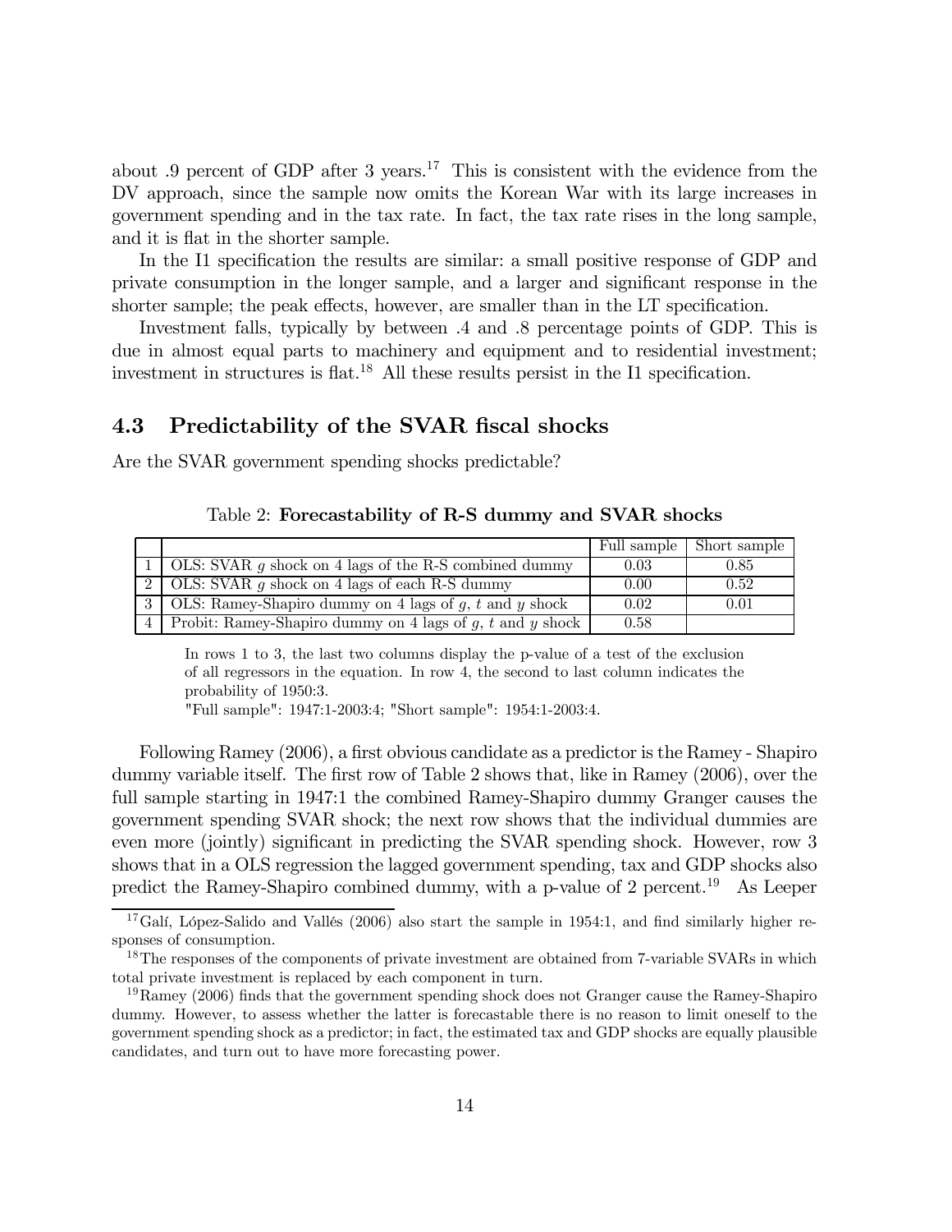about .9 percent of GDP after 3 years.[17] This is consistent with the evidence from the DV approach, since the sample now omits the Korean War with its large increases in government spending and in the tax rate. In fact, the tax rate rises in the long sample, and it is flat in the shorter sample.

In the I1 specification the results are similar: a small positive response of GDP and private consumption in the longer sample, and a larger and significant response in the shorter sample; the peak effects, however, are smaller than in the LT specification.

Investment falls, typically by between .4 and .8 percentage points of GDP. This is due in almost equal parts to machinery and equipment and to residential investment; investment in structures is flat.[18] All these results persist in the I1 specification.

## 4.3 Predictability of the SVAR fiscal shocks

Are the SVAR government spending shocks predictable?

Table 2: **Forecastability of R-S dummy and SVAR shocks**

| | | Full sample | Short sample |
|---|---|---|---|
| 1 | OLS: SVAR $g$ shock on 4 lags of the R-S combined dummy | 0.03 | 0.85 |
| 2 | OLS: SVAR $g$ shock on 4 lags of each R-S dummy | 0.00 | 0.52 |
| 3 | OLS: Ramey-Shapiro dummy on 4 lags of $g$, $t$ and $y$ shock | 0.02 | 0.01 |
| 4 | Probit: Ramey-Shapiro dummy on 4 lags of $g$, $t$ and $y$ shock | 0.58 | |

In rows 1 to 3, the last two columns display the p-value of a test of the exclusion of all regressors in the equation. In row 4, the second to last column indicates the probability of 1950:3.
"Full sample": 1947:1-2003:4; "Short sample": 1954:1-2003:4.

Following Ramey (2006), a first obvious candidate as a predictor is the Ramey - Shapiro dummy variable itself. The first row of Table 2 shows that, like in Ramey (2006), over the full sample starting in 1947:1 the combined Ramey-Shapiro dummy Granger causes the government spending SVAR shock; the next row shows that the individual dummies are even more (jointly) significant in predicting the SVAR spending shock. However, row 3 shows that in a OLS regression the lagged government spending, tax and GDP shocks also predict the Ramey-Shapiro combined dummy, with a p-value of 2 percent.[19] As Leeper

[17] Galí, López-Salido and Vallés (2006) also start the sample in 1954:1, and find similarly higher responses of consumption.

[18] The responses of the components of private investment are obtained from 7-variable SVARs in which total private investment is replaced by each component in turn.

[19] Ramey (2006) finds that the government spending shock does not Granger cause the Ramey-Shapiro dummy. However, to assess whether the latter is forecastable there is no reason to limit oneself to the government spending shock as a predictor; in fact, the estimated tax and GDP shocks are equally plausible candidates, and turn out to have more forecasting power.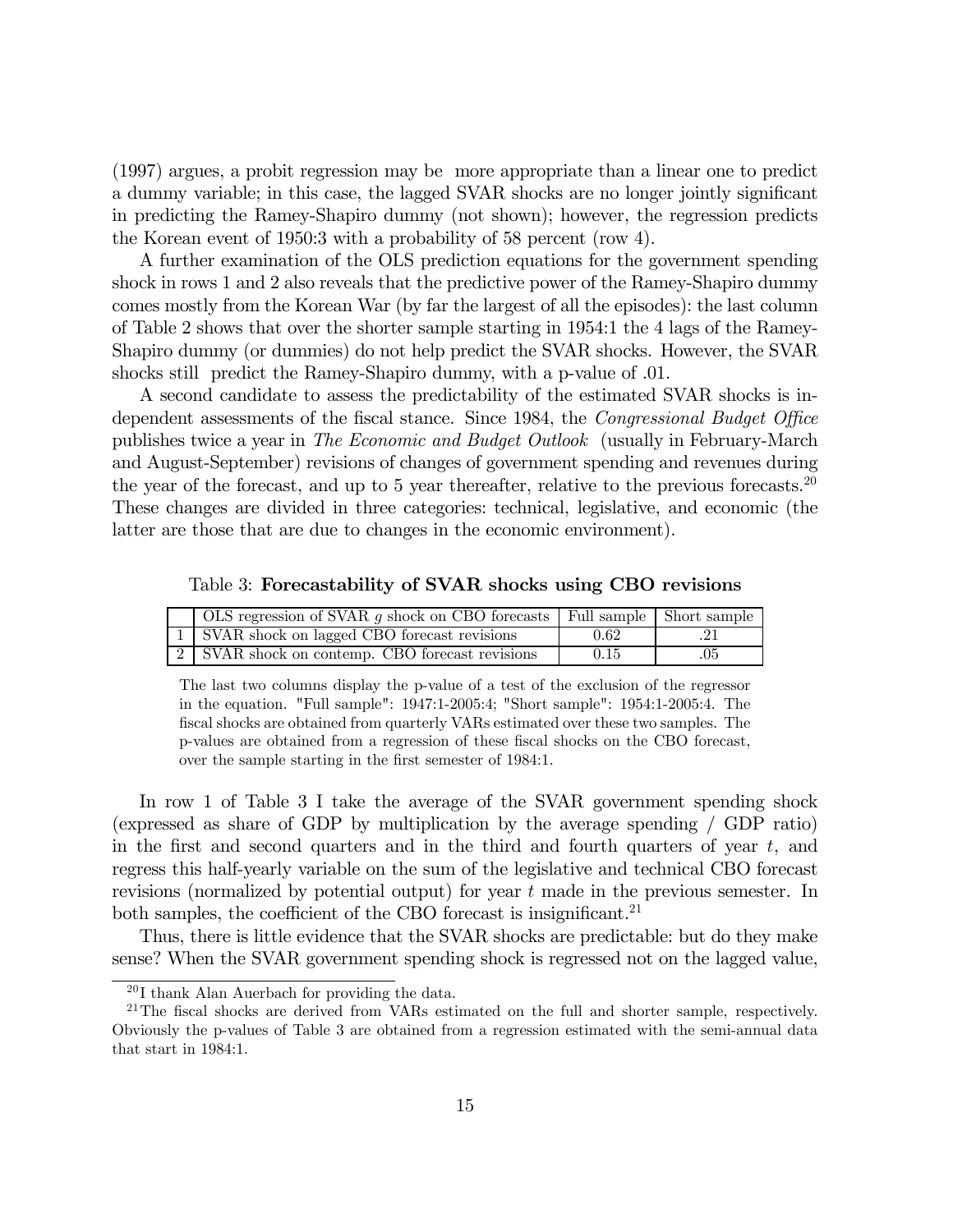(1997) argues, a probit regression may be more appropriate than a linear one to predict a dummy variable; in this case, the lagged SVAR shocks are no longer jointly significant in predicting the Ramey-Shapiro dummy (not shown); however, the regression predicts the Korean event of 1950:3 with a probability of 58 percent (row 4).

A further examination of the OLS prediction equations for the government spending shock in rows 1 and 2 also reveals that the predictive power of the Ramey-Shapiro dummy comes mostly from the Korean War (by far the largest of all the episodes): the last column of Table 2 shows that over the shorter sample starting in 1954:1 the 4 lags of the Ramey-Shapiro dummy (or dummies) do not help predict the SVAR shocks. However, the SVAR shocks still predict the Ramey-Shapiro dummy, with a p-value of .01.

A second candidate to assess the predictability of the estimated SVAR shocks is independent assessments of the fiscal stance. Since 1984, the *Congressional Budget Office* publishes twice a year in *The Economic and Budget Outlook* (usually in February-March and August-September) revisions of changes of government spending and revenues during the year of the forecast, and up to 5 year thereafter, relative to the previous forecasts.[20] These changes are divided in three categories: technical, legislative, and economic (the latter are those that are due to changes in the economic environment).

Table 3: **Forecastability of SVAR shocks using CBO revisions**

| | OLS regression of SVAR $g$ shock on CBO forecasts | Full sample | Short sample |
|---|---|---|---|
| 1 | SVAR shock on lagged CBO forecast revisions | 0.62 | .21 |
| 2 | SVAR shock on contemp. CBO forecast revisions | 0.15 | .05 |

The last two columns display the p-value of a test of the exclusion of the regressor in the equation. "Full sample": 1947:1-2005:4; "Short sample": 1954:1-2005:4. The fiscal shocks are obtained from quarterly VARs estimated over these two samples. The p-values are obtained from a regression of these fiscal shocks on the CBO forecast, over the sample starting in the first semester of 1984:1.

In row 1 of Table 3 I take the average of the SVAR government spending shock (expressed as share of GDP by multiplication by the average spending / GDP ratio) in the first and second quarters and in the third and fourth quarters of year $t$, and regress this half-yearly variable on the sum of the legislative and technical CBO forecast revisions (normalized by potential output) for year $t$ made in the previous semester. In both samples, the coefficient of the CBO forecast is insignificant.[21]

Thus, there is little evidence that the SVAR shocks are predictable: but do they make sense? When the SVAR government spending shock is regressed not on the lagged value,

[20] I thank Alan Auerbach for providing the data.

[21] The fiscal shocks are derived from VARs estimated on the full and shorter sample, respectively. Obviously the p-values of Table 3 are obtained from a regression estimated with the semi-annual data that start in 1984:1.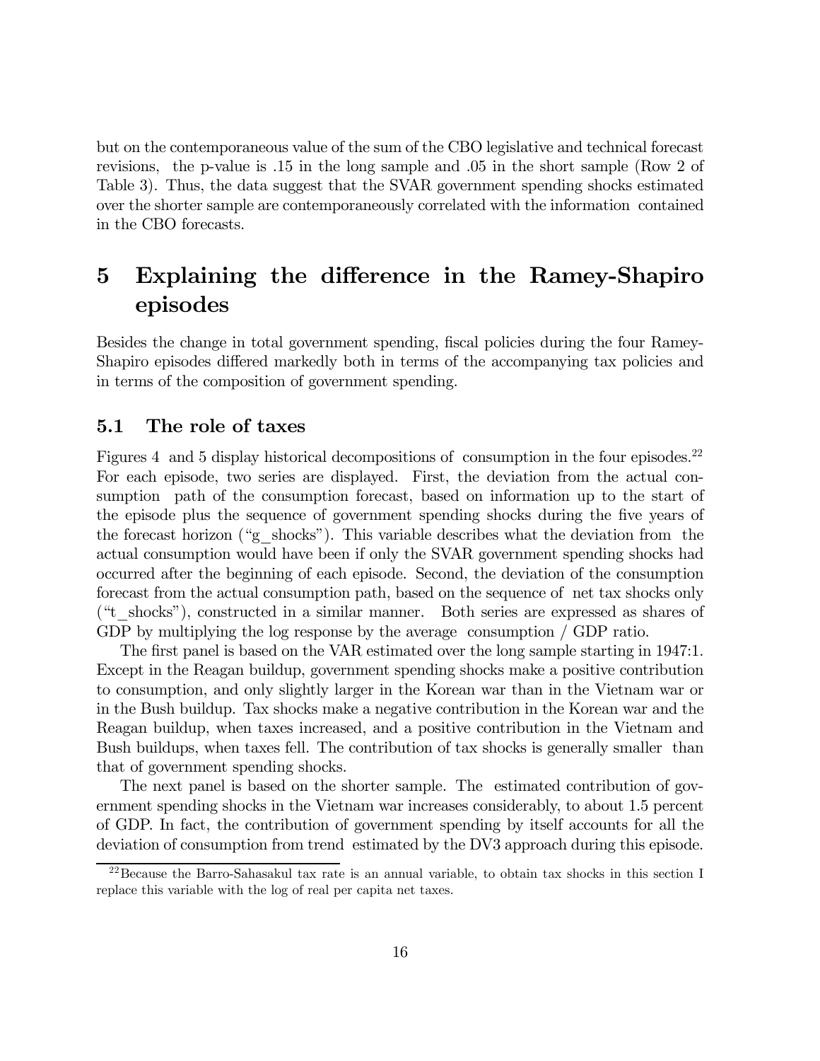but on the contemporaneous value of the sum of the CBO legislative and technical forecast revisions, the p-value is .15 in the long sample and .05 in the short sample (Row 2 of Table 3). Thus, the data suggest that the SVAR government spending shocks estimated over the shorter sample are contemporaneously correlated with the information contained in the CBO forecasts.

# 5 Explaining the difference in the Ramey-Shapiro episodes

Besides the change in total government spending, fiscal policies during the four Ramey-Shapiro episodes differed markedly both in terms of the accompanying tax policies and in terms of the composition of government spending.

## 5.1 The role of taxes

Figures 4 and 5 display historical decompositions of consumption in the four episodes.[22] For each episode, two series are displayed. First, the deviation from the actual consumption path of the consumption forecast, based on information up to the start of the episode plus the sequence of government spending shocks during the five years of the forecast horizon ("g_shocks"). This variable describes what the deviation from the actual consumption would have been if only the SVAR government spending shocks had occurred after the beginning of each episode. Second, the deviation of the consumption forecast from the actual consumption path, based on the sequence of net tax shocks only ("t_shocks"), constructed in a similar manner. Both series are expressed as shares of GDP by multiplying the log response by the average consumption / GDP ratio.

The first panel is based on the VAR estimated over the long sample starting in 1947:1. Except in the Reagan buildup, government spending shocks make a positive contribution to consumption, and only slightly larger in the Korean war than in the Vietnam war or in the Bush buildup. Tax shocks make a negative contribution in the Korean war and the Reagan buildup, when taxes increased, and a positive contribution in the Vietnam and Bush buildups, when taxes fell. The contribution of tax shocks is generally smaller than that of government spending shocks.

The next panel is based on the shorter sample. The estimated contribution of government spending shocks in the Vietnam war increases considerably, to about 1.5 percent of GDP. In fact, the contribution of government spending by itself accounts for all the deviation of consumption from trend estimated by the DV3 approach during this episode.

[22] Because the Barro-Sahasakul tax rate is an annual variable, to obtain tax shocks in this section I replace this variable with the log of real per capita net taxes.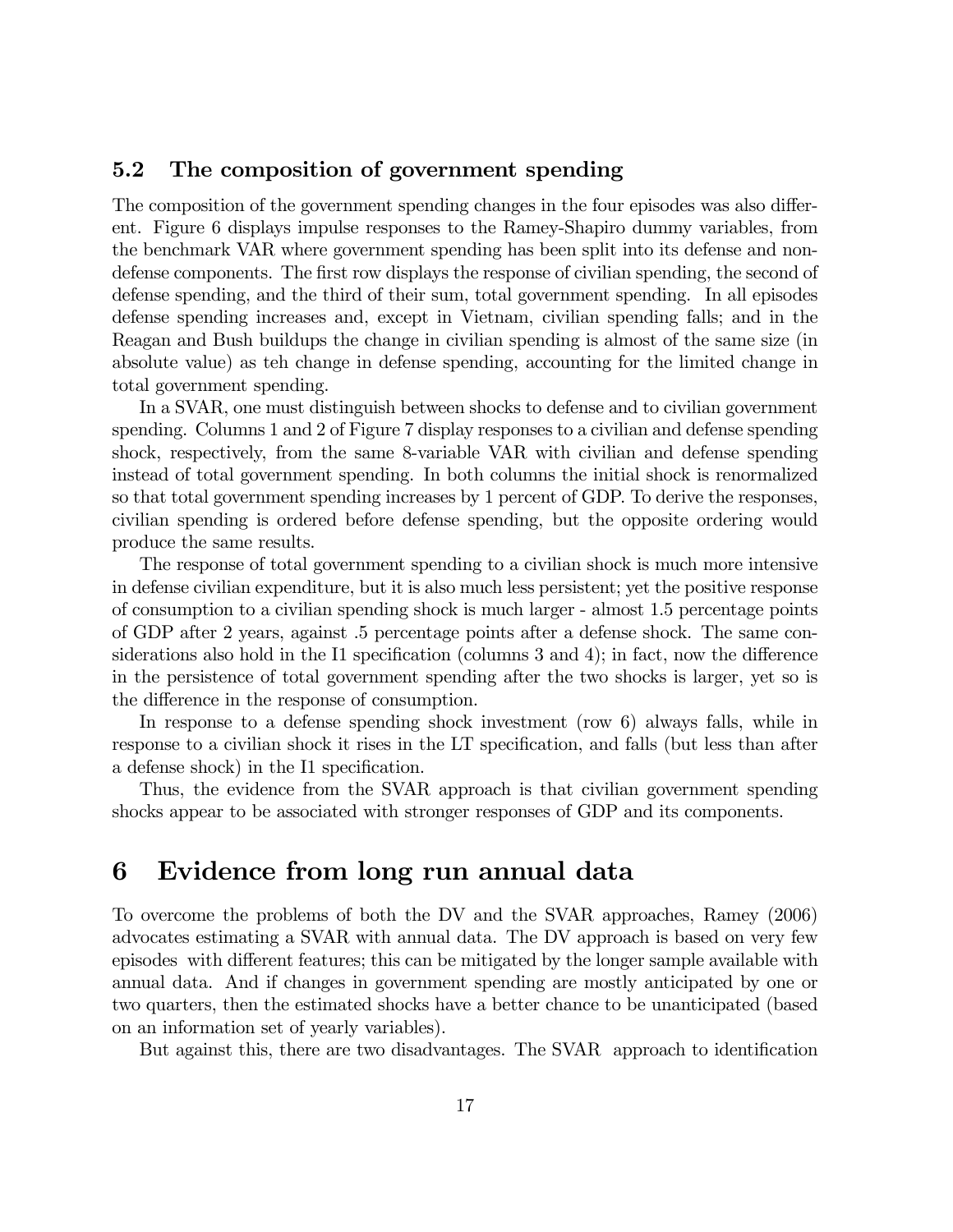### 5.2 The composition of government spending

The composition of the government spending changes in the four episodes was also different. Figure 6 displays impulse responses to the Ramey-Shapiro dummy variables, from the benchmark VAR where government spending has been split into its defense and non-defense components. The first row displays the response of civilian spending, the second of defense spending, and the third of their sum, total government spending. In all episodes defense spending increases and, except in Vietnam, civilian spending falls; and in the Reagan and Bush buildups the change in civilian spending is almost of the same size (in absolute value) as teh change in defense spending, accounting for the limited change in total government spending.

In a SVAR, one must distinguish between shocks to defense and to civilian government spending. Columns 1 and 2 of Figure 7 display responses to a civilian and defense spending shock, respectively, from the same 8-variable VAR with civilian and defense spending instead of total government spending. In both columns the initial shock is renormalized so that total government spending increases by 1 percent of GDP. To derive the responses, civilian spending is ordered before defense spending, but the opposite ordering would produce the same results.

The response of total government spending to a civilian shock is much more intensive in defense civilian expenditure, but it is also much less persistent; yet the positive response of consumption to a civilian spending shock is much larger - almost 1.5 percentage points of GDP after 2 years, against .5 percentage points after a defense shock. The same considerations also hold in the I1 specification (columns 3 and 4); in fact, now the difference in the persistence of total government spending after the two shocks is larger, yet so is the difference in the response of consumption.

In response to a defense spending shock investment (row 6) always falls, while in response to a civilian shock it rises in the LT specification, and falls (but less than after a defense shock) in the I1 specification.

Thus, the evidence from the SVAR approach is that civilian government spending shocks appear to be associated with stronger responses of GDP and its components.

# 6 Evidence from long run annual data

To overcome the problems of both the DV and the SVAR approaches, Ramey (2006) advocates estimating a SVAR with annual data. The DV approach is based on very few episodes with different features; this can be mitigated by the longer sample available with annual data. And if changes in government spending are mostly anticipated by one or two quarters, then the estimated shocks have a better chance to be unanticipated (based on an information set of yearly variables).

But against this, there are two disadvantages. The SVAR approach to identification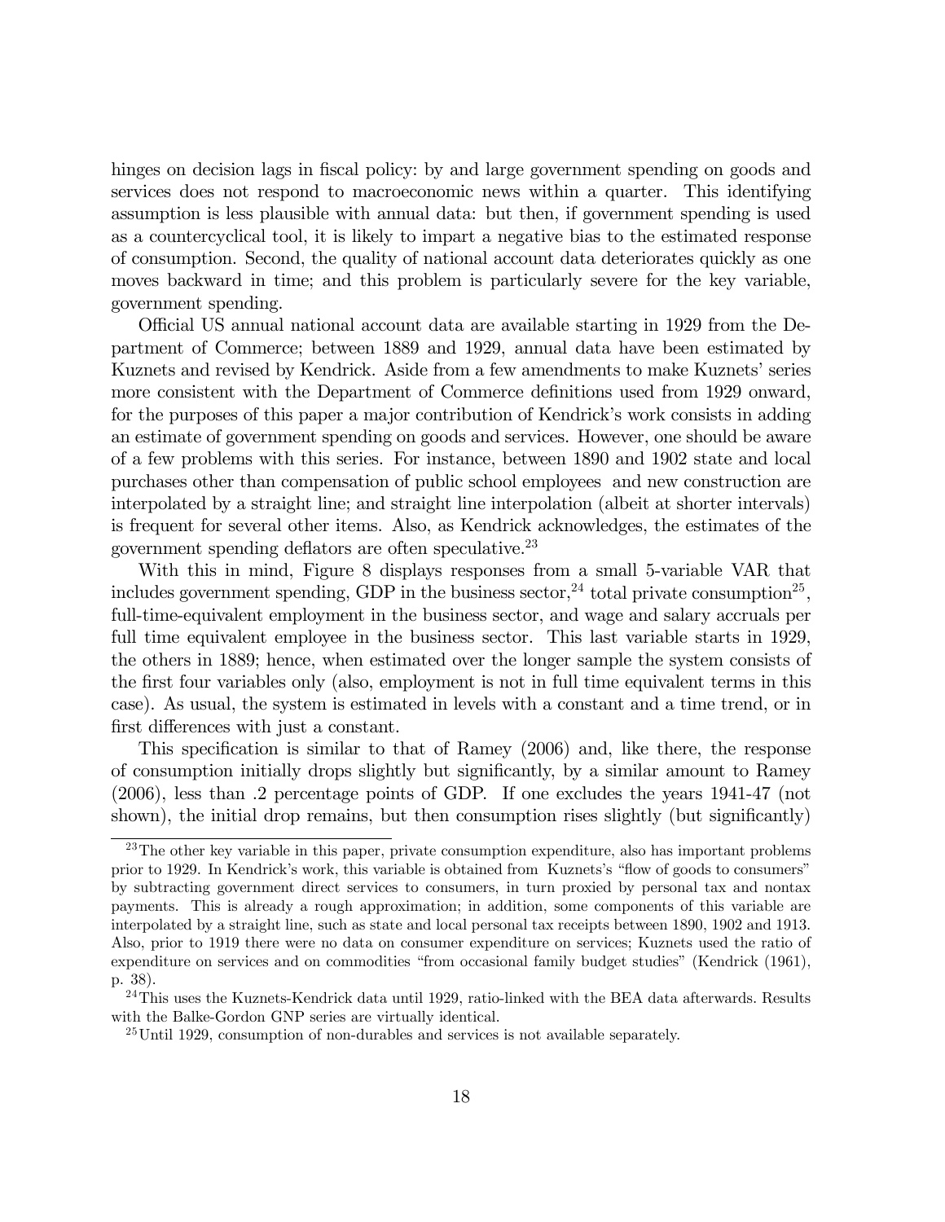hinges on decision lags in fiscal policy: by and large government spending on goods and services does not respond to macroeconomic news within a quarter. This identifying assumption is less plausible with annual data: but then, if government spending is used as a countercyclical tool, it is likely to impart a negative bias to the estimated response of consumption. Second, the quality of national account data deteriorates quickly as one moves backward in time; and this problem is particularly severe for the key variable, government spending.

Official US annual national account data are available starting in 1929 from the Department of Commerce; between 1889 and 1929, annual data have been estimated by Kuznets and revised by Kendrick. Aside from a few amendments to make Kuznets' series more consistent with the Department of Commerce definitions used from 1929 onward, for the purposes of this paper a major contribution of Kendrick's work consists in adding an estimate of government spending on goods and services. However, one should be aware of a few problems with this series. For instance, between 1890 and 1902 state and local purchases other than compensation of public school employees and new construction are interpolated by a straight line; and straight line interpolation (albeit at shorter intervals) is frequent for several other items. Also, as Kendrick acknowledges, the estimates of the government spending deflators are often speculative.[23]

With this in mind, Figure 8 displays responses from a small 5-variable VAR that includes government spending, GDP in the business sector,[24] total private consumption[25], full-time-equivalent employment in the business sector, and wage and salary accruals per full time equivalent employee in the business sector. This last variable starts in 1929, the others in 1889; hence, when estimated over the longer sample the system consists of the first four variables only (also, employment is not in full time equivalent terms in this case). As usual, the system is estimated in levels with a constant and a time trend, or in first differences with just a constant.

This specification is similar to that of Ramey (2006) and, like there, the response of consumption initially drops slightly but significantly, by a similar amount to Ramey (2006), less than .2 percentage points of GDP. If one excludes the years 1941-47 (not shown), the initial drop remains, but then consumption rises slightly (but significantly)

---

[23] The other key variable in this paper, private consumption expenditure, also has important problems prior to 1929. In Kendrick's work, this variable is obtained from Kuznets's "flow of goods to consumers" by subtracting government direct services to consumers, in turn proxied by personal tax and nontax payments. This is already a rough approximation; in addition, some components of this variable are interpolated by a straight line, such as state and local personal tax receipts between 1890, 1902 and 1913. Also, prior to 1919 there were no data on consumer expenditure on services; Kuznets used the ratio of expenditure on services and on commodities "from occasional family budget studies" (Kendrick (1961), p. 38).

[24] This uses the Kuznets-Kendrick data until 1929, ratio-linked with the BEA data afterwards. Results with the Balke-Gordon GNP series are virtually identical.

[25] Until 1929, consumption of non-durables and services is not available separately.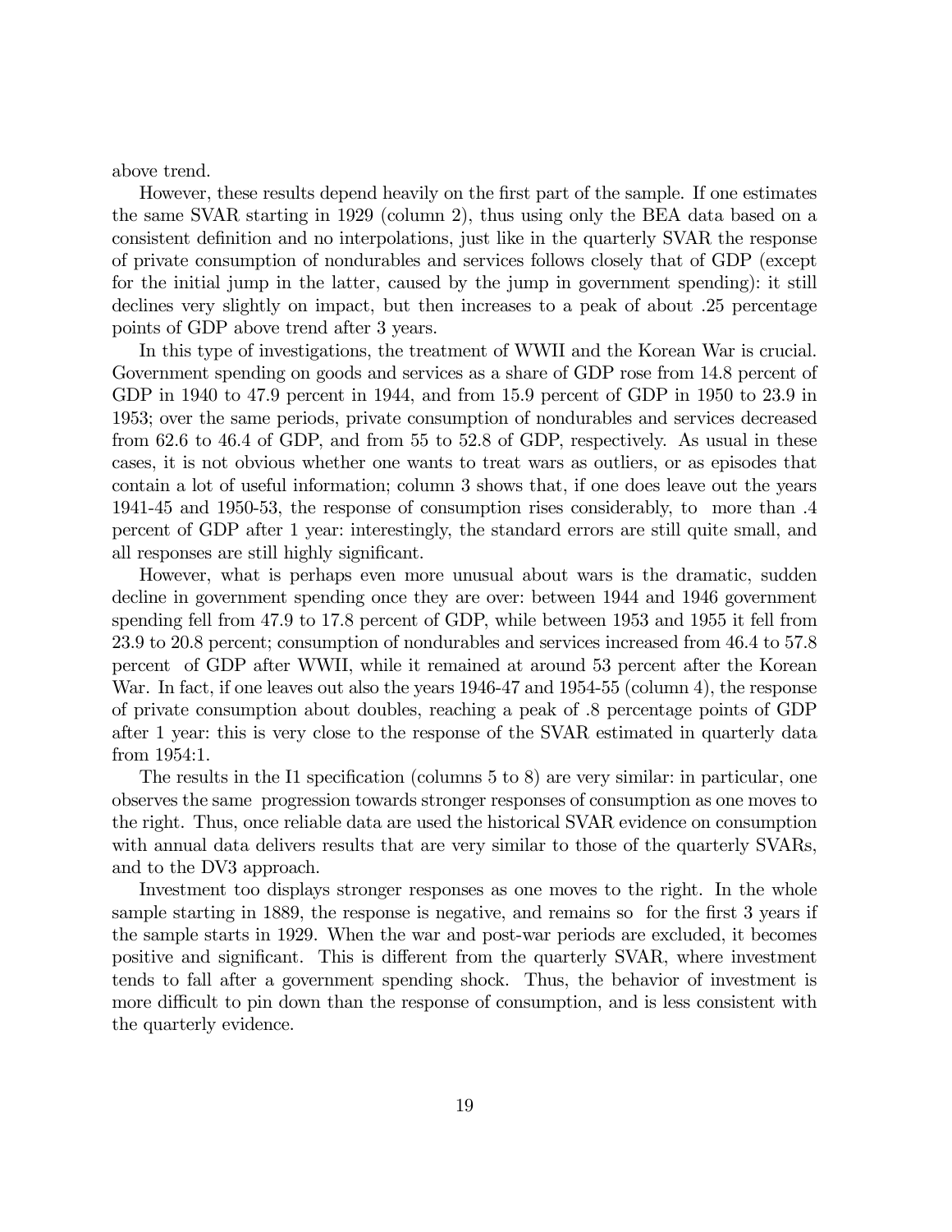above trend.

However, these results depend heavily on the first part of the sample. If one estimates the same SVAR starting in 1929 (column 2), thus using only the BEA data based on a consistent definition and no interpolations, just like in the quarterly SVAR the response of private consumption of nondurables and services follows closely that of GDP (except for the initial jump in the latter, caused by the jump in government spending): it still declines very slightly on impact, but then increases to a peak of about .25 percentage points of GDP above trend after 3 years.

In this type of investigations, the treatment of WWII and the Korean War is crucial. Government spending on goods and services as a share of GDP rose from 14.8 percent of GDP in 1940 to 47.9 percent in 1944, and from 15.9 percent of GDP in 1950 to 23.9 in 1953; over the same periods, private consumption of nondurables and services decreased from 62.6 to 46.4 of GDP, and from 55 to 52.8 of GDP, respectively. As usual in these cases, it is not obvious whether one wants to treat wars as outliers, or as episodes that contain a lot of useful information; column 3 shows that, if one does leave out the years 1941-45 and 1950-53, the response of consumption rises considerably, to more than .4 percent of GDP after 1 year: interestingly, the standard errors are still quite small, and all responses are still highly significant.

However, what is perhaps even more unusual about wars is the dramatic, sudden decline in government spending once they are over: between 1944 and 1946 government spending fell from 47.9 to 17.8 percent of GDP, while between 1953 and 1955 it fell from 23.9 to 20.8 percent; consumption of nondurables and services increased from 46.4 to 57.8 percent of GDP after WWII, while it remained at around 53 percent after the Korean War. In fact, if one leaves out also the years 1946-47 and 1954-55 (column 4), the response of private consumption about doubles, reaching a peak of .8 percentage points of GDP after 1 year: this is very close to the response of the SVAR estimated in quarterly data from 1954:1.

The results in the I1 specification (columns 5 to 8) are very similar: in particular, one observes the same progression towards stronger responses of consumption as one moves to the right. Thus, once reliable data are used the historical SVAR evidence on consumption with annual data delivers results that are very similar to those of the quarterly SVARs, and to the DV3 approach.

Investment too displays stronger responses as one moves to the right. In the whole sample starting in 1889, the response is negative, and remains so for the first 3 years if the sample starts in 1929. When the war and post-war periods are excluded, it becomes positive and significant. This is different from the quarterly SVAR, where investment tends to fall after a government spending shock. Thus, the behavior of investment is more difficult to pin down than the response of consumption, and is less consistent with the quarterly evidence.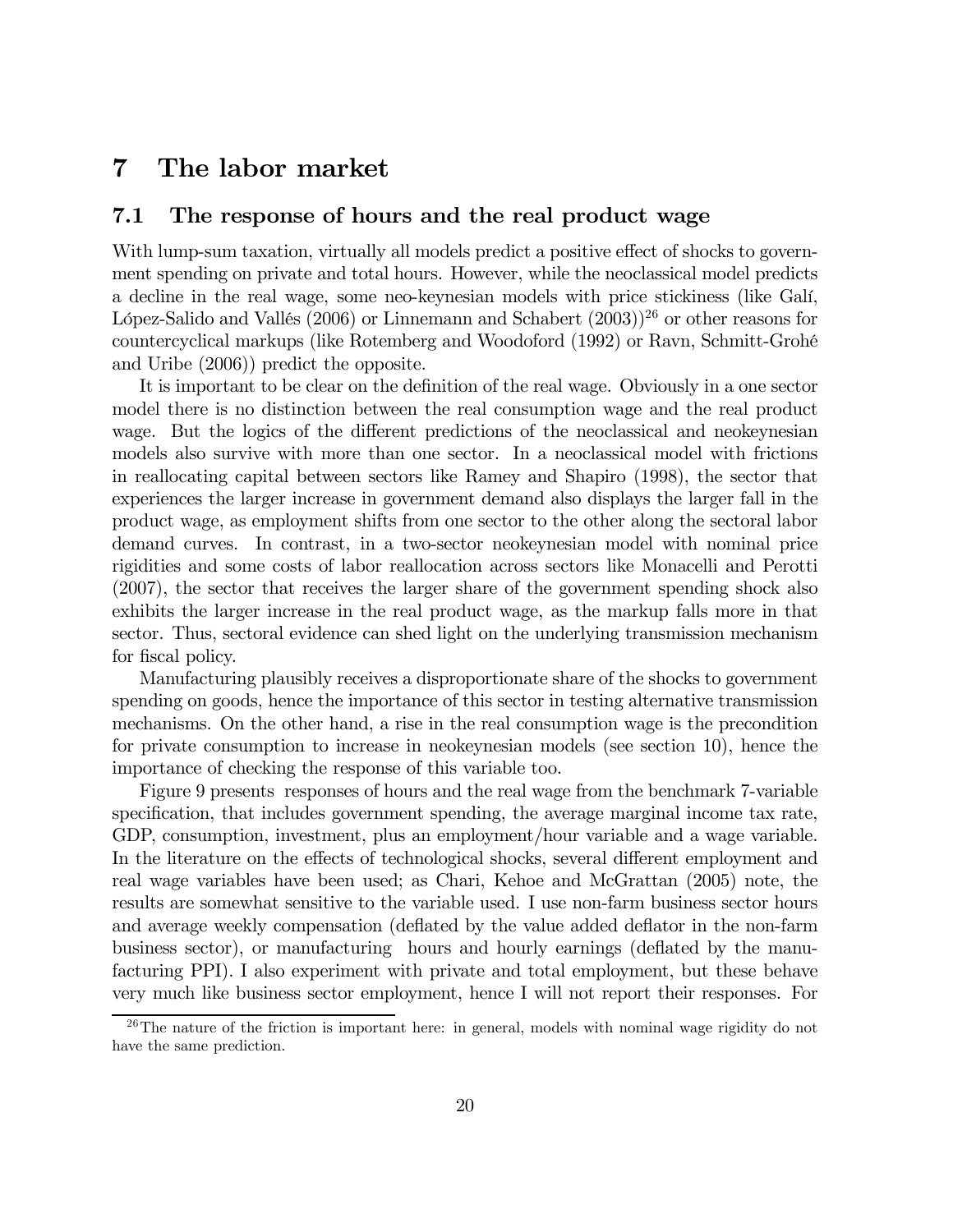# 7 The labor market

## 7.1 The response of hours and the real product wage

With lump-sum taxation, virtually all models predict a positive effect of shocks to government spending on private and total hours. However, while the neoclassical model predicts a decline in the real wage, some neo-keynesian models with price stickiness (like Galí, López-Salido and Vallés (2006) or Linnemann and Schabert (2003))[26] or other reasons for countercyclical markups (like Rotemberg and Woodoford (1992) or Ravn, Schmitt-Grohé and Uribe (2006)) predict the opposite.

It is important to be clear on the definition of the real wage. Obviously in a one sector model there is no distinction between the real consumption wage and the real product wage. But the logics of the different predictions of the neoclassical and neokeynesian models also survive with more than one sector. In a neoclassical model with frictions in reallocating capital between sectors like Ramey and Shapiro (1998), the sector that experiences the larger increase in government demand also displays the larger fall in the product wage, as employment shifts from one sector to the other along the sectoral labor demand curves. In contrast, in a two-sector neokeynesian model with nominal price rigidities and some costs of labor reallocation across sectors like Monacelli and Perotti (2007), the sector that receives the larger share of the government spending shock also exhibits the larger increase in the real product wage, as the markup falls more in that sector. Thus, sectoral evidence can shed light on the underlying transmission mechanism for fiscal policy.

Manufacturing plausibly receives a disproportionate share of the shocks to government spending on goods, hence the importance of this sector in testing alternative transmission mechanisms. On the other hand, a rise in the real consumption wage is the precondition for private consumption to increase in neokeynesian models (see section 10), hence the importance of checking the response of this variable too.

Figure 9 presents responses of hours and the real wage from the benchmark 7-variable specification, that includes government spending, the average marginal income tax rate, GDP, consumption, investment, plus an employment/hour variable and a wage variable. In the literature on the effects of technological shocks, several different employment and real wage variables have been used; as Chari, Kehoe and McGrattan (2005) note, the results are somewhat sensitive to the variable used. I use non-farm business sector hours and average weekly compensation (deflated by the value added deflator in the non-farm business sector), or manufacturing hours and hourly earnings (deflated by the manufacturing PPI). I also experiment with private and total employment, but these behave very much like business sector employment, hence I will not report their responses. For

[26] The nature of the friction is important here: in general, models with nominal wage rigidity do not have the same prediction.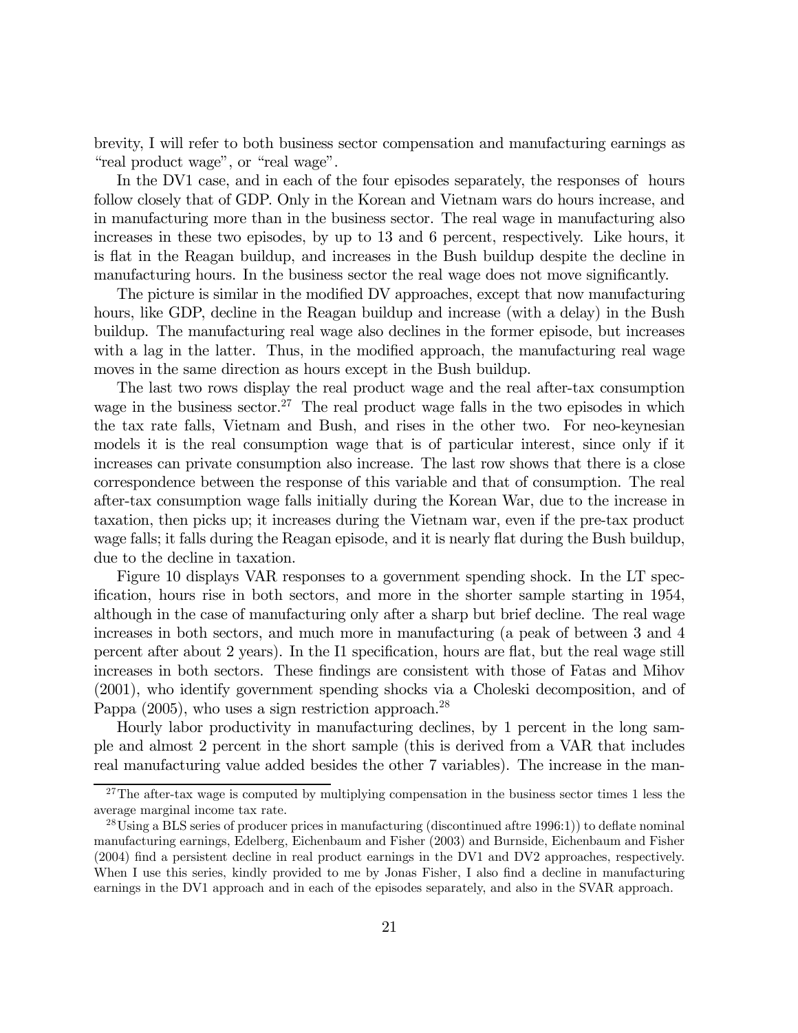brevity, I will refer to both business sector compensation and manufacturing earnings as "real product wage", or "real wage".

In the DV1 case, and in each of the four episodes separately, the responses of hours follow closely that of GDP. Only in the Korean and Vietnam wars do hours increase, and in manufacturing more than in the business sector. The real wage in manufacturing also increases in these two episodes, by up to 13 and 6 percent, respectively. Like hours, it is flat in the Reagan buildup, and increases in the Bush buildup despite the decline in manufacturing hours. In the business sector the real wage does not move significantly.

The picture is similar in the modified DV approaches, except that now manufacturing hours, like GDP, decline in the Reagan buildup and increase (with a delay) in the Bush buildup. The manufacturing real wage also declines in the former episode, but increases with a lag in the latter. Thus, in the modified approach, the manufacturing real wage moves in the same direction as hours except in the Bush buildup.

The last two rows display the real product wage and the real after-tax consumption wage in the business sector.[27] The real product wage falls in the two episodes in which the tax rate falls, Vietnam and Bush, and rises in the other two. For neo-keynesian models it is the real consumption wage that is of particular interest, since only if it increases can private consumption also increase. The last row shows that there is a close correspondence between the response of this variable and that of consumption. The real after-tax consumption wage falls initially during the Korean War, due to the increase in taxation, then picks up; it increases during the Vietnam war, even if the pre-tax product wage falls; it falls during the Reagan episode, and it is nearly flat during the Bush buildup, due to the decline in taxation.

Figure 10 displays VAR responses to a government spending shock. In the LT specification, hours rise in both sectors, and more in the shorter sample starting in 1954, although in the case of manufacturing only after a sharp but brief decline. The real wage increases in both sectors, and much more in manufacturing (a peak of between 3 and 4 percent after about 2 years). In the I1 specification, hours are flat, but the real wage still increases in both sectors. These findings are consistent with those of Fatas and Mihov (2001), who identify government spending shocks via a Choleski decomposition, and of Pappa (2005), who uses a sign restriction approach.[28]

Hourly labor productivity in manufacturing declines, by 1 percent in the long sample and almost 2 percent in the short sample (this is derived from a VAR that includes real manufacturing value added besides the other 7 variables). The increase in the man-

[27] The after-tax wage is computed by multiplying compensation in the business sector times 1 less the average marginal income tax rate.

[28] Using a BLS series of producer prices in manufacturing (discontinued aftre 1996:1)) to deflate nominal manufacturing earnings, Edelberg, Eichenbaum and Fisher (2003) and Burnside, Eichenbaum and Fisher (2004) find a persistent decline in real product earnings in the DV1 and DV2 approaches, respectively. When I use this series, kindly provided to me by Jonas Fisher, I also find a decline in manufacturing earnings in the DV1 approach and in each of the episodes separately, and also in the SVAR approach.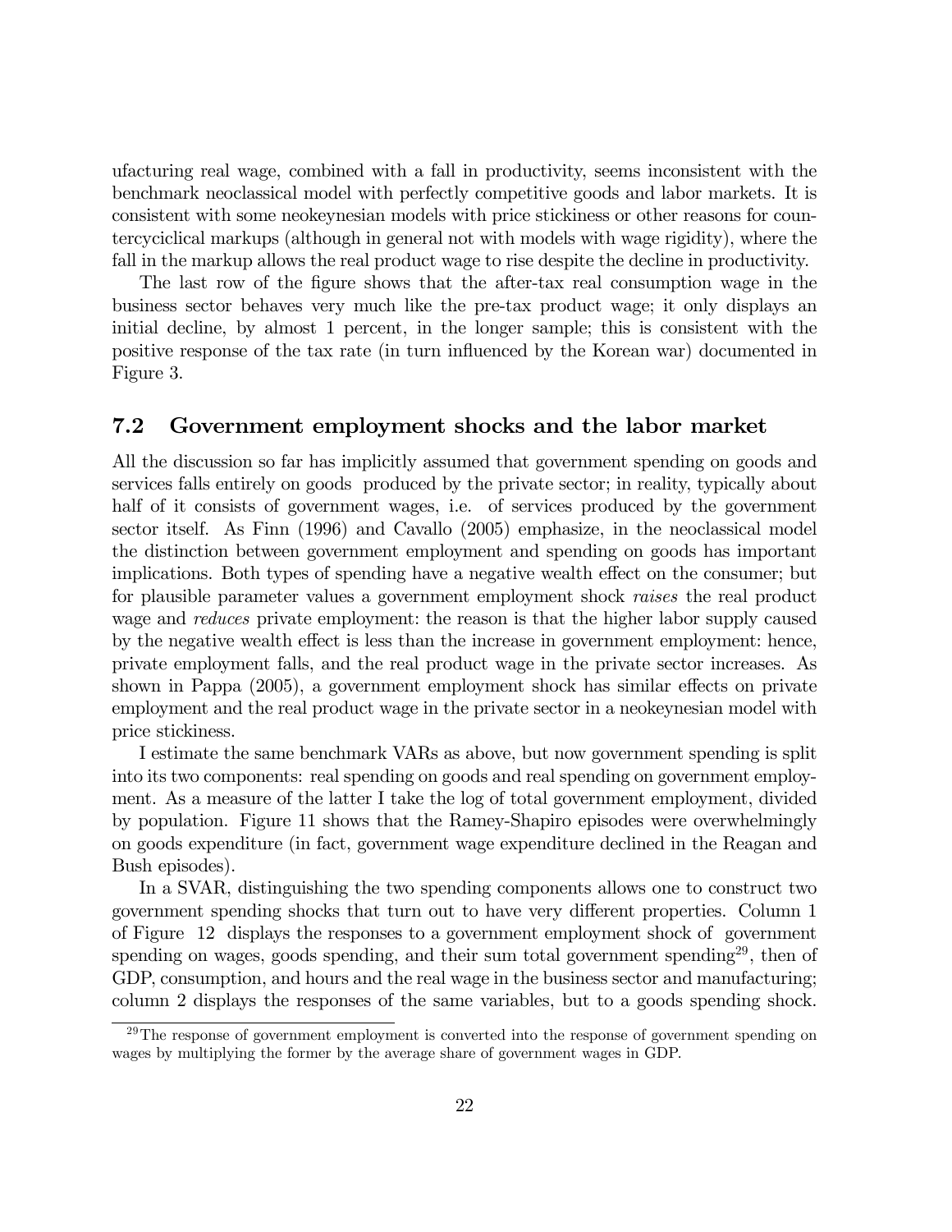ufacturing real wage, combined with a fall in productivity, seems inconsistent with the benchmark neoclassical model with perfectly competitive goods and labor markets. It is consistent with some neokeynesian models with price stickiness or other reasons for countercyciclical markups (although in general not with models with wage rigidity), where the fall in the markup allows the real product wage to rise despite the decline in productivity.

The last row of the figure shows that the after-tax real consumption wage in the business sector behaves very much like the pre-tax product wage; it only displays an initial decline, by almost 1 percent, in the longer sample; this is consistent with the positive response of the tax rate (in turn influenced by the Korean war) documented in Figure 3.

### 7.2 Government employment shocks and the labor market

All the discussion so far has implicitly assumed that government spending on goods and services falls entirely on goods produced by the private sector; in reality, typically about half of it consists of government wages, i.e. of services produced by the government sector itself. As Finn (1996) and Cavallo (2005) emphasize, in the neoclassical model the distinction between government employment and spending on goods has important implications. Both types of spending have a negative wealth effect on the consumer; but for plausible parameter values a government employment shock *raises* the real product wage and *reduces* private employment: the reason is that the higher labor supply caused by the negative wealth effect is less than the increase in government employment: hence, private employment falls, and the real product wage in the private sector increases. As shown in Pappa (2005), a government employment shock has similar effects on private employment and the real product wage in the private sector in a neokeynesian model with price stickiness.

I estimate the same benchmark VARs as above, but now government spending is split into its two components: real spending on goods and real spending on government employment. As a measure of the latter I take the log of total government employment, divided by population. Figure 11 shows that the Ramey-Shapiro episodes were overwhelmingly on goods expenditure (in fact, government wage expenditure declined in the Reagan and Bush episodes).

In a SVAR, distinguishing the two spending components allows one to construct two government spending shocks that turn out to have very different properties. Column 1 of Figure 12 displays the responses to a government employment shock of government spending on wages, goods spending, and their sum total government spending[29], then of GDP, consumption, and hours and the real wage in the business sector and manufacturing; column 2 displays the responses of the same variables, but to a goods spending shock.

[29] The response of government employment is converted into the response of government spending on wages by multiplying the former by the average share of government wages in GDP.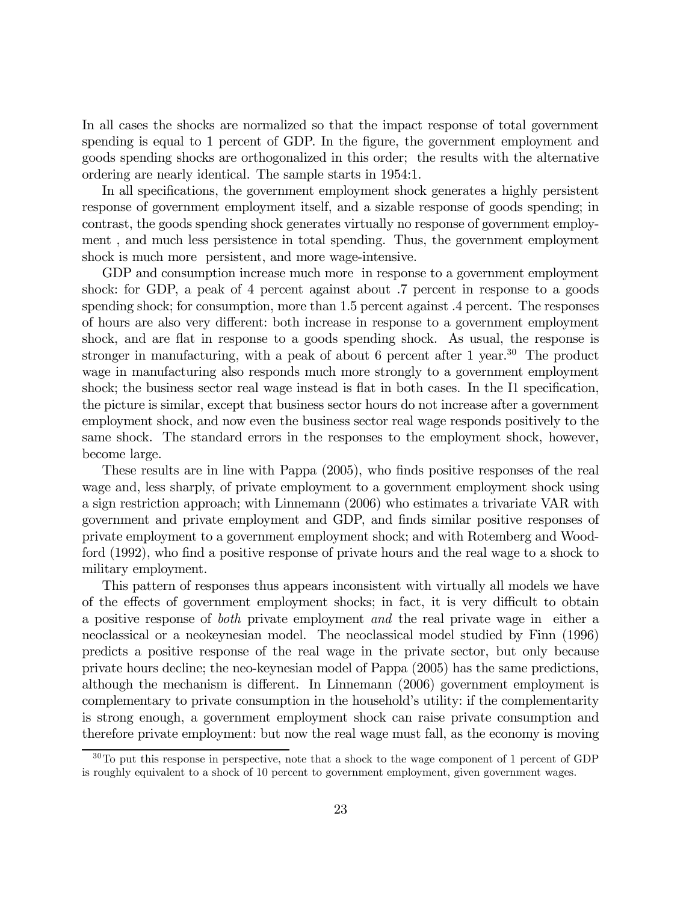In all cases the shocks are normalized so that the impact response of total government spending is equal to 1 percent of GDP. In the figure, the government employment and goods spending shocks are orthogonalized in this order; the results with the alternative ordering are nearly identical. The sample starts in 1954:1.

In all specifications, the government employment shock generates a highly persistent response of government employment itself, and a sizable response of goods spending; in contrast, the goods spending shock generates virtually no response of government employment , and much less persistence in total spending. Thus, the government employment shock is much more persistent, and more wage-intensive.

GDP and consumption increase much more in response to a government employment shock: for GDP, a peak of 4 percent against about .7 percent in response to a goods spending shock; for consumption, more than 1.5 percent against .4 percent. The responses of hours are also very different: both increase in response to a government employment shock, and are flat in response to a goods spending shock. As usual, the response is stronger in manufacturing, with a peak of about 6 percent after 1 year.[30] The product wage in manufacturing also responds much more strongly to a government employment shock; the business sector real wage instead is flat in both cases. In the I1 specification, the picture is similar, except that business sector hours do not increase after a government employment shock, and now even the business sector real wage responds positively to the same shock. The standard errors in the responses to the employment shock, however, become large.

These results are in line with Pappa (2005), who finds positive responses of the real wage and, less sharply, of private employment to a government employment shock using a sign restriction approach; with Linnemann (2006) who estimates a trivariate VAR with government and private employment and GDP, and finds similar positive responses of private employment to a government employment shock; and with Rotemberg and Woodford (1992), who find a positive response of private hours and the real wage to a shock to military employment.

This pattern of responses thus appears inconsistent with virtually all models we have of the effects of government employment shocks; in fact, it is very difficult to obtain a positive response of *both* private employment *and* the real private wage in either a neoclassical or a neokeynesian model. The neoclassical model studied by Finn (1996) predicts a positive response of the real wage in the private sector, but only because private hours decline; the neo-keynesian model of Pappa (2005) has the same predictions, although the mechanism is different. In Linnemann (2006) government employment is complementary to private consumption in the household's utility: if the complementarity is strong enough, a government employment shock can raise private consumption and therefore private employment: but now the real wage must fall, as the economy is moving

[30] To put this response in perspective, note that a shock to the wage component of 1 percent of GDP is roughly equivalent to a shock of 10 percent to government employment, given government wages.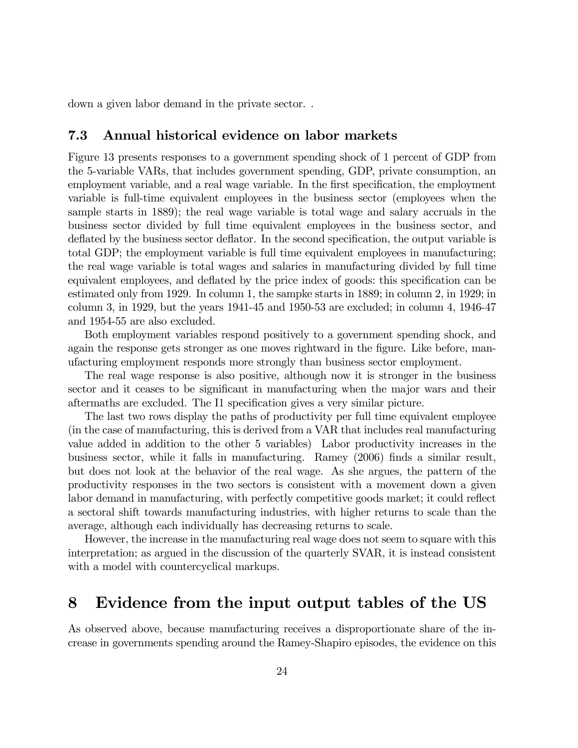down a given labor demand in the private sector. .

### 7.3 Annual historical evidence on labor markets

Figure 13 presents responses to a government spending shock of 1 percent of GDP from the 5-variable VARs, that includes government spending, GDP, private consumption, an employment variable, and a real wage variable. In the first specification, the employment variable is full-time equivalent employees in the business sector (employees when the sample starts in 1889); the real wage variable is total wage and salary accruals in the business sector divided by full time equivalent employees in the business sector, and deflated by the business sector deflator. In the second specification, the output variable is total GDP; the employment variable is full time equivalent employees in manufacturing; the real wage variable is total wages and salaries in manufacturing divided by full time equivalent employees, and deflated by the price index of goods: this specification can be estimated only from 1929. In column 1, the sampke starts in 1889; in column 2, in 1929; in column 3, in 1929, but the years 1941-45 and 1950-53 are excluded; in column 4, 1946-47 and 1954-55 are also excluded.

Both employment variables respond positively to a government spending shock, and again the response gets stronger as one moves rightward in the figure. Like before, manufacturing employment responds more strongly than business sector employment.

The real wage response is also positive, although now it is stronger in the business sector and it ceases to be significant in manufacturing when the major wars and their aftermaths are excluded. The I1 specification gives a very similar picture.

The last two rows display the paths of productivity per full time equivalent employee (in the case of manufacturing, this is derived from a VAR that includes real manufacturing value added in addition to the other 5 variables) Labor productivity increases in the business sector, while it falls in manufacturing. Ramey (2006) finds a similar result, but does not look at the behavior of the real wage. As she argues, the pattern of the productivity responses in the two sectors is consistent with a movement down a given labor demand in manufacturing, with perfectly competitive goods market; it could reflect a sectoral shift towards manufacturing industries, with higher returns to scale than the average, although each individually has decreasing returns to scale.

However, the increase in the manufacturing real wage does not seem to square with this interpretation; as argued in the discussion of the quarterly SVAR, it is instead consistent with a model with countercyclical markups.

## 8 Evidence from the input output tables of the US

As observed above, because manufacturing receives a disproportionate share of the increase in governments spending around the Ramey-Shapiro episodes, the evidence on this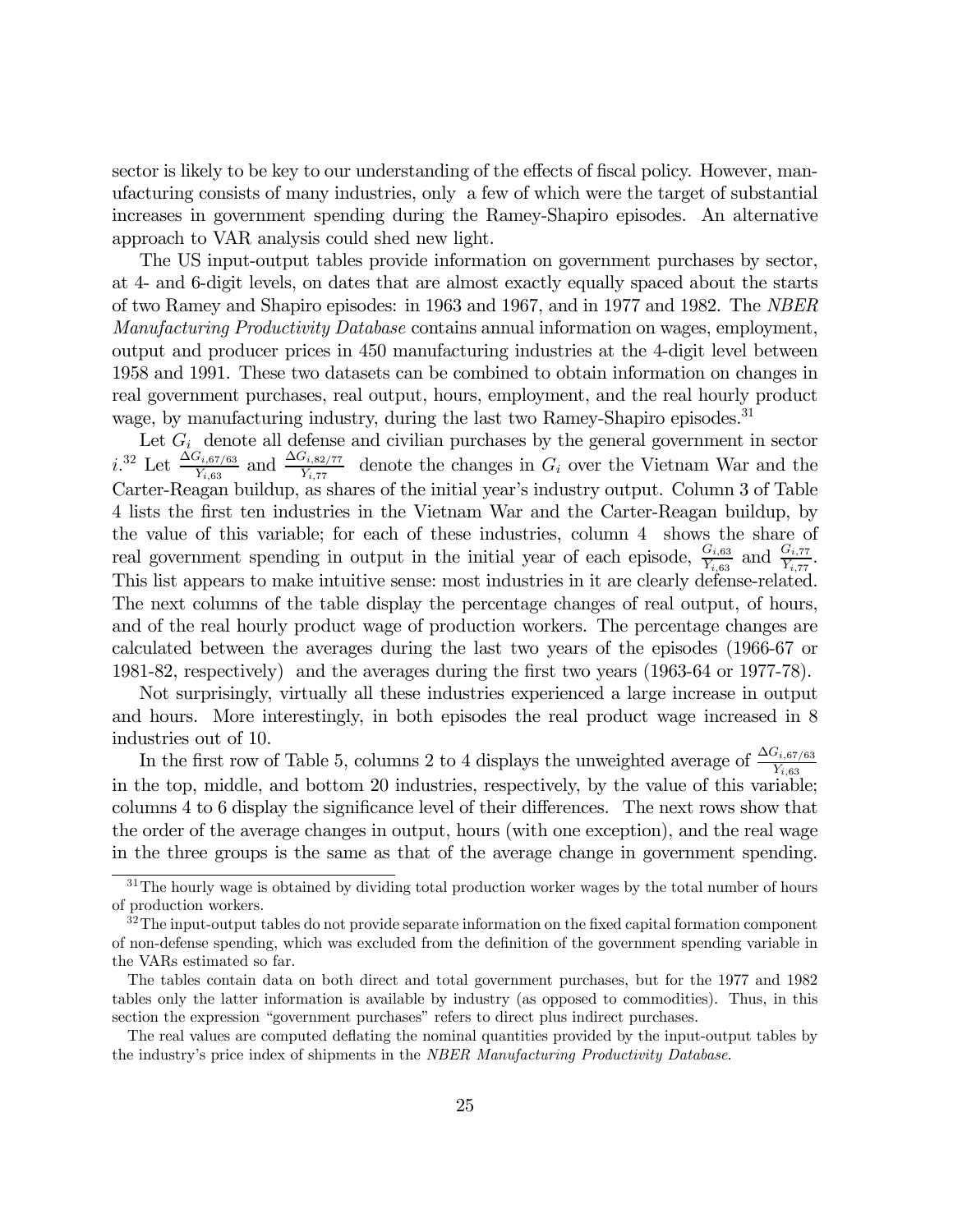sector is likely to be key to our understanding of the effects of fiscal policy. However, manufacturing consists of many industries, only a few of which were the target of substantial increases in government spending during the Ramey-Shapiro episodes. An alternative approach to VAR analysis could shed new light.

The US input-output tables provide information on government purchases by sector, at 4- and 6-digit levels, on dates that are almost exactly equally spaced about the starts of two Ramey and Shapiro episodes: in 1963 and 1967, and in 1977 and 1982. The *NBER Manufacturing Productivity Database* contains annual information on wages, employment, output and producer prices in 450 manufacturing industries at the 4-digit level between 1958 and 1991. These two datasets can be combined to obtain information on changes in real government purchases, real output, hours, employment, and the real hourly product wage, by manufacturing industry, during the last two Ramey-Shapiro episodes.[31]

Let $G_i$ denote all defense and civilian purchases by the general government in sector $i$.[32] Let $\frac{\Delta G_{i,67/63}}{Y_{i,63}}$ and $\frac{\Delta G_{i,82/77}}{Y_{i,77}}$ denote the changes in $G_i$ over the Vietnam War and the Carter-Reagan buildup, as shares of the initial year's industry output. Column 3 of Table 4 lists the first ten industries in the Vietnam War and the Carter-Reagan buildup, by the value of this variable; for each of these industries, column 4 shows the share of real government spending in output in the initial year of each episode, $\frac{G_{i,63}}{Y_{i,63}}$ and $\frac{G_{i,77}}{Y_{i,77}}$. This list appears to make intuitive sense: most industries in it are clearly defense-related. The next columns of the table display the percentage changes of real output, of hours, and of the real hourly product wage of production workers. The percentage changes are calculated between the averages during the last two years of the episodes (1966-67 or 1981-82, respectively) and the averages during the first two years (1963-64 or 1977-78).

Not surprisingly, virtually all these industries experienced a large increase in output and hours. More interestingly, in both episodes the real product wage increased in 8 industries out of 10.

In the first row of Table 5, columns 2 to 4 displays the unweighted average of $\frac{\Delta G_{i,67/63}}{Y_{i,63}}$ in the top, middle, and bottom 20 industries, respectively, by the value of this variable; columns 4 to 6 display the significance level of their differences. The next rows show that the order of the average changes in output, hours (with one exception), and the real wage in the three groups is the same as that of the average change in government spending.

[31] The hourly wage is obtained by dividing total production worker wages by the total number of hours of production workers.

[32] The input-output tables do not provide separate information on the fixed capital formation component of non-defense spending, which was excluded from the definition of the government spending variable in the VARs estimated so far.

The tables contain data on both direct and total government purchases, but for the 1977 and 1982 tables only the latter information is available by industry (as opposed to commodities). Thus, in this section the expression "government purchases" refers to direct plus indirect purchases.

The real values are computed deflating the nominal quantities provided by the input-output tables by the industry's price index of shipments in the *NBER Manufacturing Productivity Database*.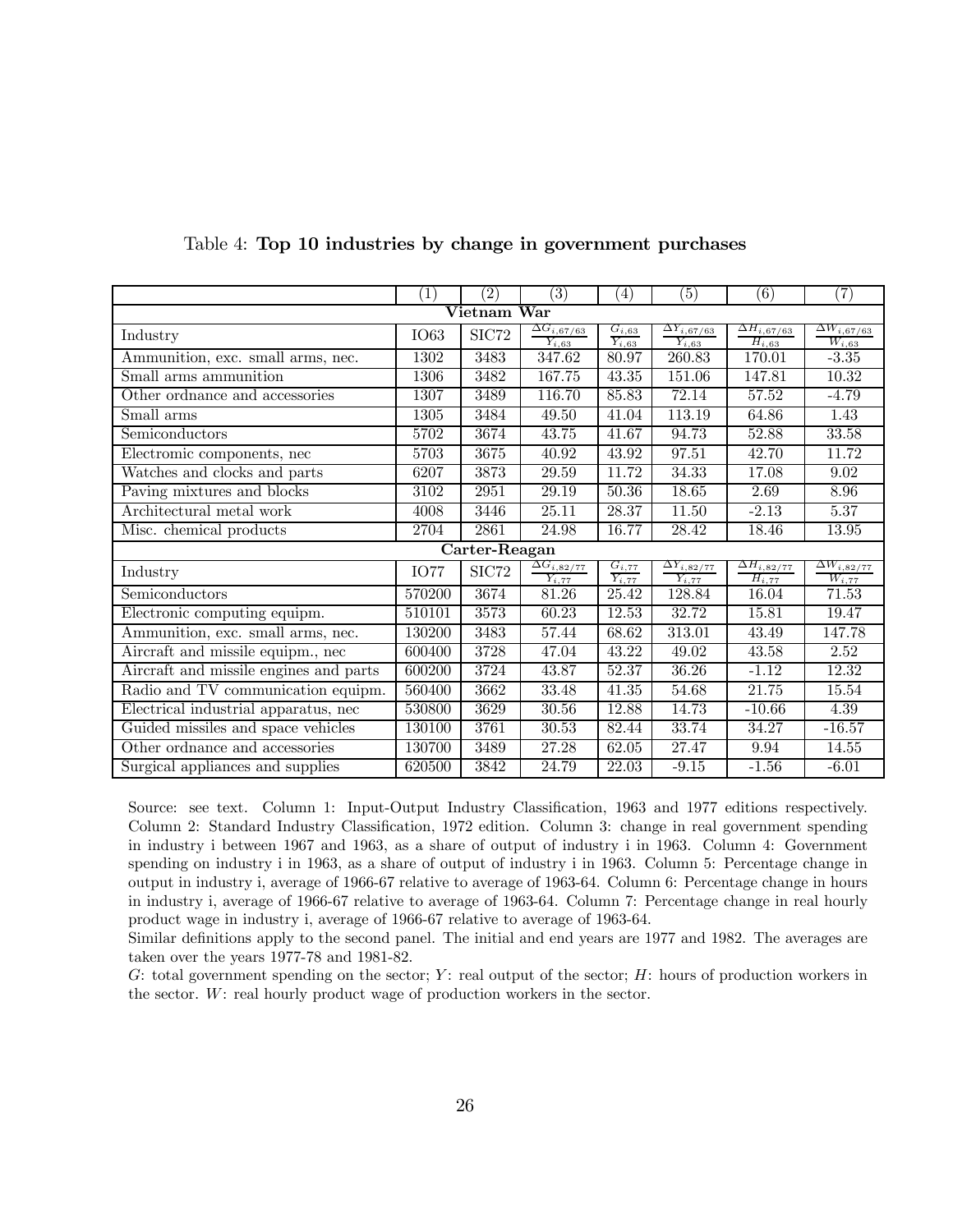Table 4: **Top 10 industries by change in government purchases**

| | (1) | (2) | (3) | (4) | (5) | (6) | (7) |
|---|---|---|---|---|---|---|---|
| **Vietnam War** | | | | | | | |
| Industry | IO63 | SIC72 | $\frac{\Delta G_{i,67/63}}{Y_{i,63}}$ | $\frac{G_{i,63}}{Y_{i,63}}$ | $\frac{\Delta Y_{i,67/63}}{Y_{i,63}}$ | $\frac{\Delta H_{i,67/63}}{H_{i,63}}$ | $\frac{\Delta W_{i,67/63}}{W_{i,63}}$ |
| Ammunition, exc. small arms, nec. | 1302 | 3483 | 347.62 | 80.97 | 260.83 | 170.01 | -3.35 |
| Small arms ammunition | 1306 | 3482 | 167.75 | 43.35 | 151.06 | 147.81 | 10.32 |
| Other ordnance and accessories | 1307 | 3489 | 116.70 | 85.83 | 72.14 | 57.52 | -4.79 |
| Small arms | 1305 | 3484 | 49.50 | 41.04 | 113.19 | 64.86 | 1.43 |
| Semiconductors | 5702 | 3674 | 43.75 | 41.67 | 94.73 | 52.88 | 33.58 |
| Electromic components, nec | 5703 | 3675 | 40.92 | 43.92 | 97.51 | 42.70 | 11.72 |
| Watches and clocks and parts | 6207 | 3873 | 29.59 | 11.72 | 34.33 | 17.08 | 9.02 |
| Paving mixtures and blocks | 3102 | 2951 | 29.19 | 50.36 | 18.65 | 2.69 | 8.96 |
| Architectural metal work | 4008 | 3446 | 25.11 | 28.37 | 11.50 | -2.13 | 5.37 |
| Misc. chemical products | 2704 | 2861 | 24.98 | 16.77 | 28.42 | 18.46 | 13.95 |
| **Carter-Reagan** | | | | | | | |
| Industry | IO77 | SIC72 | $\frac{\Delta G_{i,82/77}}{Y_{i,77}}$ | $\frac{G_{i,77}}{Y_{i,77}}$ | $\frac{\Delta Y_{i,82/77}}{Y_{i,77}}$ | $\frac{\Delta H_{i,82/77}}{H_{i,77}}$ | $\frac{\Delta W_{i,82/77}}{W_{i,77}}$ |
| Semiconductors | 570200 | 3674 | 81.26 | 25.42 | 128.84 | 16.04 | 71.53 |
| Electronic computing equipm. | 510101 | 3573 | 60.23 | 12.53 | 32.72 | 15.81 | 19.47 |
| Ammunition, exc. small arms, nec. | 130200 | 3483 | 57.44 | 68.62 | 313.01 | 43.49 | 147.78 |
| Aircraft and missile equipm., nec | 600400 | 3728 | 47.04 | 43.22 | 49.02 | 43.58 | 2.52 |
| Aircraft and missile engines and parts | 600200 | 3724 | 43.87 | 52.37 | 36.26 | -1.12 | 12.32 |
| Radio and TV communication equipm. | 560400 | 3662 | 33.48 | 41.35 | 54.68 | 21.75 | 15.54 |
| Electrical industrial apparatus, nec | 530800 | 3629 | 30.56 | 12.88 | 14.73 | -10.66 | 4.39 |
| Guided missiles and space vehicles | 130100 | 3761 | 30.53 | 82.44 | 33.74 | 34.27 | -16.57 |
| Other ordnance and accessories | 130700 | 3489 | 27.28 | 62.05 | 27.47 | 9.94 | 14.55 |
| Surgical appliances and supplies | 620500 | 3842 | 24.79 | 22.03 | -9.15 | -1.56 | -6.01 |

Source: see text. Column 1: Input-Output Industry Classification, 1963 and 1977 editions respectively. Column 2: Standard Industry Classification, 1972 edition. Column 3: change in real government spending in industry i between 1967 and 1963, as a share of output of industry i in 1963. Column 4: Government spending on industry i in 1963, as a share of output of industry i in 1963. Column 5: Percentage change in output in industry i, average of 1966-67 relative to average of 1963-64. Column 6: Percentage change in hours in industry i, average of 1966-67 relative to average of 1963-64. Column 7: Percentage change in real hourly product wage in industry i, average of 1966-67 relative to average of 1963-64.

Similar definitions apply to the second panel. The initial and end years are 1977 and 1982. The averages are taken over the years 1977-78 and 1981-82.

$G$: total government spending on the sector; $Y$: real output of the sector; $H$: hours of production workers in the sector. $W$: real hourly product wage of production workers in the sector.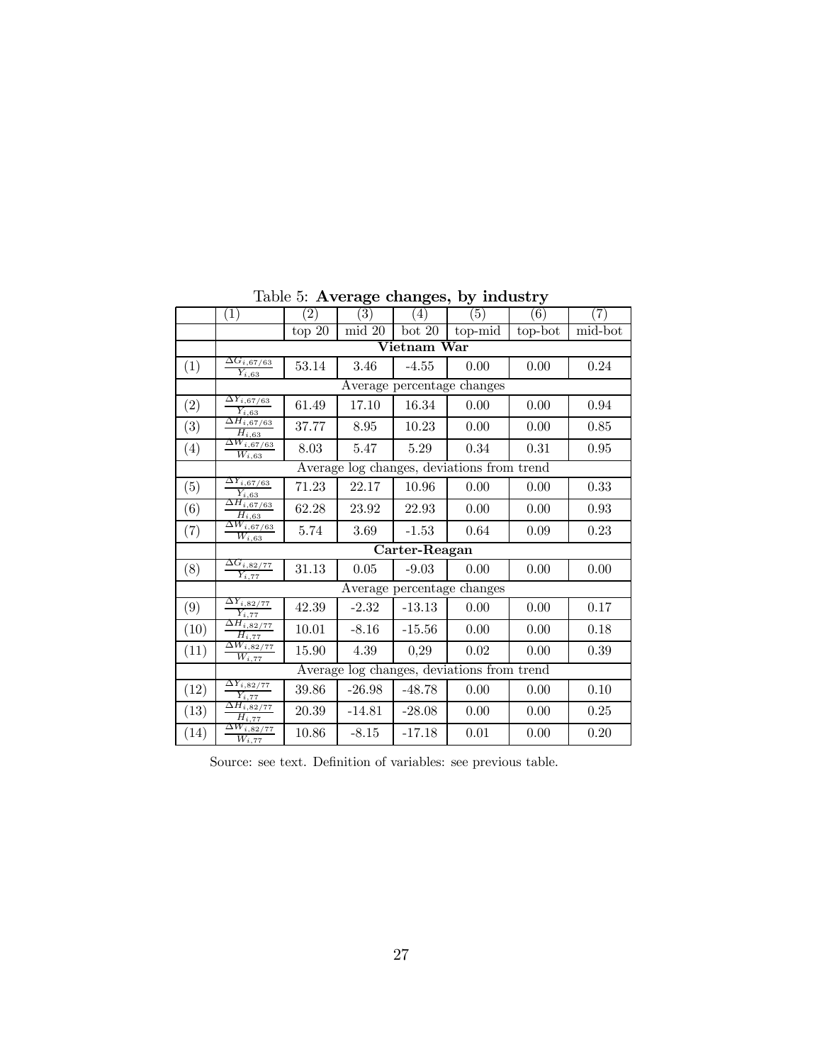Table 5: **Average changes, by industry**

| | (1) | (2) | (3) | (4) | (5) | (6) | (7) |
|---|---|---|---|---|---|---|---|
| | | top 20 | mid 20 | bot 20 | top-mid | top-bot | mid-bot |
| | **Vietnam War** | | | | | | |
| (1) | $\frac{\Delta G_{i,67/63}}{Y_{i,63}}$ | 53.14 | 3.46 | -4.55 | 0.00 | 0.00 | 0.24 |
| | Average percentage changes | | | | | | |
| (2) | $\frac{\Delta Y_{i,67/63}}{Y_{i,63}}$ | 61.49 | 17.10 | 16.34 | 0.00 | 0.00 | 0.94 |
| (3) | $\frac{\Delta H_{i,67/63}}{H_{i,63}}$ | 37.77 | 8.95 | 10.23 | 0.00 | 0.00 | 0.85 |
| (4) | $\frac{\Delta W_{i,67/63}}{W_{i,63}}$ | 8.03 | 5.47 | 5.29 | 0.34 | 0.31 | 0.95 |
| | Average log changes, deviations from trend | | | | | | |
| (5) | $\frac{\Delta Y_{i,67/63}}{Y_{i,63}}$ | 71.23 | 22.17 | 10.96 | 0.00 | 0.00 | 0.33 |
| (6) | $\frac{\Delta H_{i,67/63}}{H_{i,63}}$ | 62.28 | 23.92 | 22.93 | 0.00 | 0.00 | 0.93 |
| (7) | $\frac{\Delta W_{i,67/63}}{W_{i,63}}$ | 5.74 | 3.69 | -1.53 | 0.64 | 0.09 | 0.23 |
| | **Carter-Reagan** | | | | | | |
| (8) | $\frac{\Delta G_{i,82/77}}{Y_{i,77}}$ | 31.13 | 0.05 | -9.03 | 0.00 | 0.00 | 0.00 |
| | Average percentage changes | | | | | | |
| (9) | $\frac{\Delta Y_{i,82/77}}{Y_{i,77}}$ | 42.39 | -2.32 | -13.13 | 0.00 | 0.00 | 0.17 |
| (10) | $\frac{\Delta H_{i,82/77}}{H_{i,77}}$ | 10.01 | -8.16 | -15.56 | 0.00 | 0.00 | 0.18 |
| (11) | $\frac{\Delta W_{i,82/77}}{W_{i,77}}$ | 15.90 | 4.39 | 0,29 | 0.02 | 0.00 | 0.39 |
| | Average log changes, deviations from trend | | | | | | |
| (12) | $\frac{\Delta Y_{i,82/77}}{Y_{i,77}}$ | 39.86 | -26.98 | -48.78 | 0.00 | 0.00 | 0.10 |
| (13) | $\frac{\Delta H_{i,82/77}}{H_{i,77}}$ | 20.39 | -14.81 | -28.08 | 0.00 | 0.00 | 0.25 |
| (14) | $\frac{\Delta W_{i,82/77}}{W_{i,77}}$ | 10.86 | -8.15 | -17.18 | 0.01 | 0.00 | 0.20 |

Source: see text. Definition of variables: see previous table.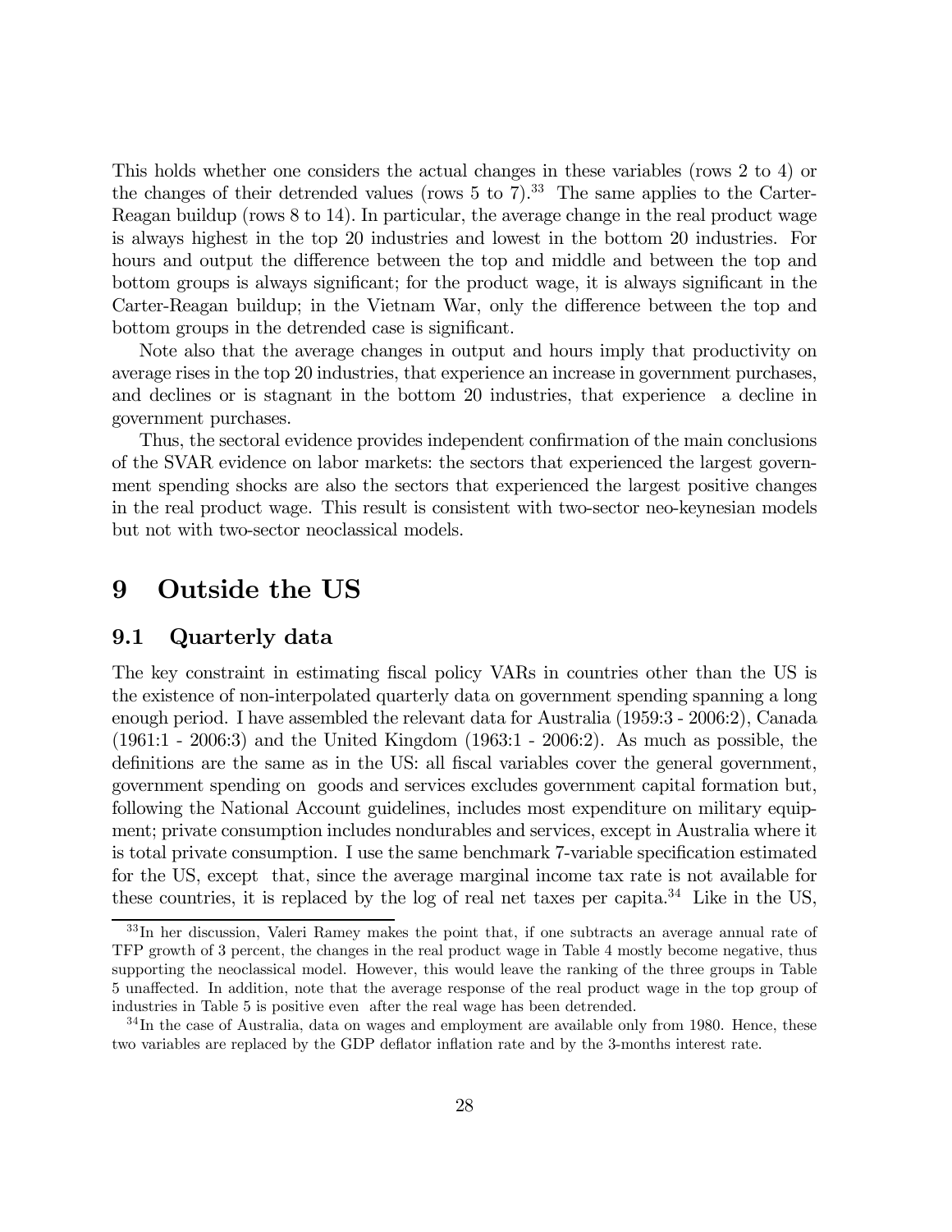This holds whether one considers the actual changes in these variables (rows 2 to 4) or the changes of their detrended values (rows 5 to 7).[33] The same applies to the Carter-Reagan buildup (rows 8 to 14). In particular, the average change in the real product wage is always highest in the top 20 industries and lowest in the bottom 20 industries. For hours and output the difference between the top and middle and between the top and bottom groups is always significant; for the product wage, it is always significant in the Carter-Reagan buildup; in the Vietnam War, only the difference between the top and bottom groups in the detrended case is significant.

Note also that the average changes in output and hours imply that productivity on average rises in the top 20 industries, that experience an increase in government purchases, and declines or is stagnant in the bottom 20 industries, that experience a decline in government purchases.

Thus, the sectoral evidence provides independent confirmation of the main conclusions of the SVAR evidence on labor markets: the sectors that experienced the largest government spending shocks are also the sectors that experienced the largest positive changes in the real product wage. This result is consistent with two-sector neo-keynesian models but not with two-sector neoclassical models.

# 9 Outside the US

## 9.1 Quarterly data

The key constraint in estimating fiscal policy VARs in countries other than the US is the existence of non-interpolated quarterly data on government spending spanning a long enough period. I have assembled the relevant data for Australia (1959:3 - 2006:2), Canada (1961:1 - 2006:3) and the United Kingdom (1963:1 - 2006:2). As much as possible, the definitions are the same as in the US: all fiscal variables cover the general government, government spending on goods and services excludes government capital formation but, following the National Account guidelines, includes most expenditure on military equipment; private consumption includes nondurables and services, except in Australia where it is total private consumption. I use the same benchmark 7-variable specification estimated for the US, except that, since the average marginal income tax rate is not available for these countries, it is replaced by the log of real net taxes per capita.[34] Like in the US,

[33] In her discussion, Valeri Ramey makes the point that, if one subtracts an average annual rate of TFP growth of 3 percent, the changes in the real product wage in Table 4 mostly become negative, thus supporting the neoclassical model. However, this would leave the ranking of the three groups in Table 5 unaffected. In addition, note that the average response of the real product wage in the top group of industries in Table 5 is positive even after the real wage has been detrended.

[34] In the case of Australia, data on wages and employment are available only from 1980. Hence, these two variables are replaced by the GDP deflator inflation rate and by the 3-months interest rate.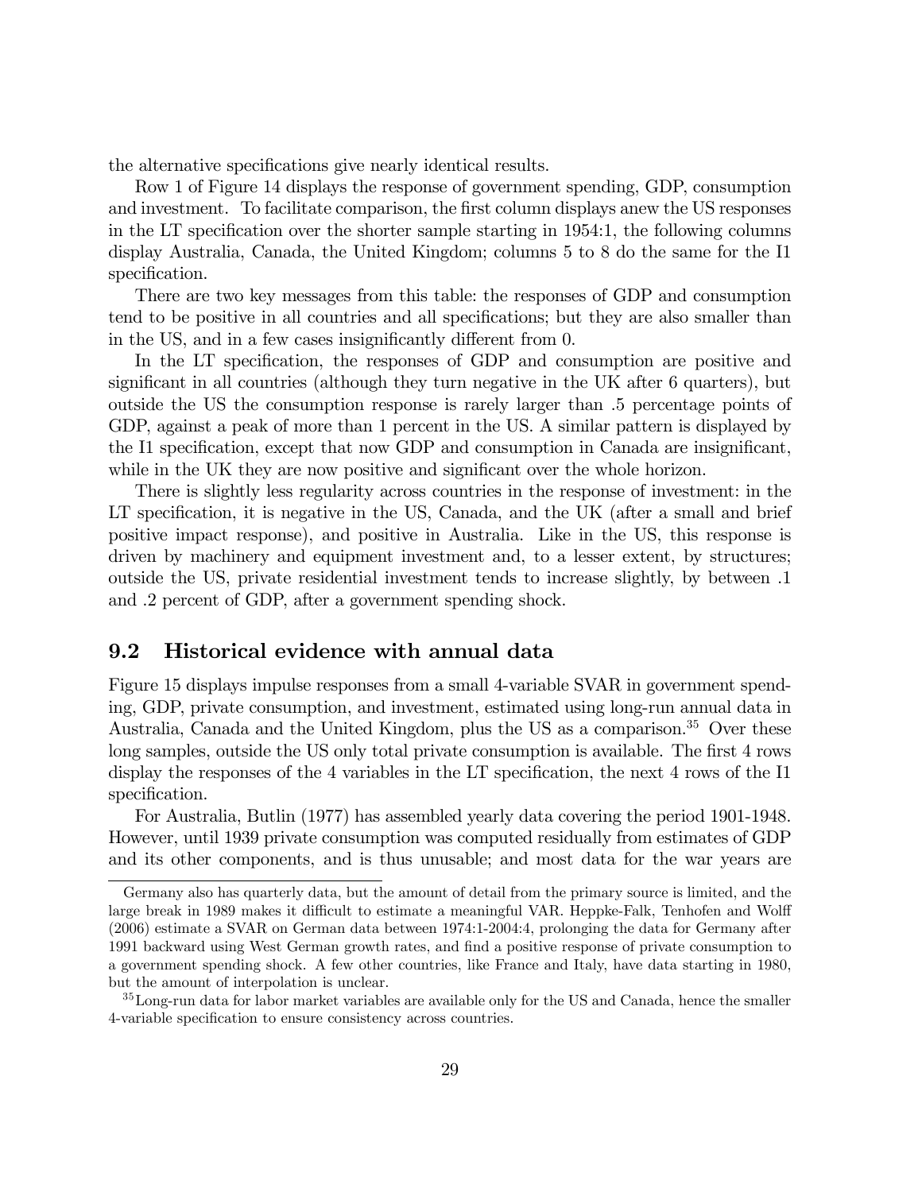the alternative specifications give nearly identical results.

Row 1 of Figure 14 displays the response of government spending, GDP, consumption and investment. To facilitate comparison, the first column displays anew the US responses in the LT specification over the shorter sample starting in 1954:1, the following columns display Australia, Canada, the United Kingdom; columns 5 to 8 do the same for the I1 specification.

There are two key messages from this table: the responses of GDP and consumption tend to be positive in all countries and all specifications; but they are also smaller than in the US, and in a few cases insignificantly different from 0.

In the LT specification, the responses of GDP and consumption are positive and significant in all countries (although they turn negative in the UK after 6 quarters), but outside the US the consumption response is rarely larger than .5 percentage points of GDP, against a peak of more than 1 percent in the US. A similar pattern is displayed by the I1 specification, except that now GDP and consumption in Canada are insignificant, while in the UK they are now positive and significant over the whole horizon.

There is slightly less regularity across countries in the response of investment: in the LT specification, it is negative in the US, Canada, and the UK (after a small and brief positive impact response), and positive in Australia. Like in the US, this response is driven by machinery and equipment investment and, to a lesser extent, by structures; outside the US, private residential investment tends to increase slightly, by between .1 and .2 percent of GDP, after a government spending shock.

## 9.2 Historical evidence with annual data

Figure 15 displays impulse responses from a small 4-variable SVAR in government spending, GDP, private consumption, and investment, estimated using long-run annual data in Australia, Canada and the United Kingdom, plus the US as a comparison.[35] Over these long samples, outside the US only total private consumption is available. The first 4 rows display the responses of the 4 variables in the LT specification, the next 4 rows of the I1 specification.

For Australia, Butlin (1977) has assembled yearly data covering the period 1901-1948. However, until 1939 private consumption was computed residually from estimates of GDP and its other components, and is thus unusable; and most data for the war years are

---

Germany also has quarterly data, but the amount of detail from the primary source is limited, and the large break in 1989 makes it difficult to estimate a meaningful VAR. Heppke-Falk, Tenhofen and Wolff (2006) estimate a SVAR on German data between 1974:1-2004:4, prolonging the data for Germany after 1991 backward using West German growth rates, and find a positive response of private consumption to a government spending shock. A few other countries, like France and Italy, have data starting in 1980, but the amount of interpolation is unclear.

[35] Long-run data for labor market variables are available only for the US and Canada, hence the smaller 4-variable specification to ensure consistency across countries.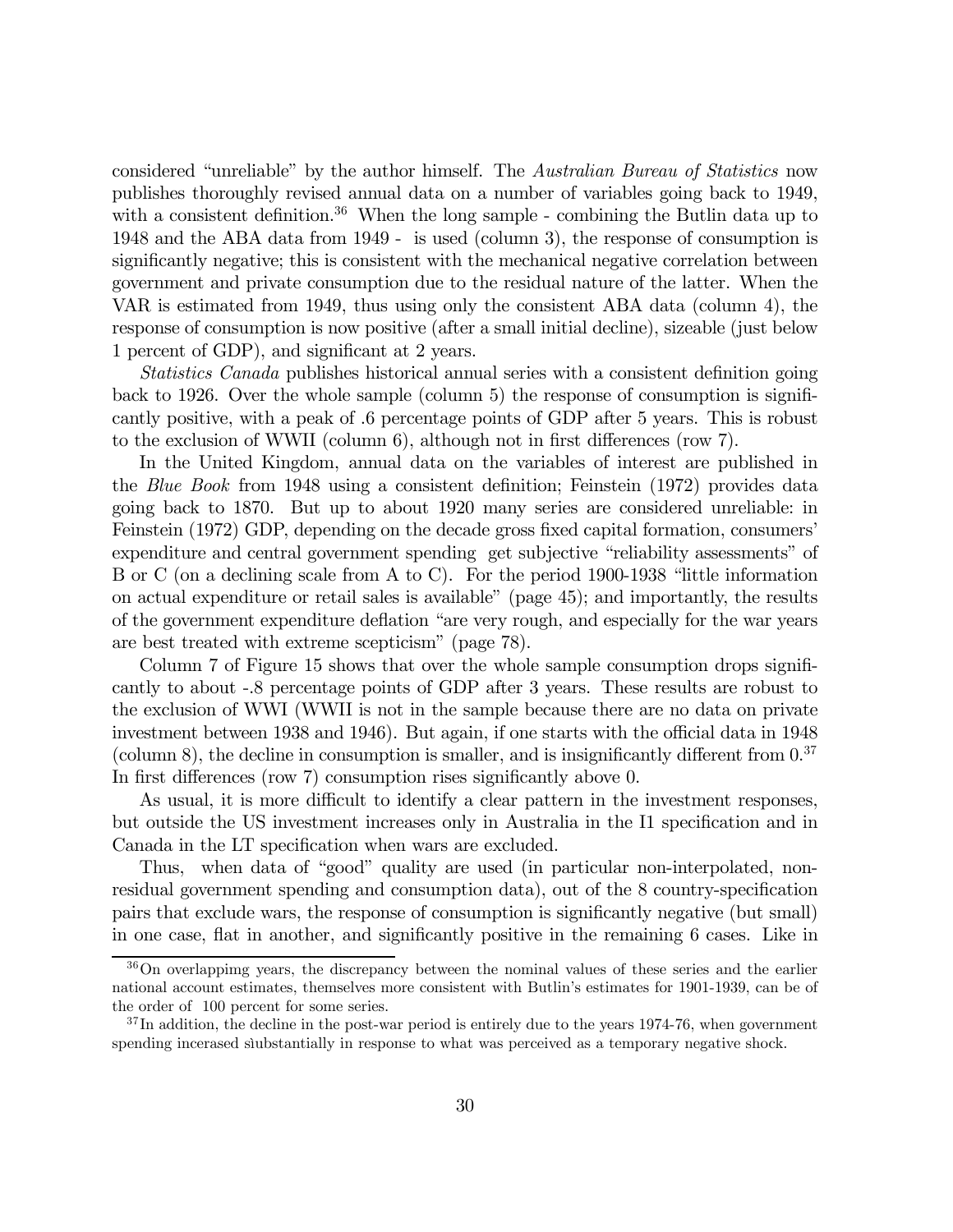considered "unreliable" by the author himself. The *Australian Bureau of Statistics* now publishes thoroughly revised annual data on a number of variables going back to 1949, with a consistent definition.[36] When the long sample - combining the Butlin data up to 1948 and the ABA data from 1949 - is used (column 3), the response of consumption is significantly negative; this is consistent with the mechanical negative correlation between government and private consumption due to the residual nature of the latter. When the VAR is estimated from 1949, thus using only the consistent ABA data (column 4), the response of consumption is now positive (after a small initial decline), sizeable (just below 1 percent of GDP), and significant at 2 years.

*Statistics Canada* publishes historical annual series with a consistent definition going back to 1926. Over the whole sample (column 5) the response of consumption is significantly positive, with a peak of .6 percentage points of GDP after 5 years. This is robust to the exclusion of WWII (column 6), although not in first differences (row 7).

In the United Kingdom, annual data on the variables of interest are published in the *Blue Book* from 1948 using a consistent definition; Feinstein (1972) provides data going back to 1870. But up to about 1920 many series are considered unreliable: in Feinstein (1972) GDP, depending on the decade gross fixed capital formation, consumers' expenditure and central government spending get subjective "reliability assessments" of B or C (on a declining scale from A to C). For the period 1900-1938 "little information on actual expenditure or retail sales is available" (page 45); and importantly, the results of the government expenditure deflation "are very rough, and especially for the war years are best treated with extreme scepticism" (page 78).

Column 7 of Figure 15 shows that over the whole sample consumption drops significantly to about -.8 percentage points of GDP after 3 years. These results are robust to the exclusion of WWI (WWII is not in the sample because there are no data on private investment between 1938 and 1946). But again, if one starts with the official data in 1948 (column 8), the decline in consumption is smaller, and is insignificantly different from 0.[37] In first differences (row 7) consumption rises significantly above 0.

As usual, it is more difficult to identify a clear pattern in the investment responses, but outside the US investment increases only in Australia in the I1 specification and in Canada in the LT specification when wars are excluded.

Thus, when data of "good" quality are used (in particular non-interpolated, non-residual government spending and consumption data), out of the 8 country-specification pairs that exclude wars, the response of consumption is significantly negative (but small) in one case, flat in another, and significantly positive in the remaining 6 cases. Like in

---

[36] On overlappimg years, the discrepancy between the nominal values of these series and the earlier national account estimates, themselves more consistent with Butlin's estimates for 1901-1939, can be of the order of 100 percent for some series.

[37] In addition, the decline in the post-war period is entirely due to the years 1974-76, when government spending incerased sìubstantially in response to what was perceived as a temporary negative shock.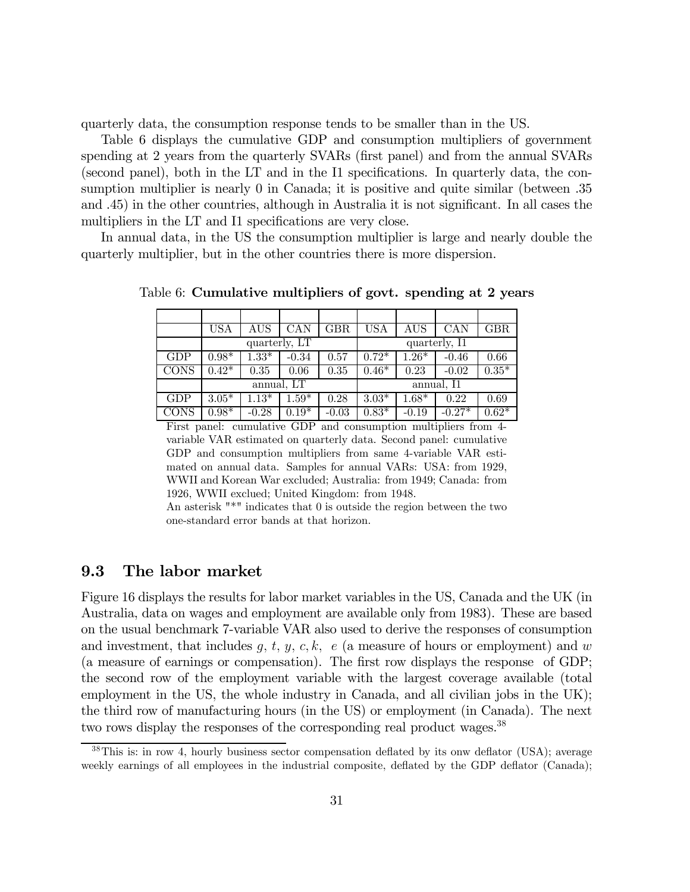quarterly data, the consumption response tends to be smaller than in the US.

Table 6 displays the cumulative GDP and consumption multipliers of government spending at 2 years from the quarterly SVARs (first panel) and from the annual SVARs (second panel), both in the LT and in the I1 specifications. In quarterly data, the consumption multiplier is nearly 0 in Canada; it is positive and quite similar (between .35 and .45) in the other countries, although in Australia it is not significant. In all cases the multipliers in the LT and I1 specifications are very close.

In annual data, in the US the consumption multiplier is large and nearly double the quarterly multiplier, but in the other countries there is more dispersion.

Table 6: **Cumulative multipliers of govt. spending at 2 years**

| | USA | AUS | CAN | GBR | USA | AUS | CAN | GBR |
|---|---|---|---|---|---|---|---|---|
| | quarterly, LT | | | | quarterly, I1 | | | |
| GDP | 0.98* | 1.33* | -0.34 | 0.57 | 0.72* | 1.26* | -0.46 | 0.66 |
| CONS | 0.42* | 0.35 | 0.06 | 0.35 | 0.46* | 0.23 | -0.02 | 0.35* |
| | annual, LT | | | | annual, I1 | | | |
| GDP | 3.05* | 1.13* | 1.59* | 0.28 | 3.03* | 1.68* | 0.22 | 0.69 |
| CONS | 0.98* | -0.28 | 0.19* | -0.03 | 0.83* | -0.19 | -0.27* | 0.62* |

First panel: cumulative GDP and consumption multipliers from 4-variable VAR estimated on quarterly data. Second panel: cumulative GDP and consumption multipliers from same 4-variable VAR estimated on annual data. Samples for annual VARs: USA: from 1929, WWII and Korean War excluded; Australia: from 1949; Canada: from 1926, WWII exclued; United Kingdom: from 1948.
An asterisk "*" indicates that 0 is outside the region between the two one-standard error bands at that horizon.

## 9.3 The labor market

Figure 16 displays the results for labor market variables in the US, Canada and the UK (in Australia, data on wages and employment are available only from 1983). These are based on the usual benchmark 7-variable VAR also used to derive the responses of consumption and investment, that includes $g$, $t$, $y$, $c, k$, $e$ (a measure of hours or employment) and $w$ (a measure of earnings or compensation). The first row displays the response of GDP; the second row of the employment variable with the largest coverage available (total employment in the US, the whole industry in Canada, and all civilian jobs in the UK); the third row of manufacturing hours (in the US) or employment (in Canada). The next two rows display the responses of the corresponding real product wages.[38]

[38] This is: in row 4, hourly business sector compensation deflated by its onw deflator (USA); average weekly earnings of all employees in the industrial composite, deflated by the GDP deflator (Canada);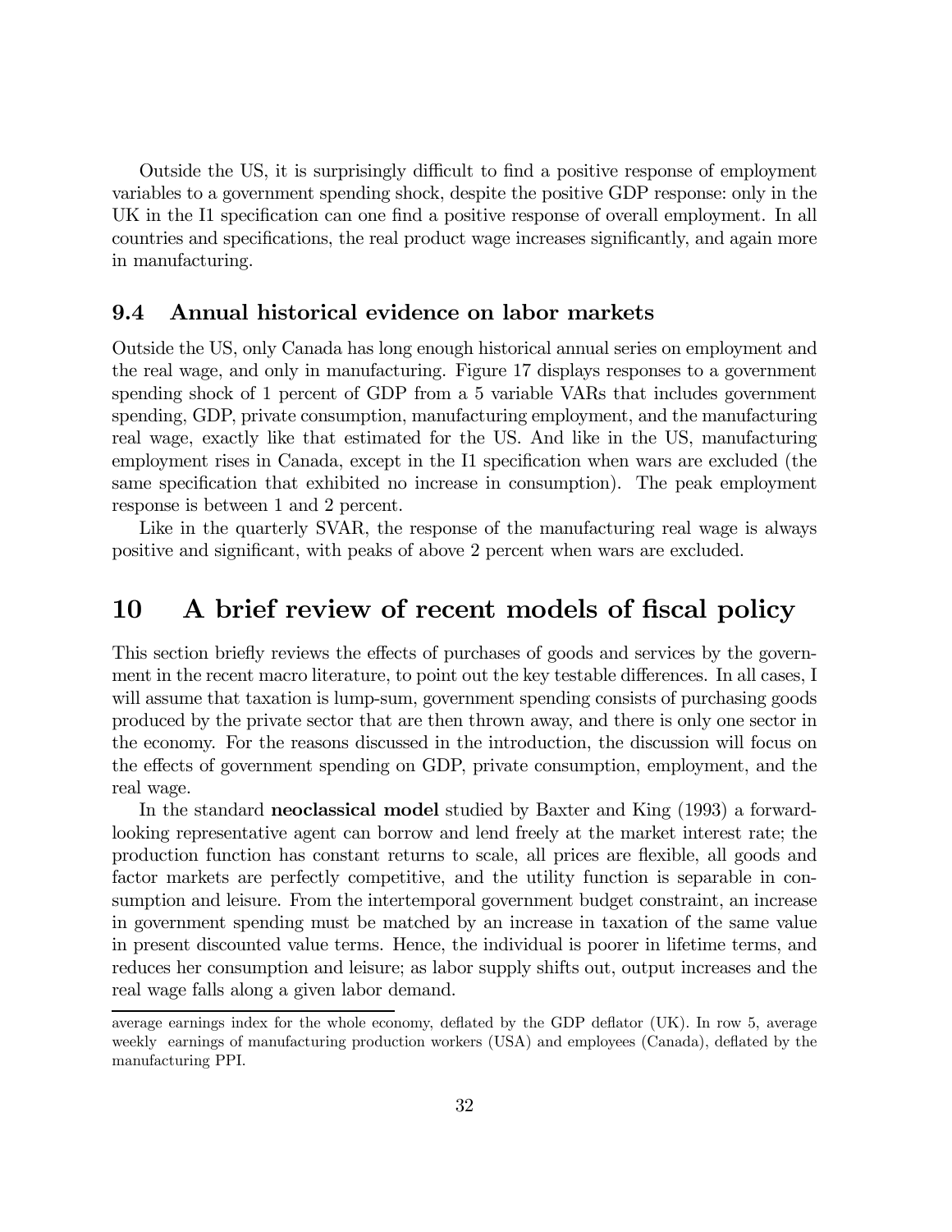Outside the US, it is surprisingly difficult to find a positive response of employment variables to a government spending shock, despite the positive GDP response: only in the UK in the I1 specification can one find a positive response of overall employment. In all countries and specifications, the real product wage increases significantly, and again more in manufacturing.

### 9.4 Annual historical evidence on labor markets

Outside the US, only Canada has long enough historical annual series on employment and the real wage, and only in manufacturing. Figure 17 displays responses to a government spending shock of 1 percent of GDP from a 5 variable VARs that includes government spending, GDP, private consumption, manufacturing employment, and the manufacturing real wage, exactly like that estimated for the US. And like in the US, manufacturing employment rises in Canada, except in the I1 specification when wars are excluded (the same specification that exhibited no increase in consumption). The peak employment response is between 1 and 2 percent.

Like in the quarterly SVAR, the response of the manufacturing real wage is always positive and significant, with peaks of above 2 percent when wars are excluded.

## 10 A brief review of recent models of fiscal policy

This section briefly reviews the effects of purchases of goods and services by the government in the recent macro literature, to point out the key testable differences. In all cases, I will assume that taxation is lump-sum, government spending consists of purchasing goods produced by the private sector that are then thrown away, and there is only one sector in the economy. For the reasons discussed in the introduction, the discussion will focus on the effects of government spending on GDP, private consumption, employment, and the real wage.

In the standard **neoclassical model** studied by Baxter and King (1993) a forward-looking representative agent can borrow and lend freely at the market interest rate; the production function has constant returns to scale, all prices are flexible, all goods and factor markets are perfectly competitive, and the utility function is separable in consumption and leisure. From the intertemporal government budget constraint, an increase in government spending must be matched by an increase in taxation of the same value in present discounted value terms. Hence, the individual is poorer in lifetime terms, and reduces her consumption and leisure; as labor supply shifts out, output increases and the real wage falls along a given labor demand.

average earnings index for the whole economy, deflated by the GDP deflator (UK). In row 5, average weekly earnings of manufacturing production workers (USA) and employees (Canada), deflated by the manufacturing PPI.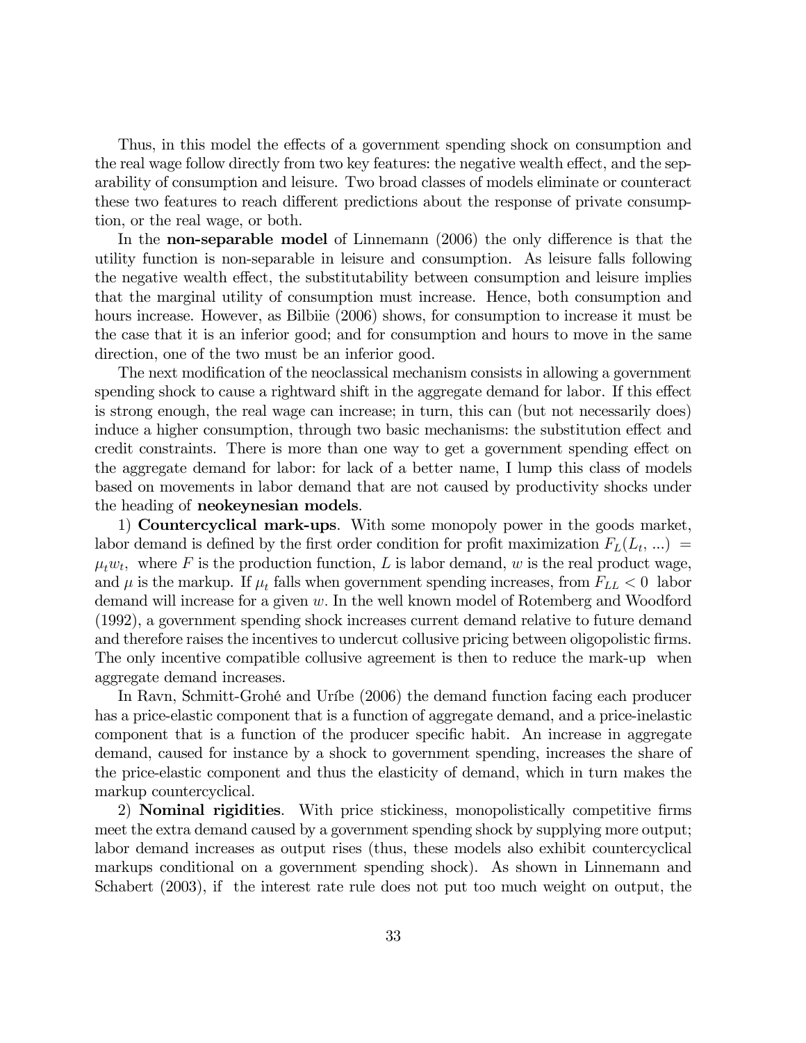Thus, in this model the effects of a government spending shock on consumption and the real wage follow directly from two key features: the negative wealth effect, and the separability of consumption and leisure. Two broad classes of models eliminate or counteract these two features to reach different predictions about the response of private consumption, or the real wage, or both.

In the **non-separable model** of Linnemann (2006) the only difference is that the utility function is non-separable in leisure and consumption. As leisure falls following the negative wealth effect, the substitutability between consumption and leisure implies that the marginal utility of consumption must increase. Hence, both consumption and hours increase. However, as Bilbiie (2006) shows, for consumption to increase it must be the case that it is an inferior good; and for consumption and hours to move in the same direction, one of the two must be an inferior good.

The next modification of the neoclassical mechanism consists in allowing a government spending shock to cause a rightward shift in the aggregate demand for labor. If this effect is strong enough, the real wage can increase; in turn, this can (but not necessarily does) induce a higher consumption, through two basic mechanisms: the substitution effect and credit constraints. There is more than one way to get a government spending effect on the aggregate demand for labor: for lack of a better name, I lump this class of models based on movements in labor demand that are not caused by productivity shocks under the heading of **neokeynesian models**.

1) **Countercyclical mark-ups**. With some monopoly power in the goods market, labor demand is defined by the first order condition for profit maximization $F_L(L_t, ...) = \mu_t w_t$, where $F$ is the production function, $L$ is labor demand, $w$ is the real product wage, and $\mu$ is the markup. If $\mu_t$ falls when government spending increases, from $F_{LL} < 0$ labor demand will increase for a given $w$. In the well known model of Rotemberg and Woodford (1992), a government spending shock increases current demand relative to future demand and therefore raises the incentives to undercut collusive pricing between oligopolistic firms. The only incentive compatible collusive agreement is then to reduce the mark-up when aggregate demand increases.

In Ravn, Schmitt-Grohé and Uríbe (2006) the demand function facing each producer has a price-elastic component that is a function of aggregate demand, and a price-inelastic component that is a function of the producer specific habit. An increase in aggregate demand, caused for instance by a shock to government spending, increases the share of the price-elastic component and thus the elasticity of demand, which in turn makes the markup countercyclical.

2) **Nominal rigidities**. With price stickiness, monopolistically competitive firms meet the extra demand caused by a government spending shock by supplying more output; labor demand increases as output rises (thus, these models also exhibit countercyclical markups conditional on a government spending shock). As shown in Linnemann and Schabert (2003), if the interest rate rule does not put too much weight on output, the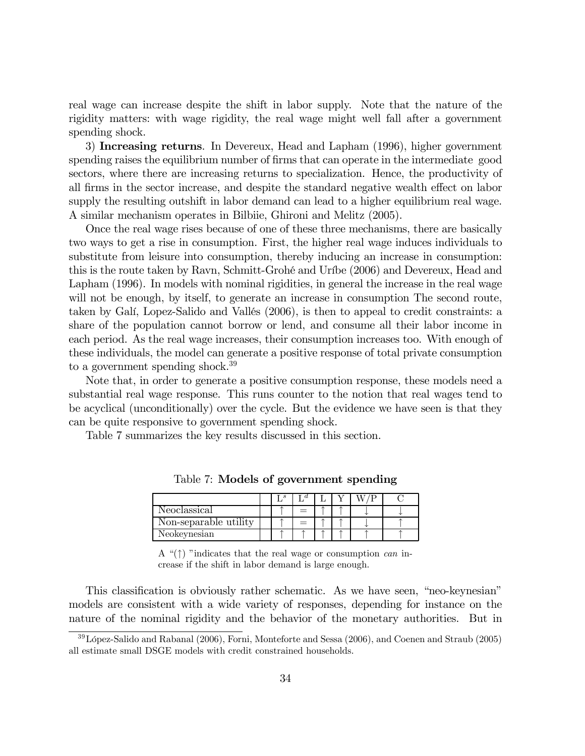real wage can increase despite the shift in labor supply. Note that the nature of the rigidity matters: with wage rigidity, the real wage might well fall after a government spending shock.

3) **Increasing returns**. In Devereux, Head and Lapham (1996), higher government spending raises the equilibrium number of firms that can operate in the intermediate good sectors, where there are increasing returns to specialization. Hence, the productivity of all firms in the sector increase, and despite the standard negative wealth effect on labor supply the resulting outshift in labor demand can lead to a higher equilibrium real wage. A similar mechanism operates in Bilbiie, Ghironi and Melitz (2005).

Once the real wage rises because of one of these three mechanisms, there are basically two ways to get a rise in consumption. First, the higher real wage induces individuals to substitute from leisure into consumption, thereby inducing an increase in consumption: this is the route taken by Ravn, Schmitt-Grohé and Uríbe (2006) and Devereux, Head and Lapham (1996). In models with nominal rigidities, in general the increase in the real wage will not be enough, by itself, to generate an increase in consumption The second route, taken by Galí, Lopez-Salido and Vallés (2006), is then to appeal to credit constraints: a share of the population cannot borrow or lend, and consume all their labor income in each period. As the real wage increases, their consumption increases too. With enough of these individuals, the model can generate a positive response of total private consumption to a government spending shock.[39]

Note that, in order to generate a positive consumption response, these models need a substantial real wage response. This runs counter to the notion that real wages tend to be acyclical (unconditionally) over the cycle. But the evidence we have seen is that they can be quite responsive to government spending shock.

Table 7 summarizes the key results discussed in this section.

Table 7: **Models of government spending**

| | $L^s$ | $L^d$ | L | Y | W/P | C |
|---|---|---|---|---|---|---|
| Neoclassical | ↑ | = | ↑ | ↑ | ↓ | ↓ |
| Non-separable utility | ↑ | = | ↑ | ↑ | ↓ | ↑ |
| Neokeynesian | ↑ | ↑ | ↑ | ↑ | ↑ | ↑ |

A "(↑) "indicates that the real wage or consumption *can* increase if the shift in labor demand is large enough.

This classification is obviously rather schematic. As we have seen, "neo-keynesian" models are consistent with a wide variety of responses, depending for instance on the nature of the nominal rigidity and the behavior of the monetary authorities. But in

[39] López-Salido and Rabanal (2006), Forni, Monteforte and Sessa (2006), and Coenen and Straub (2005) all estimate small DSGE models with credit constrained households.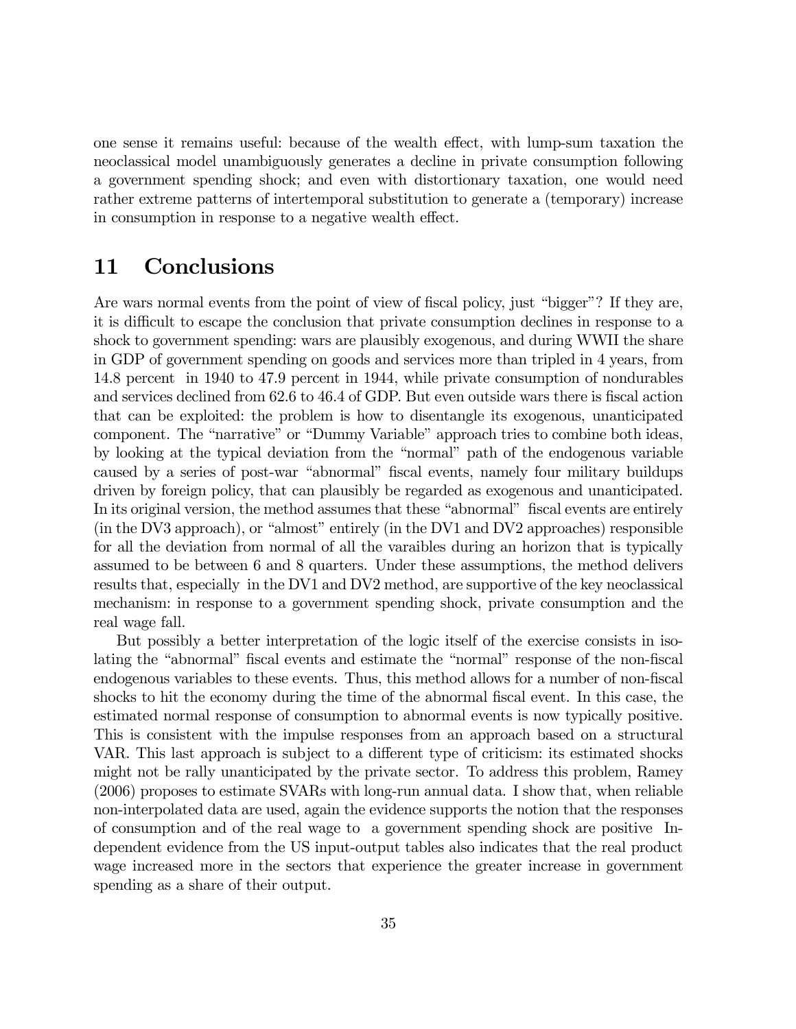one sense it remains useful: because of the wealth effect, with lump-sum taxation the neoclassical model unambiguously generates a decline in private consumption following a government spending shock; and even with distortionary taxation, one would need rather extreme patterns of intertemporal substitution to generate a (temporary) increase in consumption in response to a negative wealth effect.

# 11 Conclusions

Are wars normal events from the point of view of fiscal policy, just "bigger"? If they are, it is difficult to escape the conclusion that private consumption declines in response to a shock to government spending: wars are plausibly exogenous, and during WWII the share in GDP of government spending on goods and services more than tripled in 4 years, from 14.8 percent in 1940 to 47.9 percent in 1944, while private consumption of nondurables and services declined from 62.6 to 46.4 of GDP. But even outside wars there is fiscal action that can be exploited: the problem is how to disentangle its exogenous, unanticipated component. The "narrative" or "Dummy Variable" approach tries to combine both ideas, by looking at the typical deviation from the "normal" path of the endogenous variable caused by a series of post-war "abnormal" fiscal events, namely four military buildups driven by foreign policy, that can plausibly be regarded as exogenous and unanticipated. In its original version, the method assumes that these "abnormal" fiscal events are entirely (in the DV3 approach), or "almost" entirely (in the DV1 and DV2 approaches) responsible for all the deviation from normal of all the varaibles during an horizon that is typically assumed to be between 6 and 8 quarters. Under these assumptions, the method delivers results that, especially in the DV1 and DV2 method, are supportive of the key neoclassical mechanism: in response to a government spending shock, private consumption and the real wage fall.

But possibly a better interpretation of the logic itself of the exercise consists in isolating the "abnormal" fiscal events and estimate the "normal" response of the non-fiscal endogenous variables to these events. Thus, this method allows for a number of non-fiscal shocks to hit the economy during the time of the abnormal fiscal event. In this case, the estimated normal response of consumption to abnormal events is now typically positive. This is consistent with the impulse responses from an approach based on a structural VAR. This last approach is subject to a different type of criticism: its estimated shocks might not be rally unanticipated by the private sector. To address this problem, Ramey (2006) proposes to estimate SVARs with long-run annual data. I show that, when reliable non-interpolated data are used, again the evidence supports the notion that the responses of consumption and of the real wage to a government spending shock are positive Independent evidence from the US input-output tables also indicates that the real product wage increased more in the sectors that experience the greater increase in government spending as a share of their output.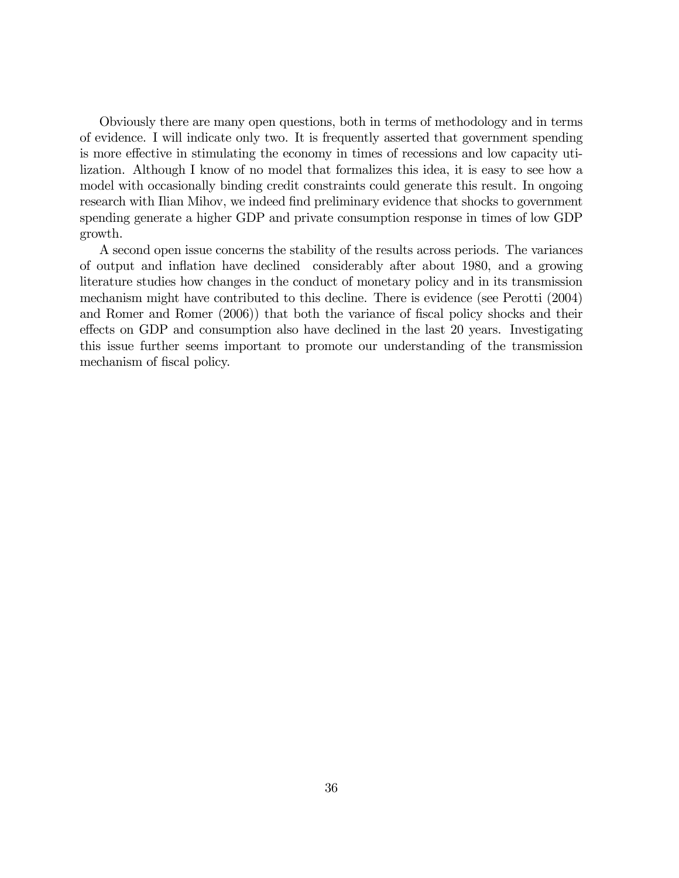Obviously there are many open questions, both in terms of methodology and in terms of evidence. I will indicate only two. It is frequently asserted that government spending is more effective in stimulating the economy in times of recessions and low capacity utilization. Although I know of no model that formalizes this idea, it is easy to see how a model with occasionally binding credit constraints could generate this result. In ongoing research with Ilian Mihov, we indeed find preliminary evidence that shocks to government spending generate a higher GDP and private consumption response in times of low GDP growth.

A second open issue concerns the stability of the results across periods. The variances of output and inflation have declined considerably after about 1980, and a growing literature studies how changes in the conduct of monetary policy and in its transmission mechanism might have contributed to this decline. There is evidence (see Perotti (2004) and Romer and Romer (2006)) that both the variance of fiscal policy shocks and their effects on GDP and consumption also have declined in the last 20 years. Investigating this issue further seems important to promote our understanding of the transmission mechanism of fiscal policy.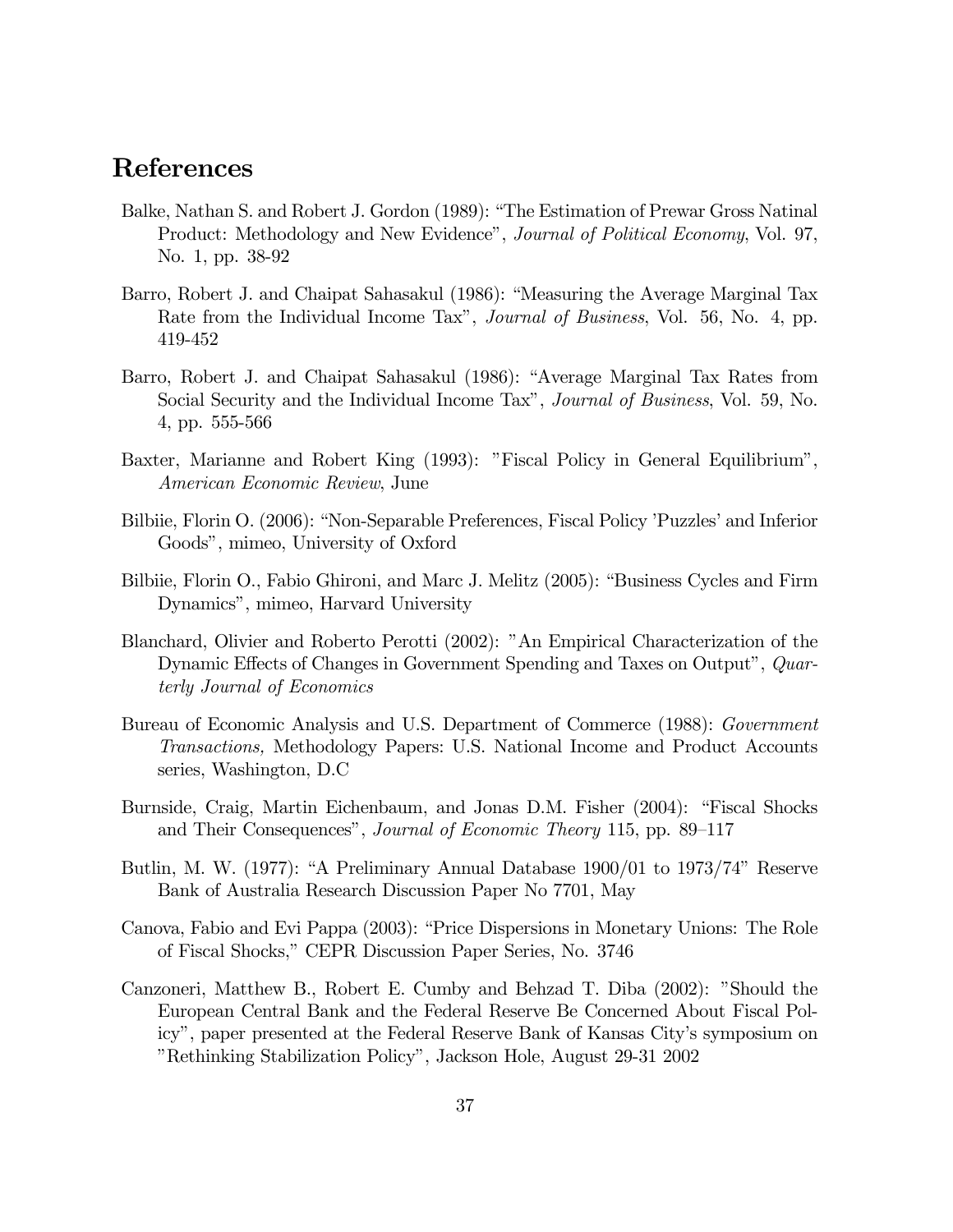# References

Balke, Nathan S. and Robert J. Gordon (1989): "The Estimation of Prewar Gross Natinal Product: Methodology and New Evidence", *Journal of Political Economy*, Vol. 97, No. 1, pp. 38-92

Barro, Robert J. and Chaipat Sahasakul (1986): "Measuring the Average Marginal Tax Rate from the Individual Income Tax", *Journal of Business*, Vol. 56, No. 4, pp. 419-452

Barro, Robert J. and Chaipat Sahasakul (1986): "Average Marginal Tax Rates from Social Security and the Individual Income Tax", *Journal of Business*, Vol. 59, No. 4, pp. 555-566

Baxter, Marianne and Robert King (1993): "Fiscal Policy in General Equilibrium", *American Economic Review*, June

Bilbiie, Florin O. (2006): "Non-Separable Preferences, Fiscal Policy 'Puzzles' and Inferior Goods", mimeo, University of Oxford

Bilbiie, Florin O., Fabio Ghironi, and Marc J. Melitz (2005): "Business Cycles and Firm Dynamics", mimeo, Harvard University

Blanchard, Olivier and Roberto Perotti (2002): "An Empirical Characterization of the Dynamic Effects of Changes in Government Spending and Taxes on Output", *Quarterly Journal of Economics*

Bureau of Economic Analysis and U.S. Department of Commerce (1988): *Government Transactions,* Methodology Papers: U.S. National Income and Product Accounts series, Washington, D.C

Burnside, Craig, Martin Eichenbaum, and Jonas D.M. Fisher (2004): "Fiscal Shocks and Their Consequences", *Journal of Economic Theory* 115, pp. 89–117

Butlin, M. W. (1977): "A Preliminary Annual Database 1900/01 to 1973/74" Reserve Bank of Australia Research Discussion Paper No 7701, May

Canova, Fabio and Evi Pappa (2003): "Price Dispersions in Monetary Unions: The Role of Fiscal Shocks," CEPR Discussion Paper Series, No. 3746

Canzoneri, Matthew B., Robert E. Cumby and Behzad T. Diba (2002): "Should the European Central Bank and the Federal Reserve Be Concerned About Fiscal Policy", paper presented at the Federal Reserve Bank of Kansas City's symposium on "Rethinking Stabilization Policy", Jackson Hole, August 29-31 2002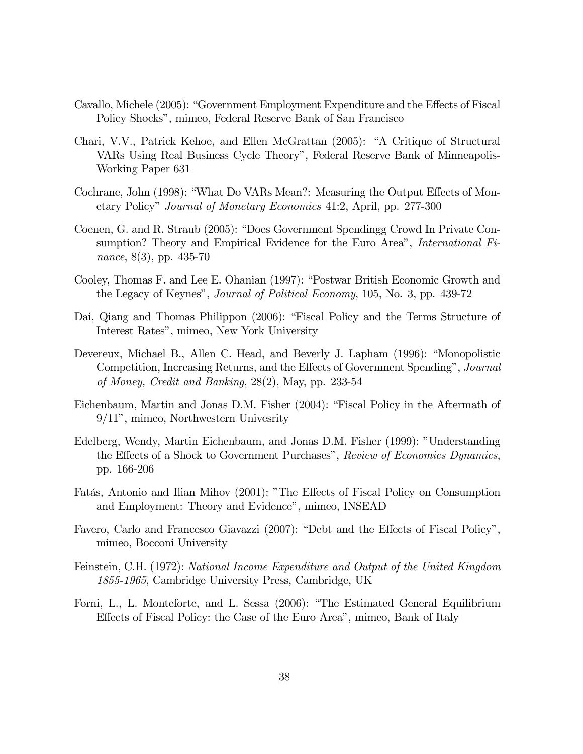Cavallo, Michele (2005): "Government Employment Expenditure and the Effects of Fiscal Policy Shocks", mimeo, Federal Reserve Bank of San Francisco

Chari, V.V., Patrick Kehoe, and Ellen McGrattan (2005): "A Critique of Structural VARs Using Real Business Cycle Theory", Federal Reserve Bank of Minneapolis-Working Paper 631

Cochrane, John (1998): "What Do VARs Mean?: Measuring the Output Effects of Monetary Policy" *Journal of Monetary Economics* 41:2, April, pp. 277-300

Coenen, G. and R. Straub (2005): "Does Government Spendingg Crowd In Private Consumption? Theory and Empirical Evidence for the Euro Area", *International Finance*, 8(3), pp. 435-70

Cooley, Thomas F. and Lee E. Ohanian (1997): "Postwar British Economic Growth and the Legacy of Keynes", *Journal of Political Economy*, 105, No. 3, pp. 439-72

Dai, Qiang and Thomas Philippon (2006): "Fiscal Policy and the Terms Structure of Interest Rates", mimeo, New York University

Devereux, Michael B., Allen C. Head, and Beverly J. Lapham (1996): "Monopolistic Competition, Increasing Returns, and the Effects of Government Spending", *Journal of Money, Credit and Banking*, 28(2), May, pp. 233-54

Eichenbaum, Martin and Jonas D.M. Fisher (2004): "Fiscal Policy in the Aftermath of 9/11", mimeo, Northwestern Univesrity

Edelberg, Wendy, Martin Eichenbaum, and Jonas D.M. Fisher (1999): "Understanding the Effects of a Shock to Government Purchases", *Review of Economics Dynamics*, pp. 166-206

Fatás, Antonio and Ilian Mihov (2001): "The Effects of Fiscal Policy on Consumption and Employment: Theory and Evidence", mimeo, INSEAD

Favero, Carlo and Francesco Giavazzi (2007): "Debt and the Effects of Fiscal Policy", mimeo, Bocconi University

Feinstein, C.H. (1972): *National Income Expenditure and Output of the United Kingdom 1855-1965*, Cambridge University Press, Cambridge, UK

Forni, L., L. Monteforte, and L. Sessa (2006): "The Estimated General Equilibrium Effects of Fiscal Policy: the Case of the Euro Area", mimeo, Bank of Italy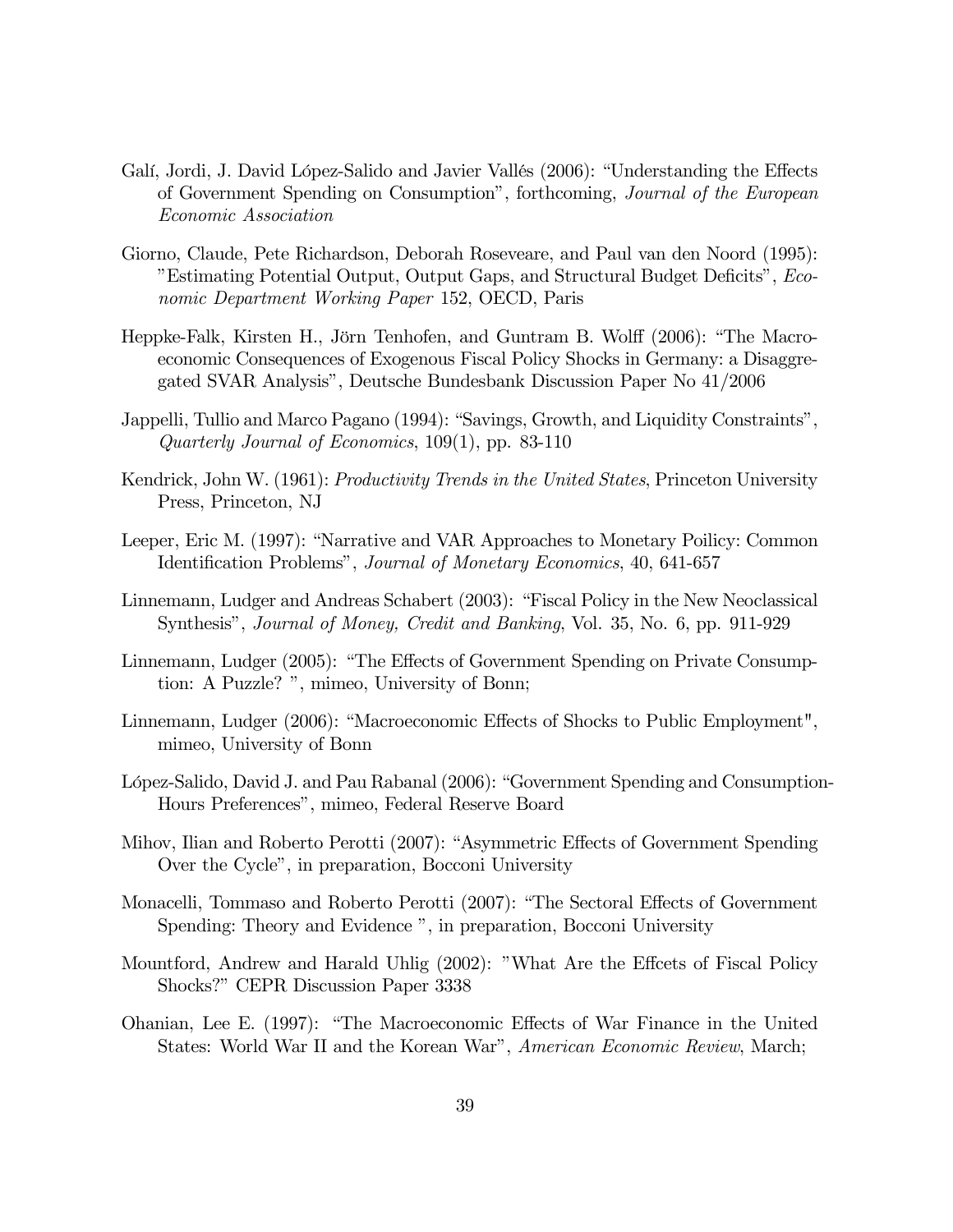Galí, Jordi, J. David López-Salido and Javier Vallés (2006): "Understanding the Effects of Government Spending on Consumption", forthcoming, *Journal of the European Economic Association*

Giorno, Claude, Pete Richardson, Deborah Roseveare, and Paul van den Noord (1995): "Estimating Potential Output, Output Gaps, and Structural Budget Deficits", *Economic Department Working Paper* 152, OECD, Paris

Heppke-Falk, Kirsten H., Jörn Tenhofen, and Guntram B. Wolff (2006): "The Macroeconomic Consequences of Exogenous Fiscal Policy Shocks in Germany: a Disaggregated SVAR Analysis", Deutsche Bundesbank Discussion Paper No 41/2006

Jappelli, Tullio and Marco Pagano (1994): "Savings, Growth, and Liquidity Constraints", *Quarterly Journal of Economics*, 109(1), pp. 83-110

Kendrick, John W. (1961): *Productivity Trends in the United States*, Princeton University Press, Princeton, NJ

Leeper, Eric M. (1997): "Narrative and VAR Approaches to Monetary Poilicy: Common Identification Problems", *Journal of Monetary Economics*, 40, 641-657

Linnemann, Ludger and Andreas Schabert (2003): "Fiscal Policy in the New Neoclassical Synthesis", *Journal of Money, Credit and Banking*, Vol. 35, No. 6, pp. 911-929

Linnemann, Ludger (2005): "The Effects of Government Spending on Private Consumption: A Puzzle? ", mimeo, University of Bonn;

Linnemann, Ludger (2006): "Macroeconomic Effects of Shocks to Public Employment", mimeo, University of Bonn

López-Salido, David J. and Pau Rabanal (2006): "Government Spending and Consumption-Hours Preferences", mimeo, Federal Reserve Board

Mihov, Ilian and Roberto Perotti (2007): "Asymmetric Effects of Government Spending Over the Cycle", in preparation, Bocconi University

Monacelli, Tommaso and Roberto Perotti (2007): "The Sectoral Effects of Government Spending: Theory and Evidence ", in preparation, Bocconi University

Mountford, Andrew and Harald Uhlig (2002): "What Are the Effcets of Fiscal Policy Shocks?" CEPR Discussion Paper 3338

Ohanian, Lee E. (1997): "The Macroeconomic Effects of War Finance in the United States: World War II and the Korean War", *American Economic Review*, March;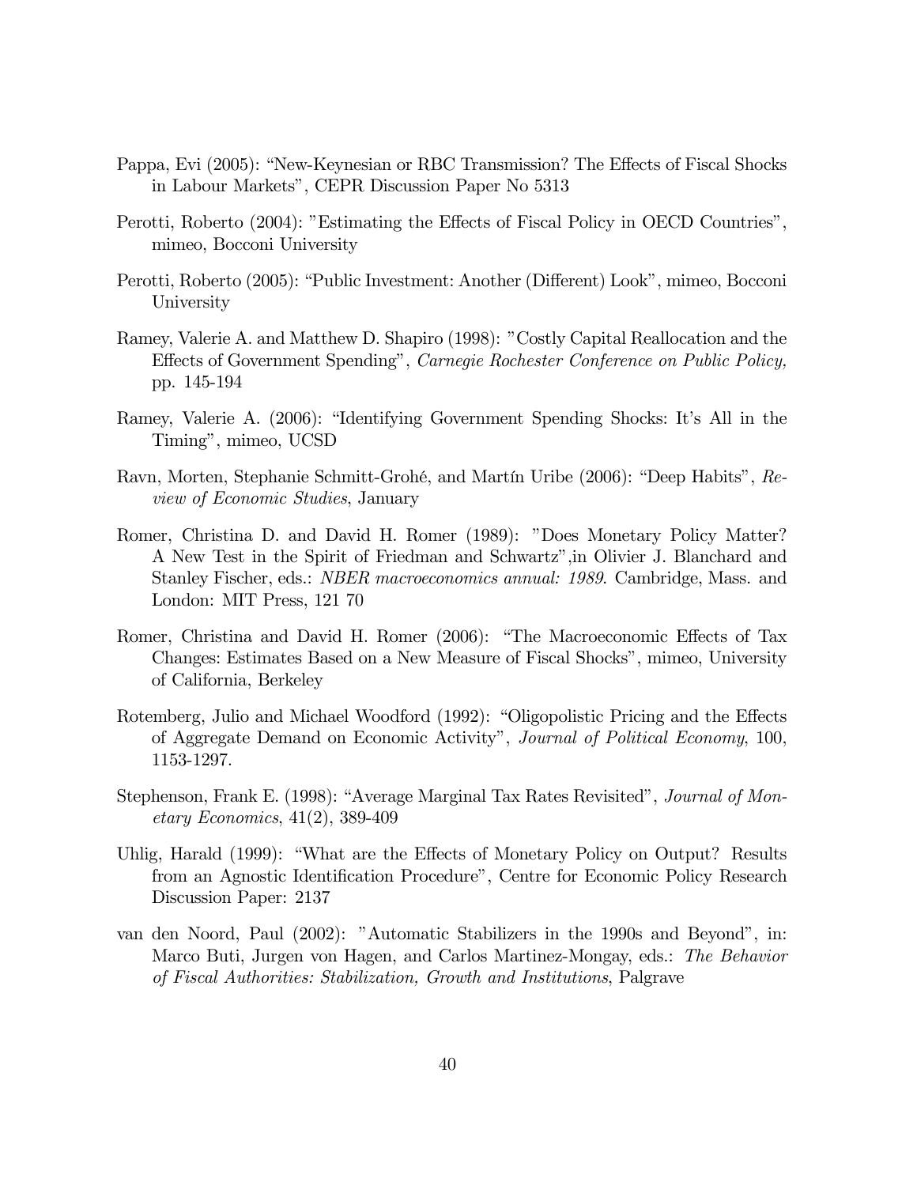Pappa, Evi (2005): "New-Keynesian or RBC Transmission? The Effects of Fiscal Shocks in Labour Markets", CEPR Discussion Paper No 5313

Perotti, Roberto (2004): "Estimating the Effects of Fiscal Policy in OECD Countries", mimeo, Bocconi University

Perotti, Roberto (2005): "Public Investment: Another (Different) Look", mimeo, Bocconi University

Ramey, Valerie A. and Matthew D. Shapiro (1998): "Costly Capital Reallocation and the Effects of Government Spending", *Carnegie Rochester Conference on Public Policy,* pp. 145-194

Ramey, Valerie A. (2006): "Identifying Government Spending Shocks: It's All in the Timing", mimeo, UCSD

Ravn, Morten, Stephanie Schmitt-Grohé, and Martín Uribe (2006): "Deep Habits", *Review of Economic Studies*, January

Romer, Christina D. and David H. Romer (1989): "Does Monetary Policy Matter? A New Test in the Spirit of Friedman and Schwartz",in Olivier J. Blanchard and Stanley Fischer, eds.: *NBER macroeconomics annual: 1989*. Cambridge, Mass. and London: MIT Press, 121 70

Romer, Christina and David H. Romer (2006): "The Macroeconomic Effects of Tax Changes: Estimates Based on a New Measure of Fiscal Shocks", mimeo, University of California, Berkeley

Rotemberg, Julio and Michael Woodford (1992): "Oligopolistic Pricing and the Effects of Aggregate Demand on Economic Activity", *Journal of Political Economy*, 100, 1153-1297.

Stephenson, Frank E. (1998): "Average Marginal Tax Rates Revisited", *Journal of Monetary Economics*, 41(2), 389-409

Uhlig, Harald (1999): "What are the Effects of Monetary Policy on Output? Results from an Agnostic Identification Procedure", Centre for Economic Policy Research Discussion Paper: 2137

van den Noord, Paul (2002): "Automatic Stabilizers in the 1990s and Beyond", in: Marco Buti, Jurgen von Hagen, and Carlos Martinez-Mongay, eds.: *The Behavior of Fiscal Authorities: Stabilization, Growth and Institutions*, Palgrave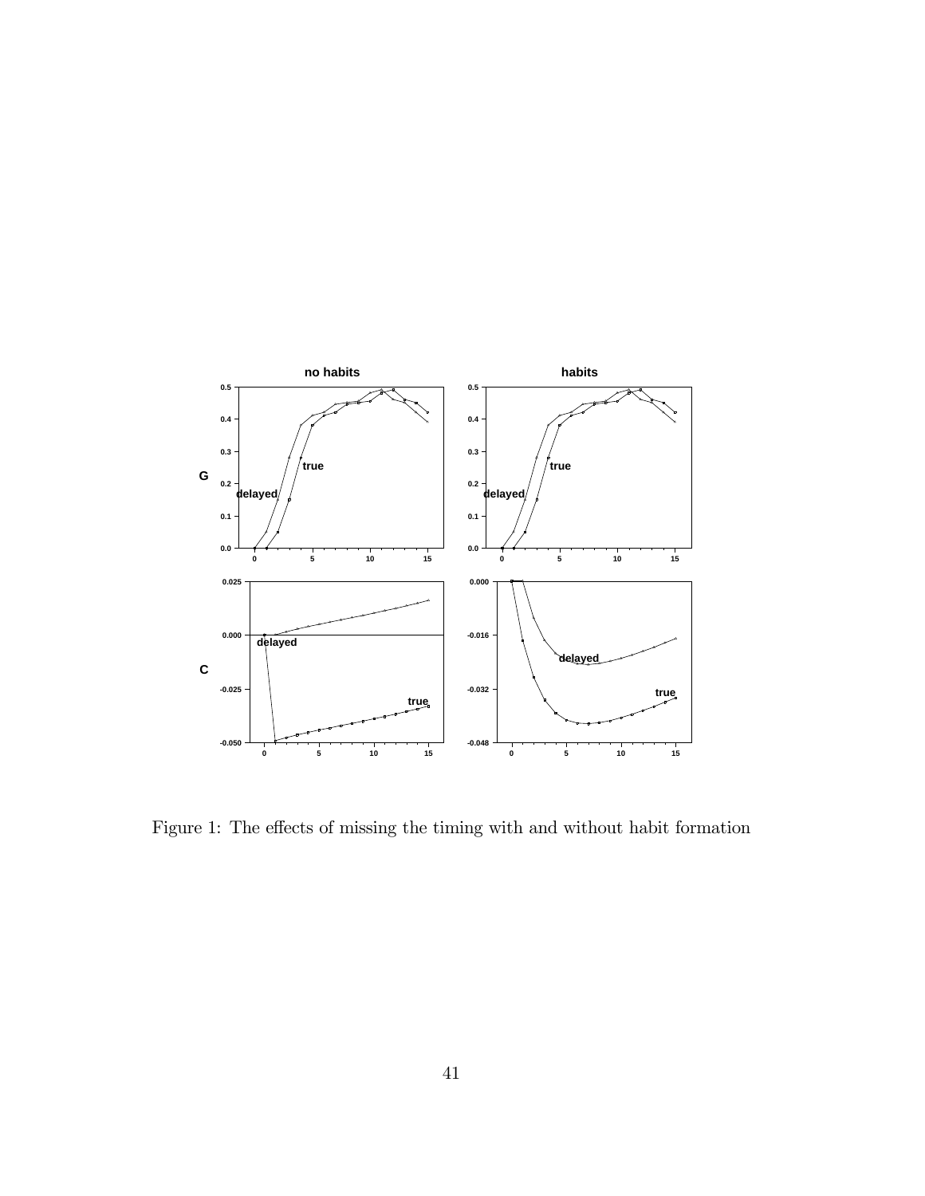Figure 1: The effects of missing the timing with and without habit formation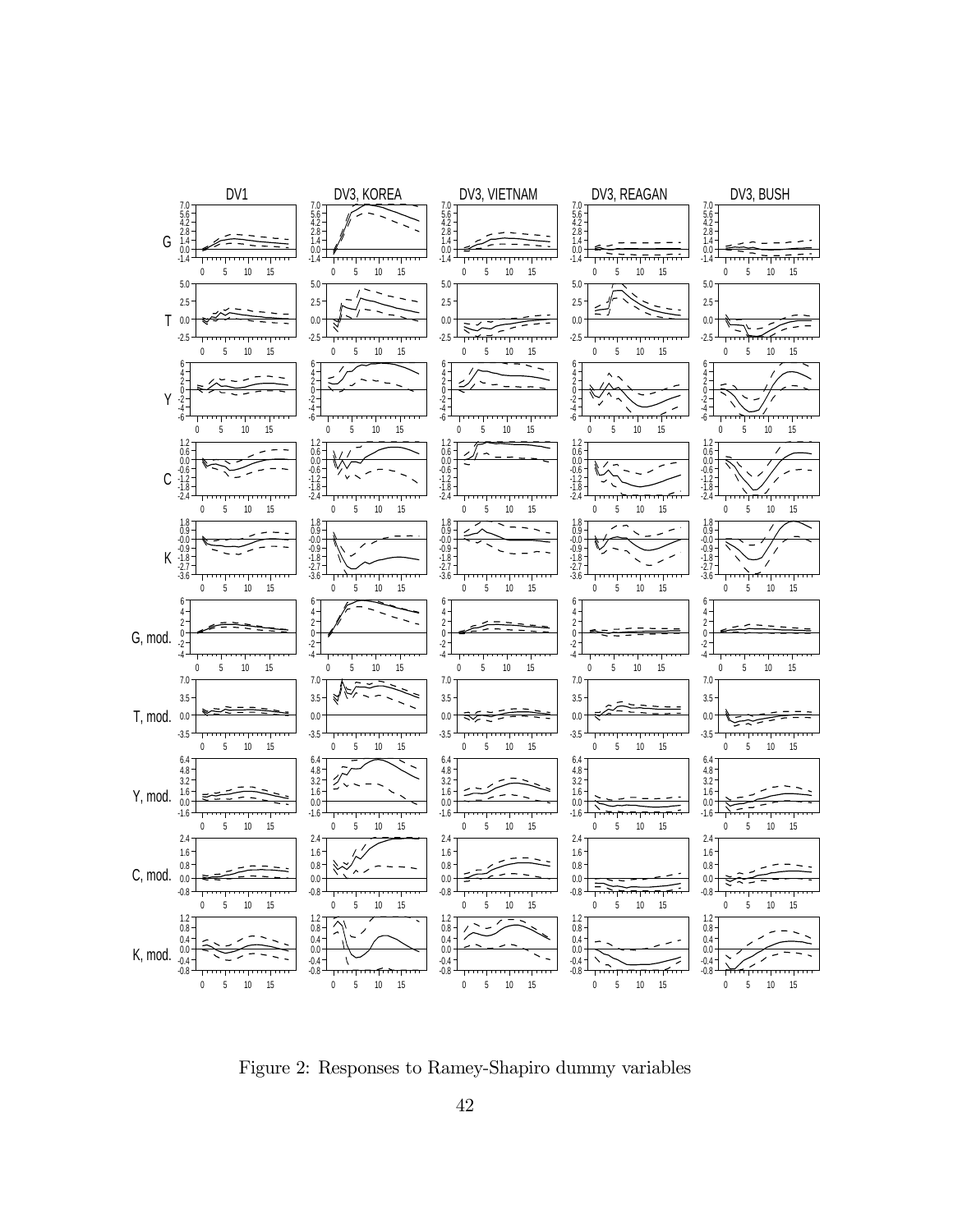Figure 2: Responses to Ramey-Shapiro dummy variables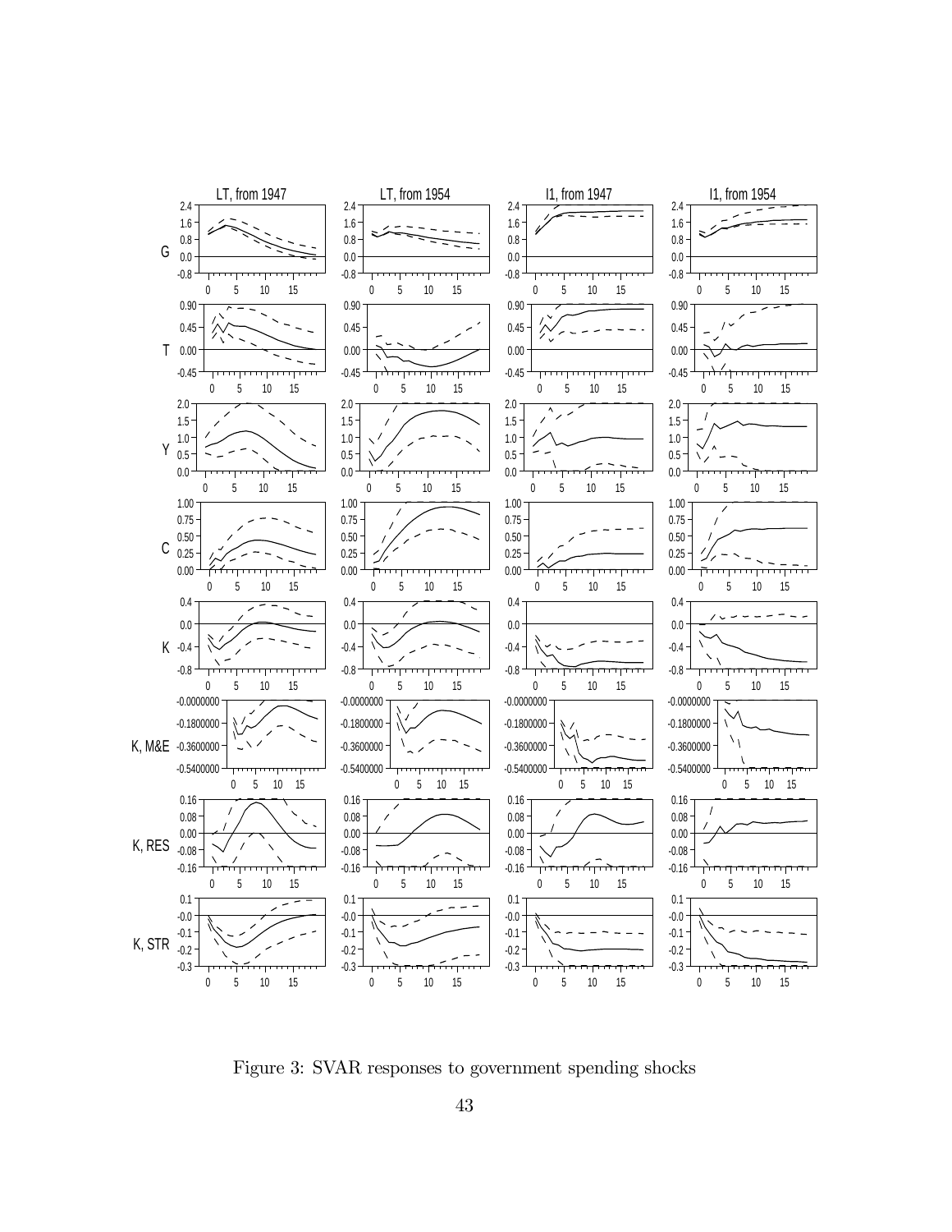Figure 3: SVAR responses to government spending shocks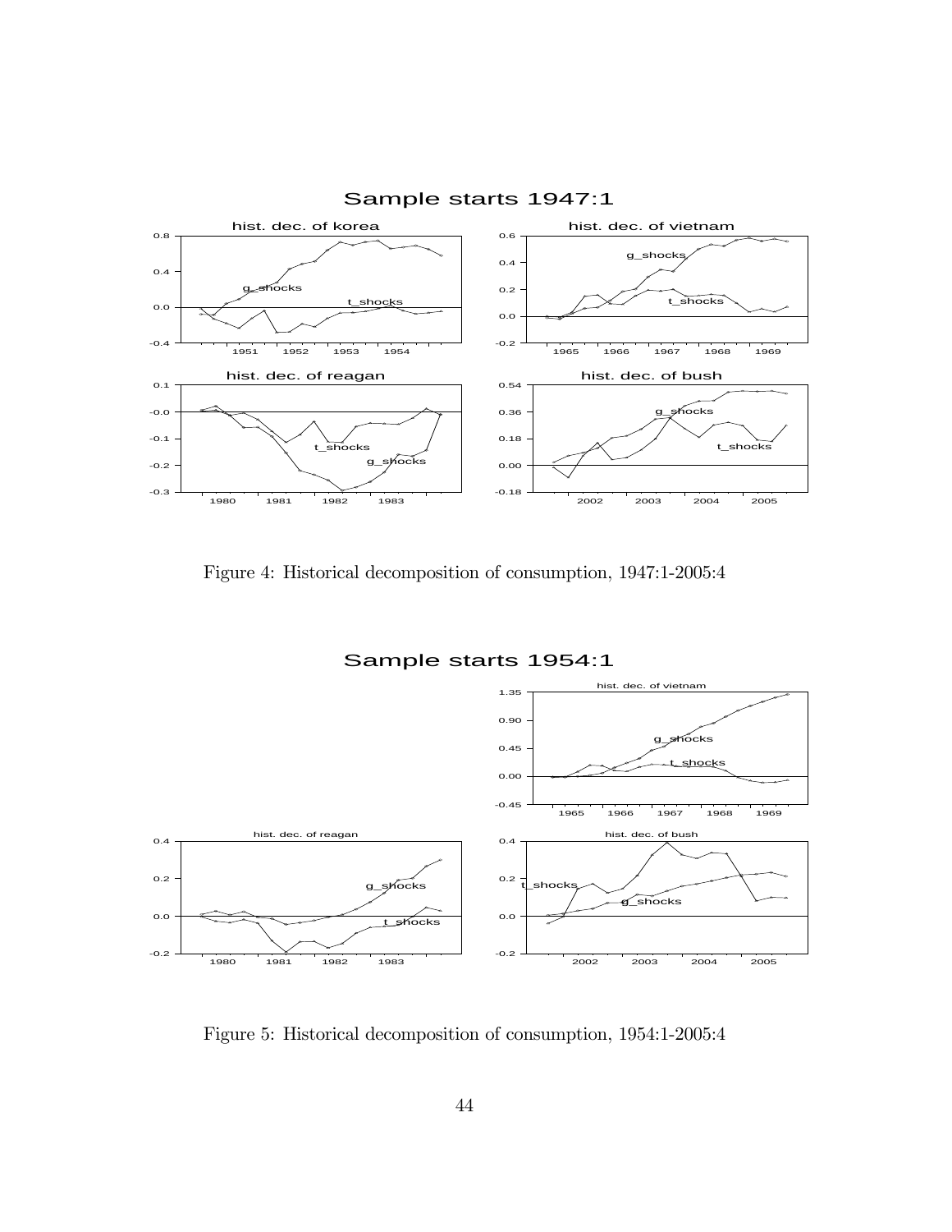Figure 4: Historical decomposition of consumption, 1947:1-2005:4

Figure 5: Historical decomposition of consumption, 1954:1-2005:4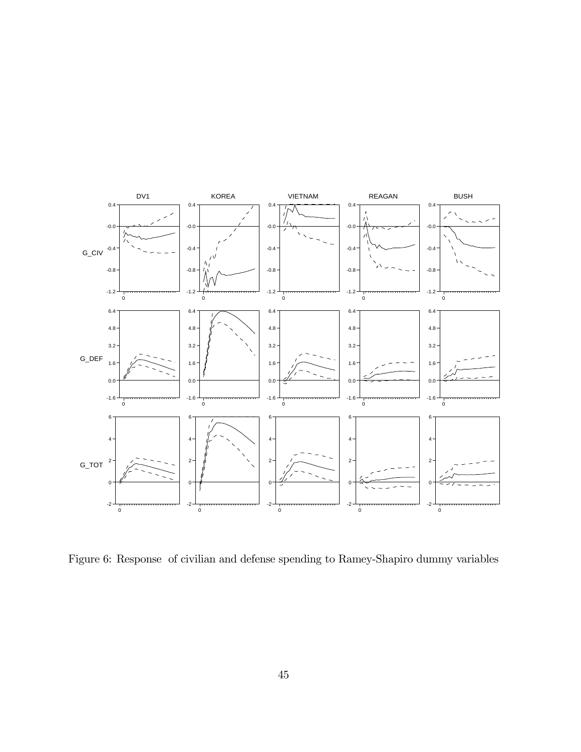Figure 6: Response of civilian and defense spending to Ramey-Shapiro dummy variables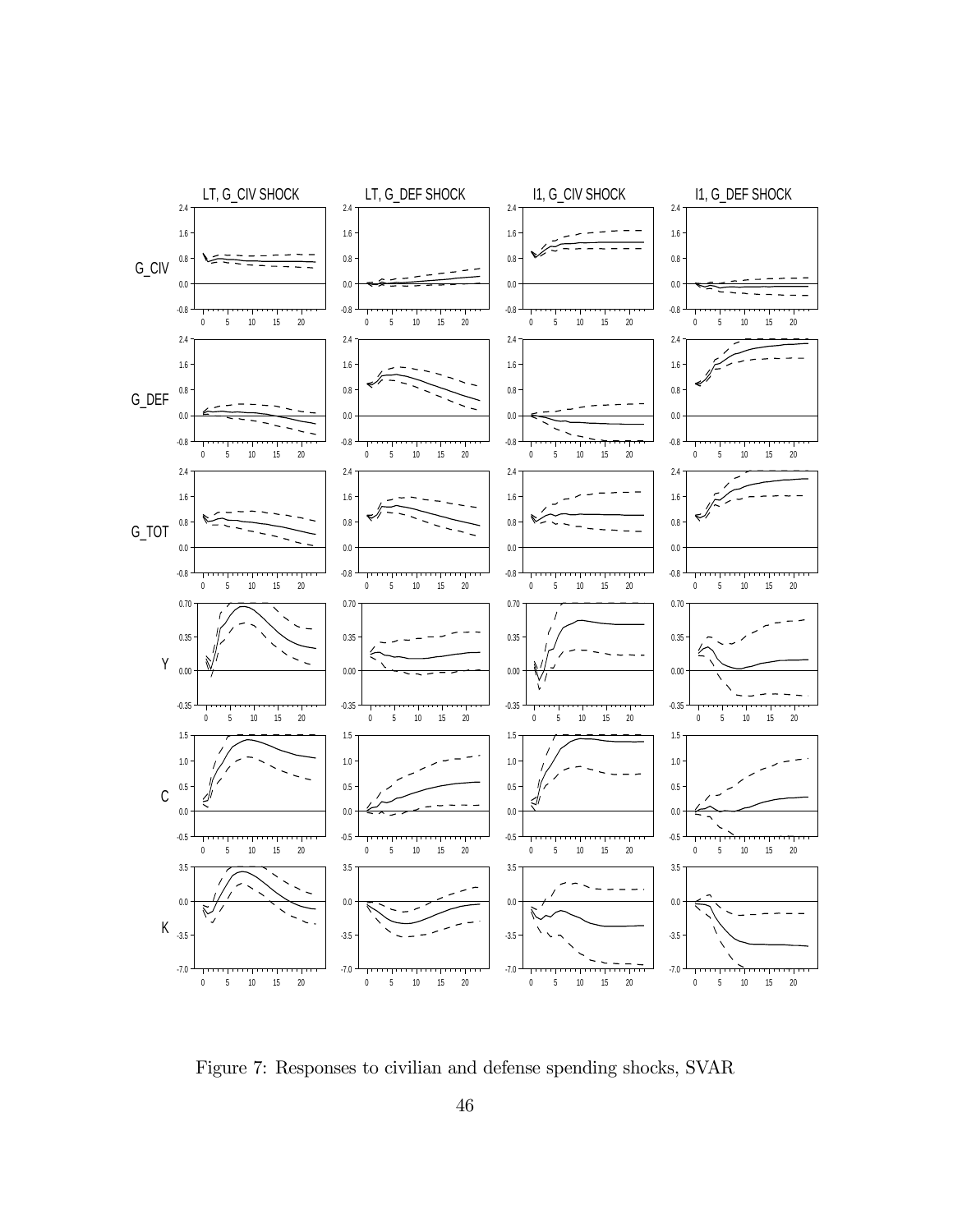Figure 7: Responses to civilian and defense spending shocks, SVAR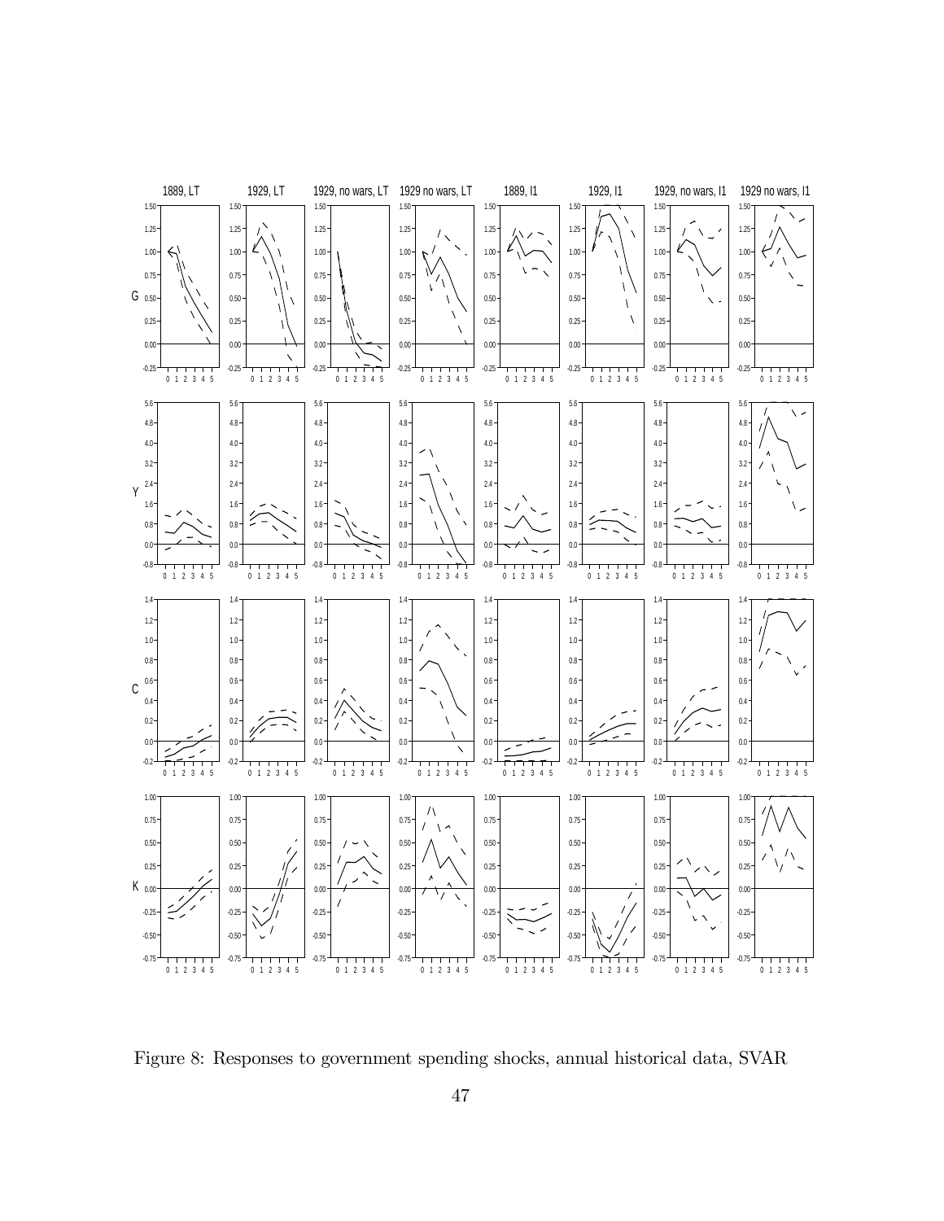Figure 8: Responses to government spending shocks, annual historical data, SVAR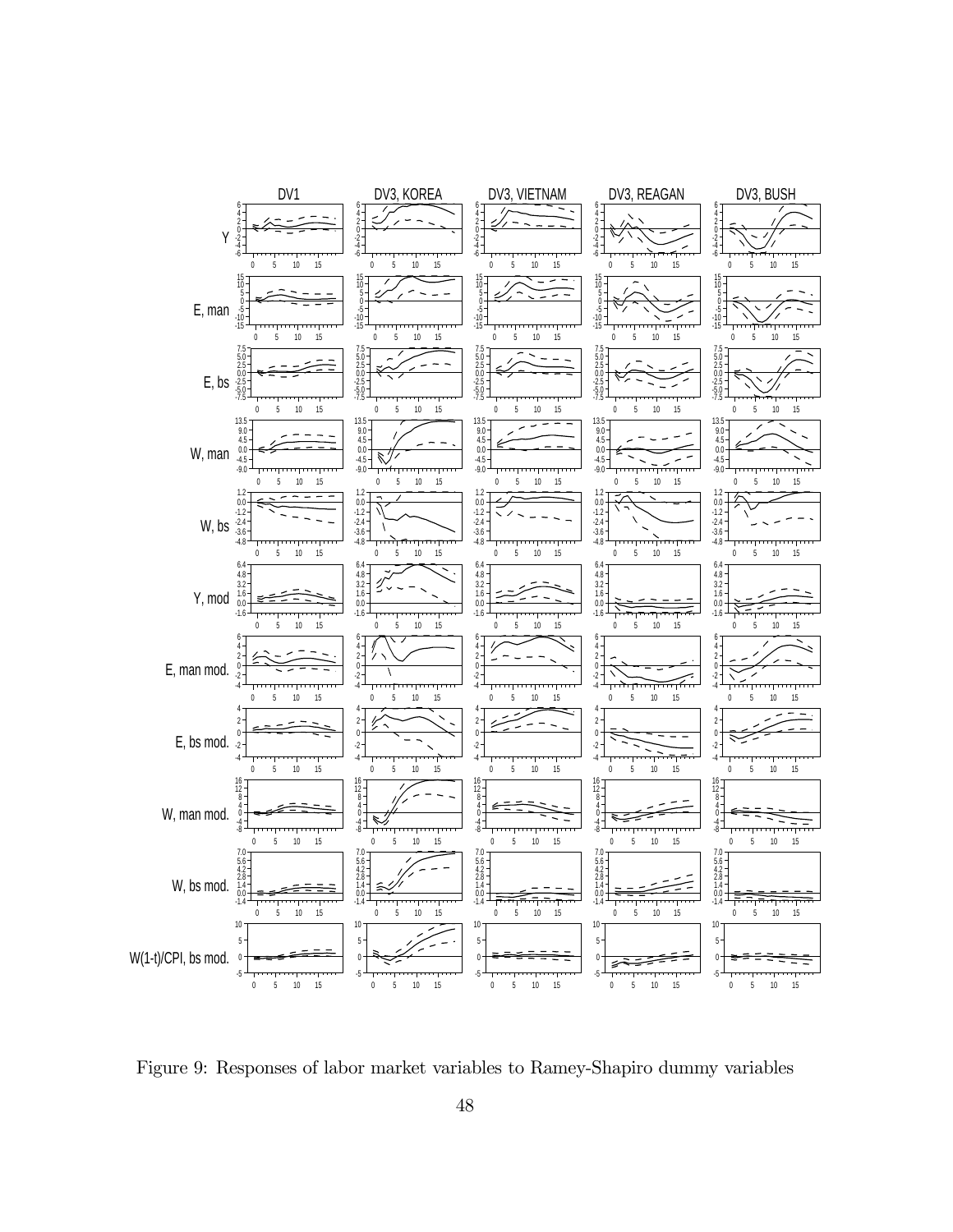Figure 9: Responses of labor market variables to Ramey-Shapiro dummy variables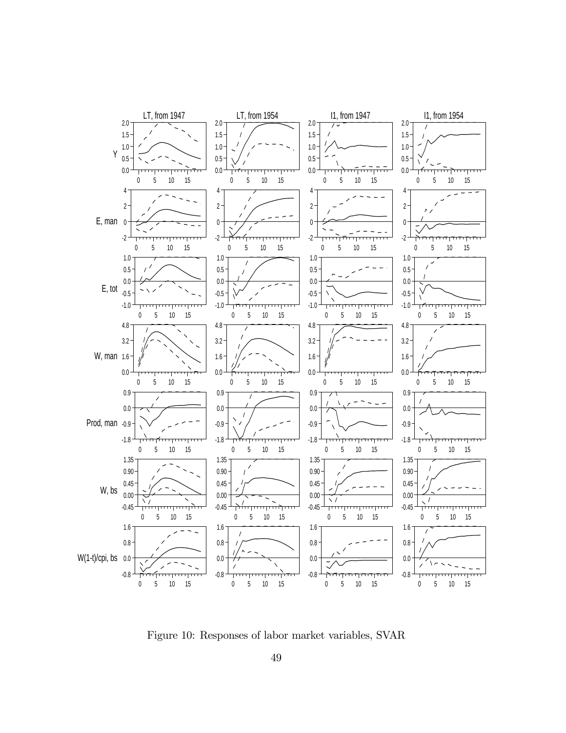Figure 10: Responses of labor market variables, SVAR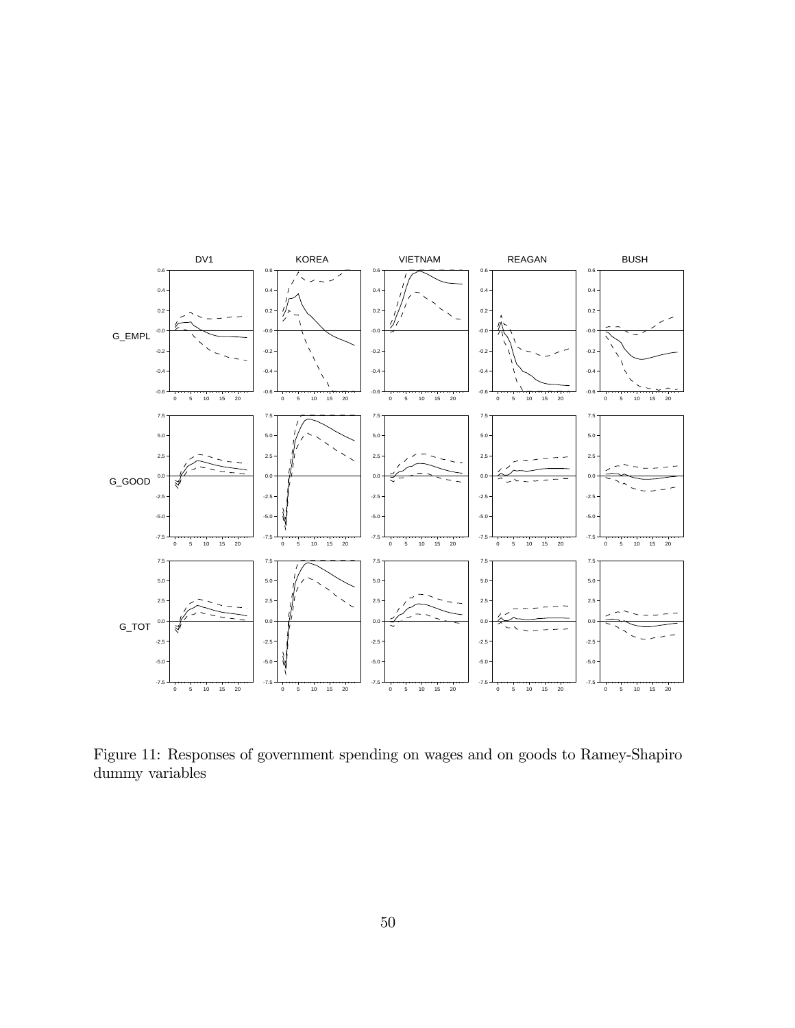Figure 11: Responses of government spending on wages and on goods to Ramey-Shapiro dummy variables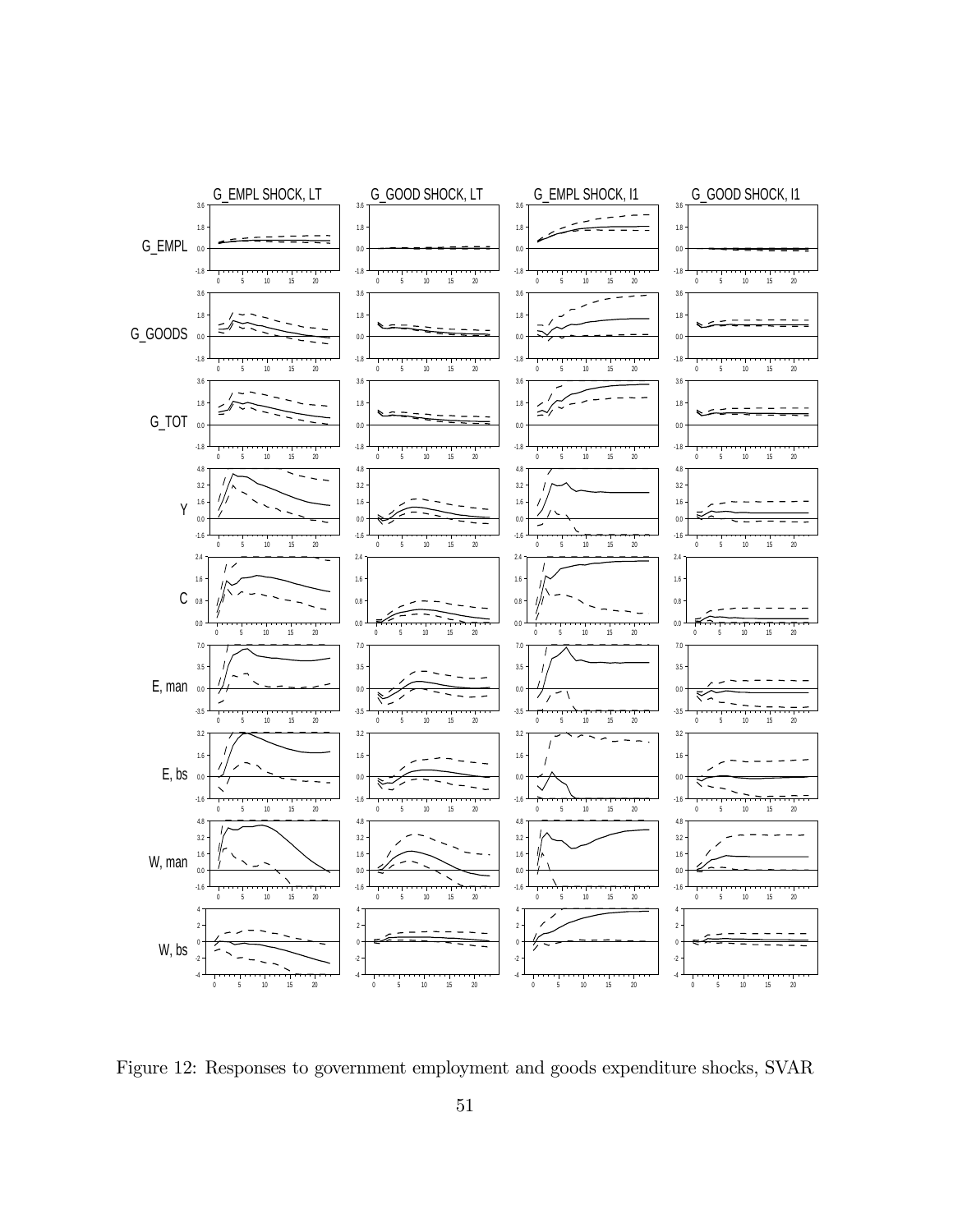Figure 12: Responses to government employment and goods expenditure shocks, SVAR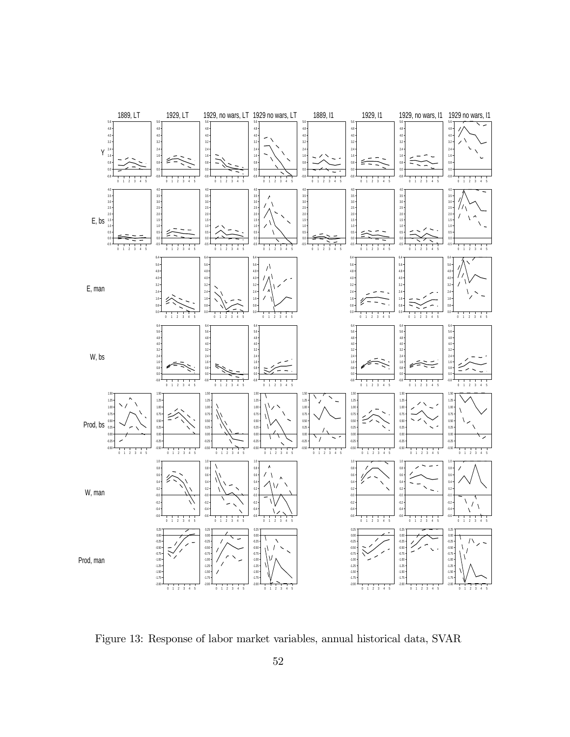Figure 13: Response of labor market variables, annual historical data, SVAR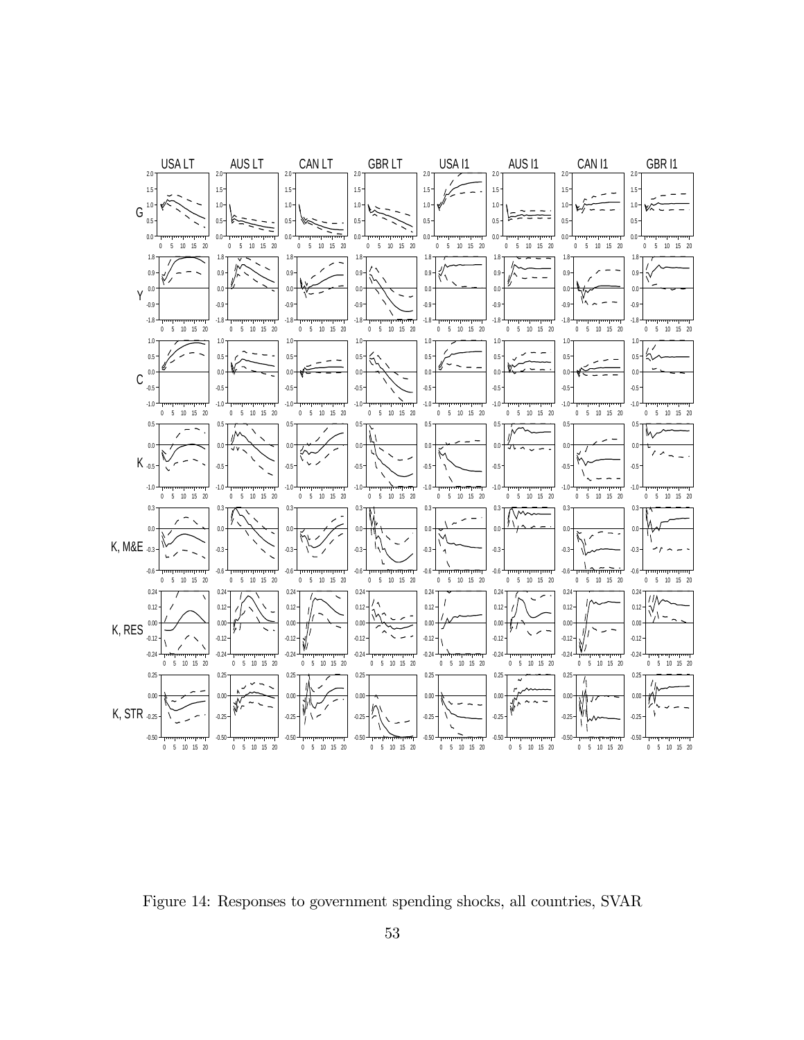Figure 14: Responses to government spending shocks, all countries, SVAR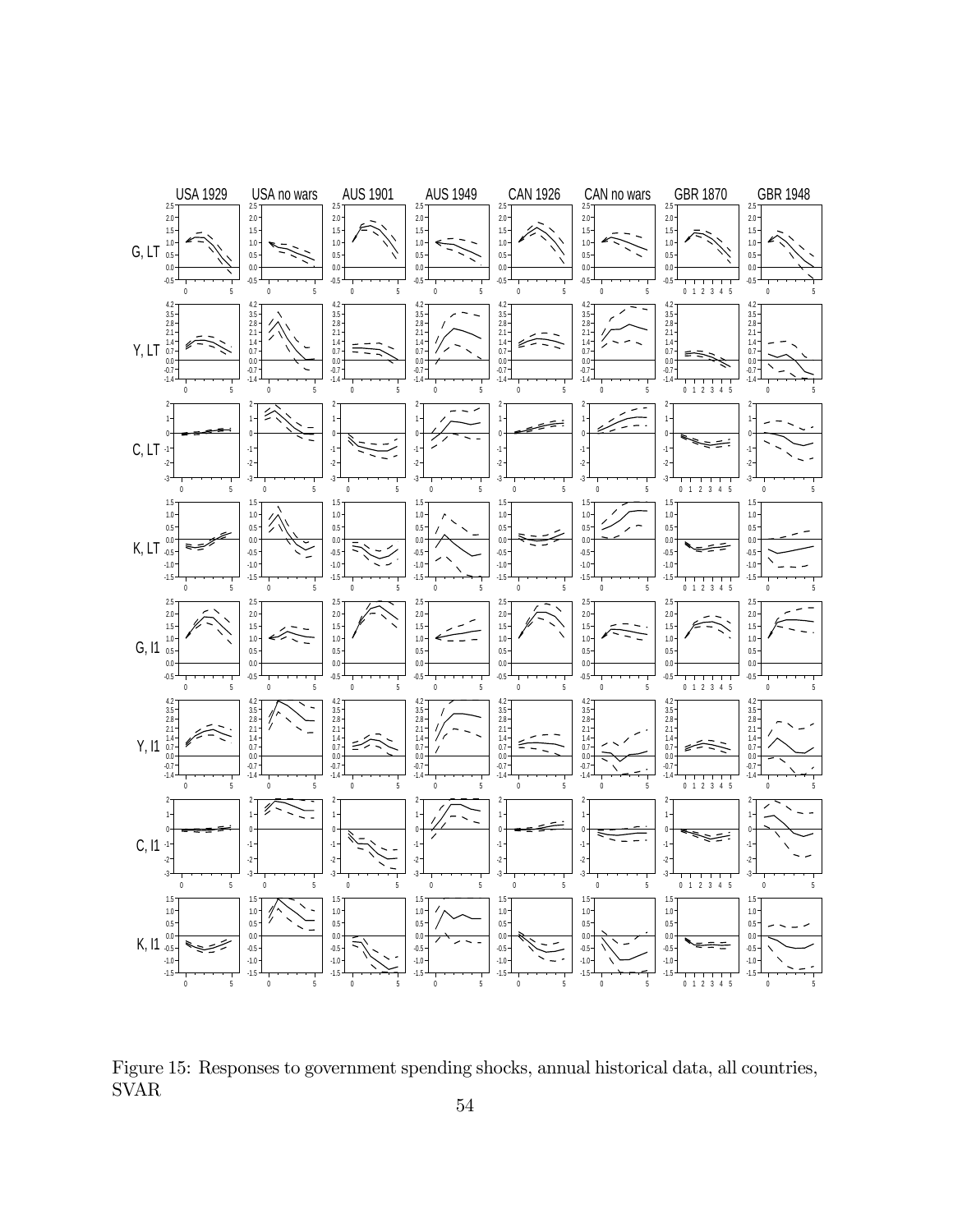Figure 15: Responses to government spending shocks, annual historical data, all countries, SVAR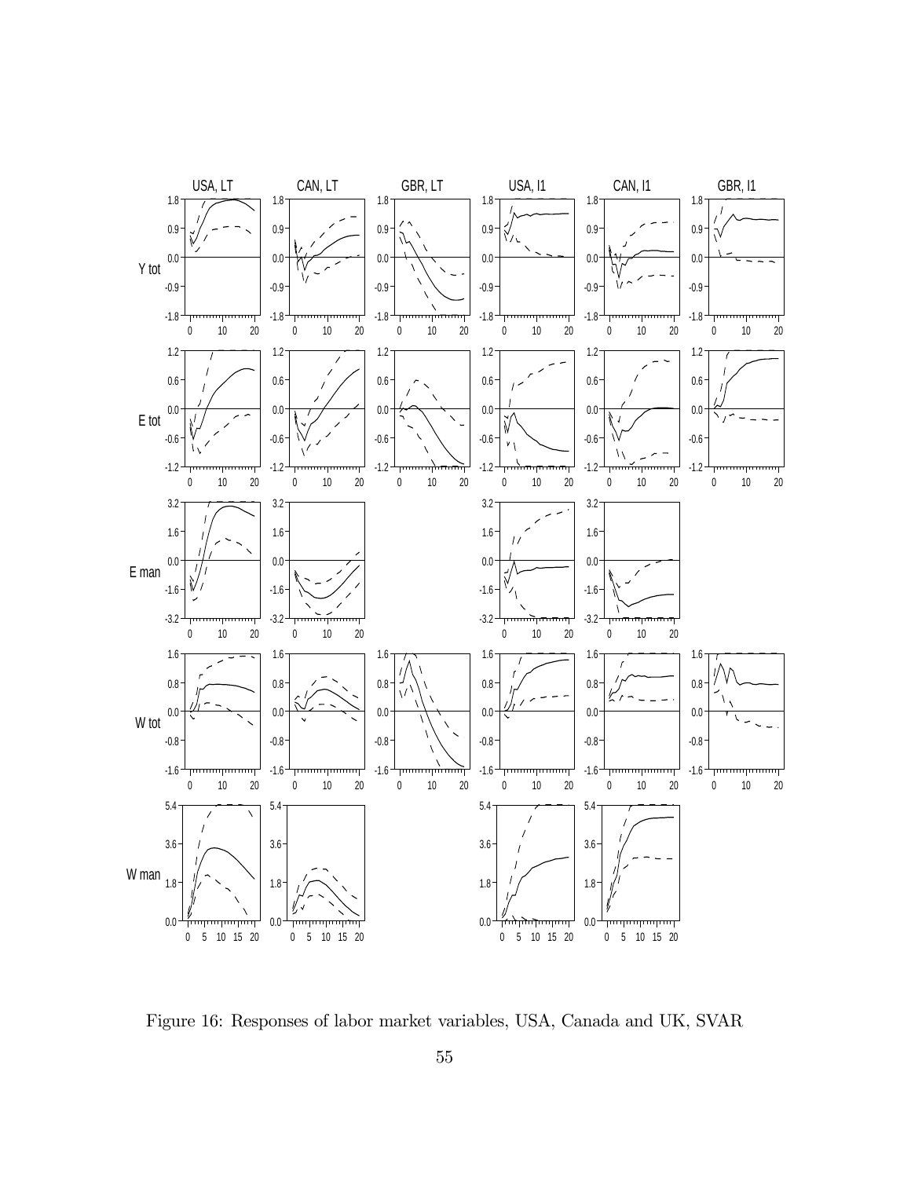Figure 16: Responses of labor market variables, USA, Canada and UK, SVAR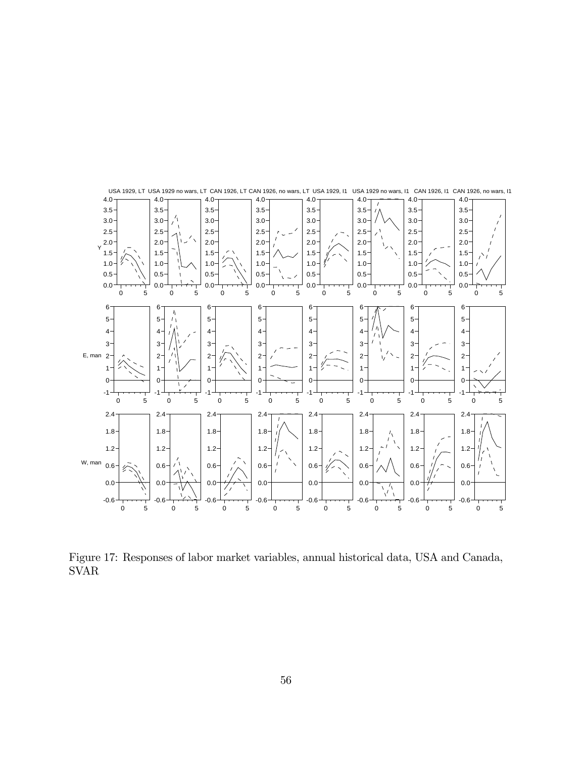USA 1929, LT USA 1929 no wars, LT CAN 1926, LT CAN 1926, no wars, LT USA 1929, I1 USA 1929 no wars, I1 CAN 1926, I1 CAN 1926, no wars, I1

Y

4.0 3.5 3.0 2.5 2.0 1.5 1.0 0.5 0.0

E, man

6 5 4 3 2 1 0 -1

W, man

2.4 1.8 1.2 0.6 0.0 -0.6

0 5

Figure 17: Responses of labor market variables, annual historical data, USA and Canada, SVAR